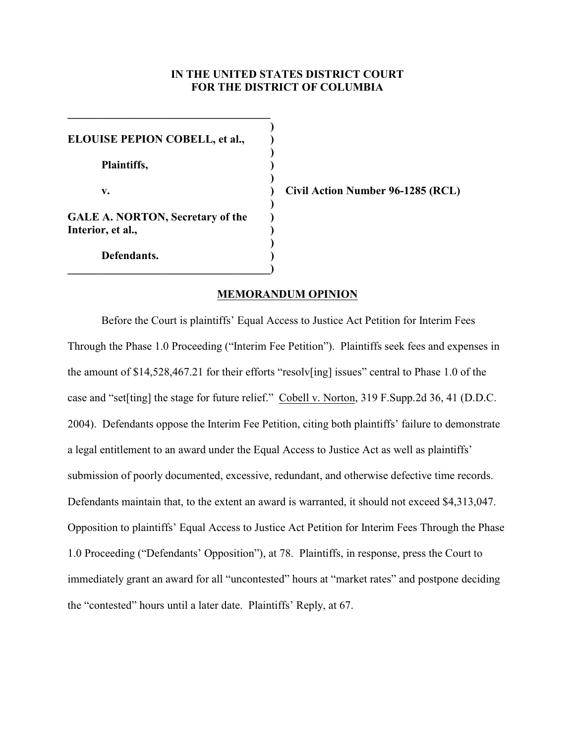**IN THE UNITED STATES DISTRICT COURT**
**FOR THE DISTRICT OF COLUMBIA**

| | |
|---|---|
| **ELOUISE PEPION COBELL, et al.,** | |
| **Plaintiffs,** | |
| **v.** | **Civil Action Number 96-1285 (RCL)** |
| **GALE A. NORTON, Secretary of the Interior, et al.,** | |
| **Defendants.** | |

## MEMORANDUM OPINION

Before the Court is plaintiffs' Equal Access to Justice Act Petition for Interim Fees Through the Phase 1.0 Proceeding ("Interim Fee Petition"). Plaintiffs seek fees and expenses in the amount of $14,528,467.21 for their efforts "resolv[ing] issues" central to Phase 1.0 of the case and "set[ting] the stage for future relief." Cobell v. Norton, 319 F.Supp.2d 36, 41 (D.D.C. 2004). Defendants oppose the Interim Fee Petition, citing both plaintiffs' failure to demonstrate a legal entitlement to an award under the Equal Access to Justice Act as well as plaintiffs' submission of poorly documented, excessive, redundant, and otherwise defective time records. Defendants maintain that, to the extent an award is warranted, it should not exceed $4,313,047. Opposition to plaintiffs' Equal Access to Justice Act Petition for Interim Fees Through the Phase 1.0 Proceeding ("Defendants' Opposition"), at 78. Plaintiffs, in response, press the Court to immediately grant an award for all "uncontested" hours at "market rates" and postpone deciding the "contested" hours until a later date. Plaintiffs' Reply, at 67.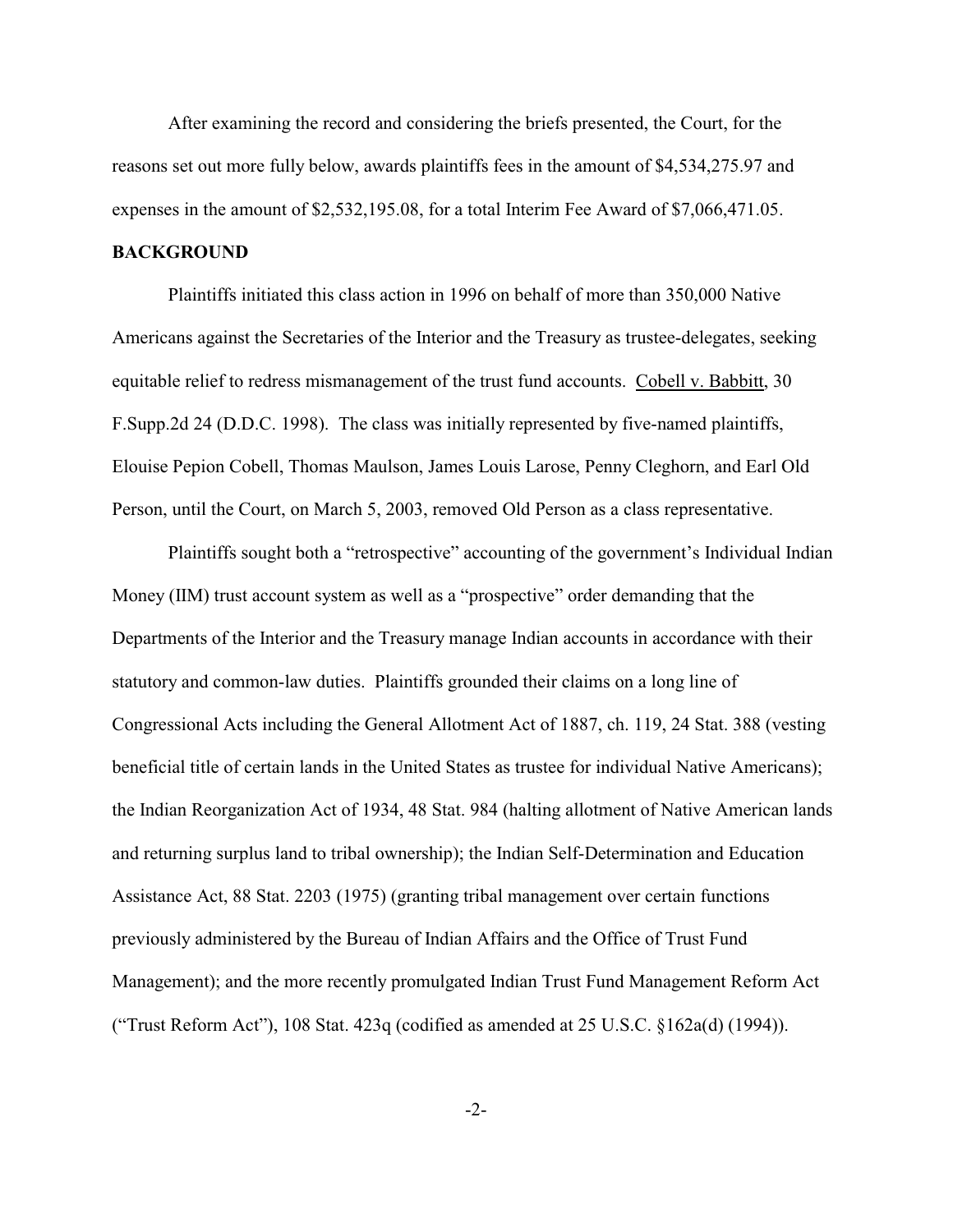After examining the record and considering the briefs presented, the Court, for the reasons set out more fully below, awards plaintiffs fees in the amount of $4,534,275.97 and expenses in the amount of $2,532,195.08, for a total Interim Fee Award of $7,066,471.05.

## BACKGROUND

Plaintiffs initiated this class action in 1996 on behalf of more than 350,000 Native Americans against the Secretaries of the Interior and the Treasury as trustee-delegates, seeking equitable relief to redress mismanagement of the trust fund accounts. Cobell v. Babbitt, 30 F.Supp.2d 24 (D.D.C. 1998). The class was initially represented by five-named plaintiffs, Elouise Pepion Cobell, Thomas Maulson, James Louis Larose, Penny Cleghorn, and Earl Old Person, until the Court, on March 5, 2003, removed Old Person as a class representative.

Plaintiffs sought both a "retrospective" accounting of the government's Individual Indian Money (IIM) trust account system as well as a "prospective" order demanding that the Departments of the Interior and the Treasury manage Indian accounts in accordance with their statutory and common-law duties. Plaintiffs grounded their claims on a long line of Congressional Acts including the General Allotment Act of 1887, ch. 119, 24 Stat. 388 (vesting beneficial title of certain lands in the United States as trustee for individual Native Americans); the Indian Reorganization Act of 1934, 48 Stat. 984 (halting allotment of Native American lands and returning surplus land to tribal ownership); the Indian Self-Determination and Education Assistance Act, 88 Stat. 2203 (1975) (granting tribal management over certain functions previously administered by the Bureau of Indian Affairs and the Office of Trust Fund Management); and the more recently promulgated Indian Trust Fund Management Reform Act ("Trust Reform Act"), 108 Stat. 423q (codified as amended at 25 U.S.C. §162a(d) (1994)).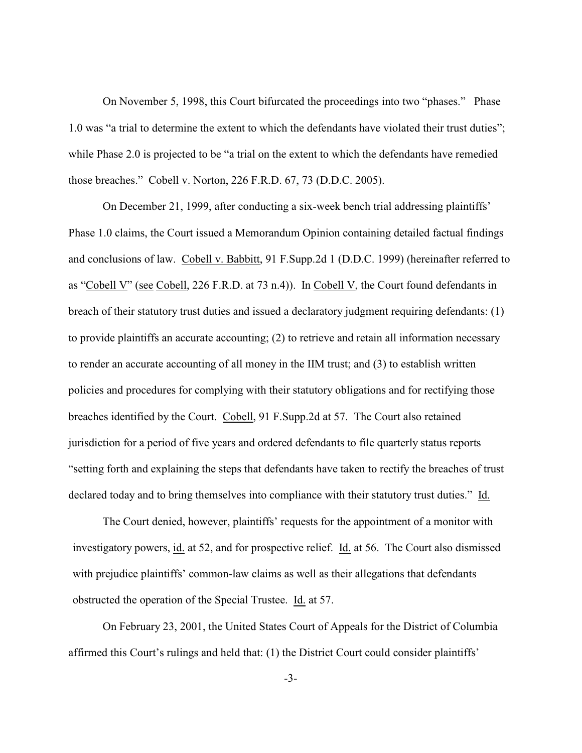On November 5, 1998, this Court bifurcated the proceedings into two "phases." Phase 1.0 was "a trial to determine the extent to which the defendants have violated their trust duties"; while Phase 2.0 is projected to be "a trial on the extent to which the defendants have remedied those breaches." Cobell v. Norton, 226 F.R.D. 67, 73 (D.D.C. 2005).

On December 21, 1999, after conducting a six-week bench trial addressing plaintiffs' Phase 1.0 claims, the Court issued a Memorandum Opinion containing detailed factual findings and conclusions of law. Cobell v. Babbitt, 91 F.Supp.2d 1 (D.D.C. 1999) (hereinafter referred to as "Cobell V" (see Cobell, 226 F.R.D. at 73 n.4)). In Cobell V, the Court found defendants in breach of their statutory trust duties and issued a declaratory judgment requiring defendants: (1) to provide plaintiffs an accurate accounting; (2) to retrieve and retain all information necessary to render an accurate accounting of all money in the IIM trust; and (3) to establish written policies and procedures for complying with their statutory obligations and for rectifying those breaches identified by the Court. Cobell, 91 F.Supp.2d at 57. The Court also retained jurisdiction for a period of five years and ordered defendants to file quarterly status reports "setting forth and explaining the steps that defendants have taken to rectify the breaches of trust declared today and to bring themselves into compliance with their statutory trust duties." Id.

The Court denied, however, plaintiffs' requests for the appointment of a monitor with investigatory powers, id. at 52, and for prospective relief. Id. at 56. The Court also dismissed with prejudice plaintiffs' common-law claims as well as their allegations that defendants obstructed the operation of the Special Trustee. Id. at 57.

On February 23, 2001, the United States Court of Appeals for the District of Columbia affirmed this Court's rulings and held that: (1) the District Court could consider plaintiffs'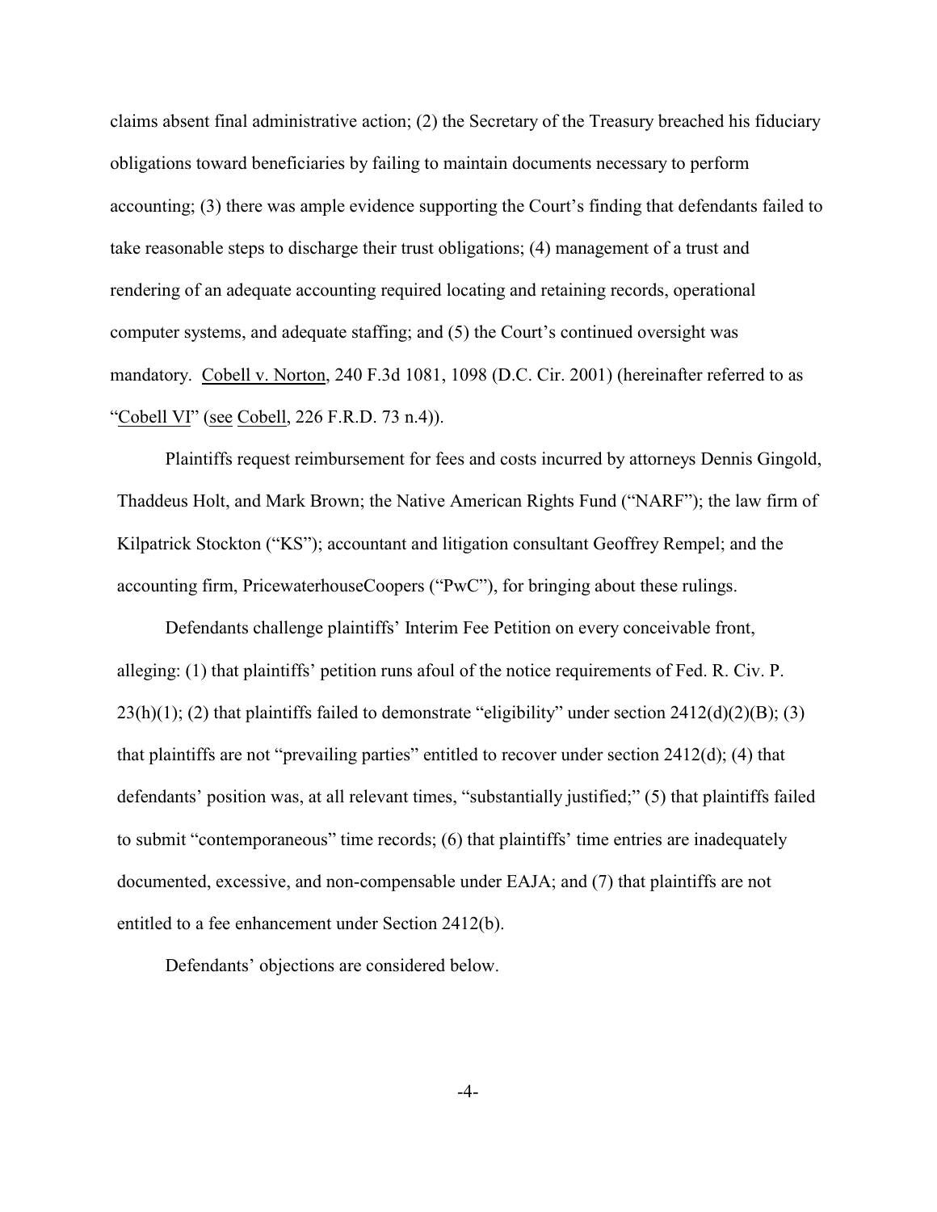claims absent final administrative action; (2) the Secretary of the Treasury breached his fiduciary obligations toward beneficiaries by failing to maintain documents necessary to perform accounting; (3) there was ample evidence supporting the Court's finding that defendants failed to take reasonable steps to discharge their trust obligations; (4) management of a trust and rendering of an adequate accounting required locating and retaining records, operational computer systems, and adequate staffing; and (5) the Court's continued oversight was mandatory. Cobell v. Norton, 240 F.3d 1081, 1098 (D.C. Cir. 2001) (hereinafter referred to as "Cobell VI" (see Cobell, 226 F.R.D. 73 n.4)).

Plaintiffs request reimbursement for fees and costs incurred by attorneys Dennis Gingold, Thaddeus Holt, and Mark Brown; the Native American Rights Fund ("NARF"); the law firm of Kilpatrick Stockton ("KS"); accountant and litigation consultant Geoffrey Rempel; and the accounting firm, PricewaterhouseCoopers ("PwC"), for bringing about these rulings.

Defendants challenge plaintiffs' Interim Fee Petition on every conceivable front, alleging: (1) that plaintiffs' petition runs afoul of the notice requirements of Fed. R. Civ. P. 23(h)(1); (2) that plaintiffs failed to demonstrate "eligibility" under section 2412(d)(2)(B); (3) that plaintiffs are not "prevailing parties" entitled to recover under section 2412(d); (4) that defendants' position was, at all relevant times, "substantially justified;" (5) that plaintiffs failed to submit "contemporaneous" time records; (6) that plaintiffs' time entries are inadequately documented, excessive, and non-compensable under EAJA; and (7) that plaintiffs are not entitled to a fee enhancement under Section 2412(b).

Defendants' objections are considered below.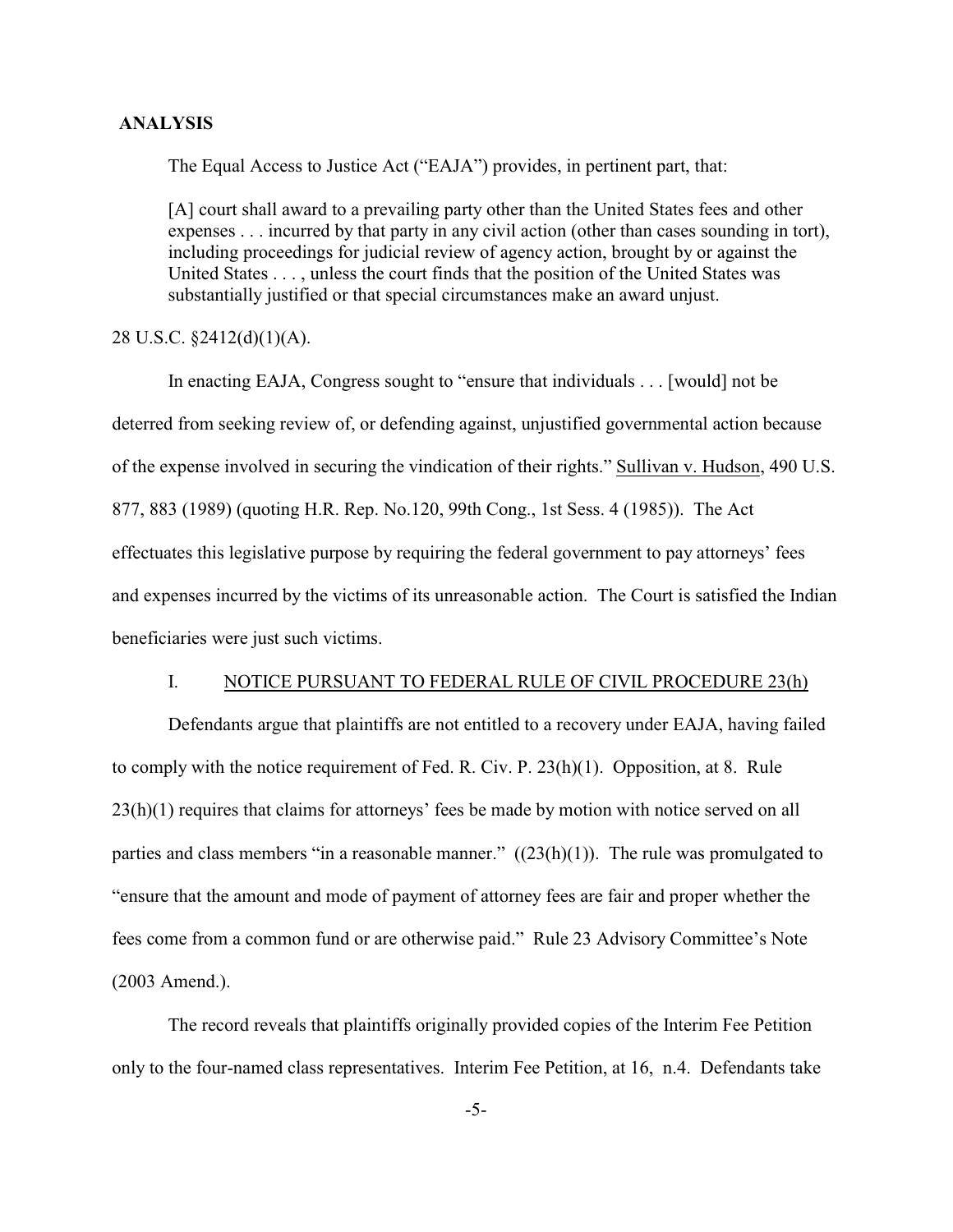## ANALYSIS

The Equal Access to Justice Act ("EAJA") provides, in pertinent part, that:

> [A] court shall award to a prevailing party other than the United States fees and other expenses . . . incurred by that party in any civil action (other than cases sounding in tort), including proceedings for judicial review of agency action, brought by or against the United States . . . , unless the court finds that the position of the United States was substantially justified or that special circumstances make an award unjust.

28 U.S.C. §2412(d)(1)(A).

In enacting EAJA, Congress sought to "ensure that individuals . . . [would] not be deterred from seeking review of, or defending against, unjustified governmental action because of the expense involved in securing the vindication of their rights." Sullivan v. Hudson, 490 U.S. 877, 883 (1989) (quoting H.R. Rep. No.120, 99th Cong., 1st Sess. 4 (1985)). The Act effectuates this legislative purpose by requiring the federal government to pay attorneys' fees and expenses incurred by the victims of its unreasonable action. The Court is satisfied the Indian beneficiaries were just such victims.

### I. NOTICE PURSUANT TO FEDERAL RULE OF CIVIL PROCEDURE 23(h)

Defendants argue that plaintiffs are not entitled to a recovery under EAJA, having failed to comply with the notice requirement of Fed. R. Civ. P. 23(h)(1). Opposition, at 8. Rule 23(h)(1) requires that claims for attorneys' fees be made by motion with notice served on all parties and class members "in a reasonable manner." ((23(h)(1)). The rule was promulgated to "ensure that the amount and mode of payment of attorney fees are fair and proper whether the fees come from a common fund or are otherwise paid." Rule 23 Advisory Committee's Note (2003 Amend.).

The record reveals that plaintiffs originally provided copies of the Interim Fee Petition only to the four-named class representatives. Interim Fee Petition, at 16, n.4. Defendants take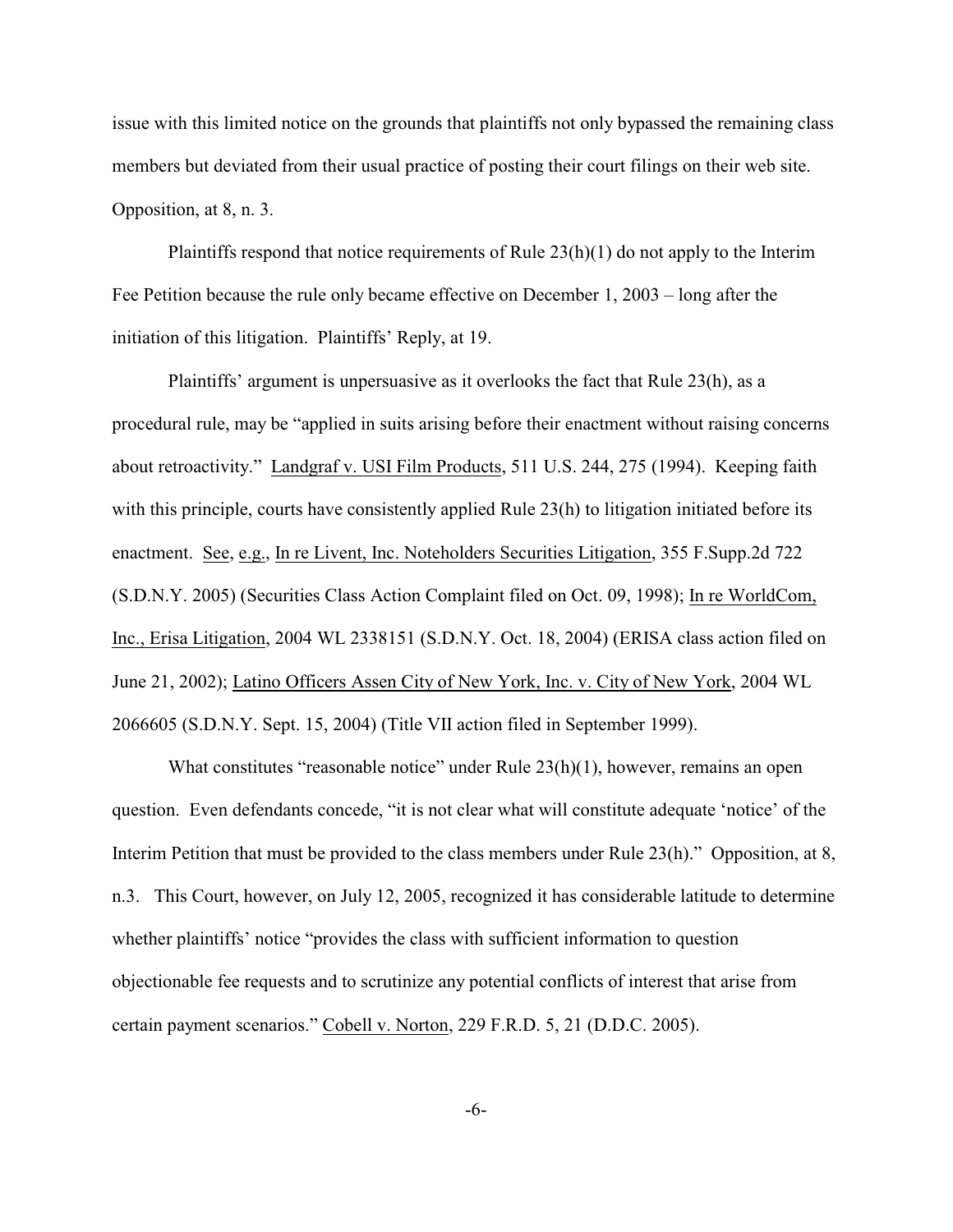issue with this limited notice on the grounds that plaintiffs not only bypassed the remaining class members but deviated from their usual practice of posting their court filings on their web site. Opposition, at 8, n. 3.

Plaintiffs respond that notice requirements of Rule 23(h)(1) do not apply to the Interim Fee Petition because the rule only became effective on December 1, 2003 – long after the initiation of this litigation. Plaintiffs' Reply, at 19.

Plaintiffs' argument is unpersuasive as it overlooks the fact that Rule 23(h), as a procedural rule, may be "applied in suits arising before their enactment without raising concerns about retroactivity." Landgraf v. USI Film Products, 511 U.S. 244, 275 (1994). Keeping faith with this principle, courts have consistently applied Rule 23(h) to litigation initiated before its enactment. See, e.g., In re Livent, Inc. Noteholders Securities Litigation, 355 F.Supp.2d 722 (S.D.N.Y. 2005) (Securities Class Action Complaint filed on Oct. 09, 1998); In re WorldCom, Inc., Erisa Litigation, 2004 WL 2338151 (S.D.N.Y. Oct. 18, 2004) (ERISA class action filed on June 21, 2002); Latino Officers Assen City of New York, Inc. v. City of New York, 2004 WL 2066605 (S.D.N.Y. Sept. 15, 2004) (Title VII action filed in September 1999).

What constitutes "reasonable notice" under Rule 23(h)(1), however, remains an open question. Even defendants concede, "it is not clear what will constitute adequate 'notice' of the Interim Petition that must be provided to the class members under Rule 23(h)." Opposition, at 8, n.3. This Court, however, on July 12, 2005, recognized it has considerable latitude to determine whether plaintiffs' notice "provides the class with sufficient information to question objectionable fee requests and to scrutinize any potential conflicts of interest that arise from certain payment scenarios." Cobell v. Norton, 229 F.R.D. 5, 21 (D.D.C. 2005).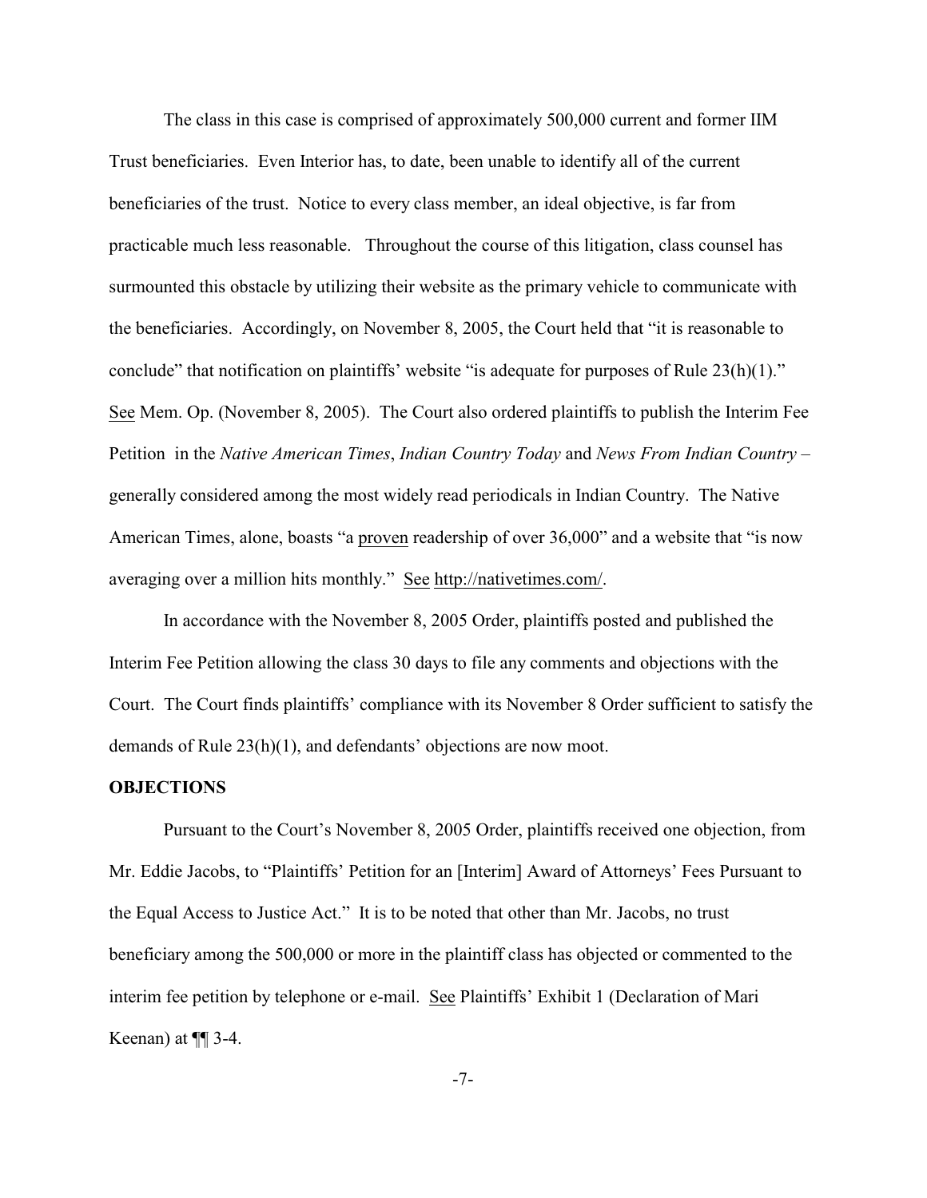The class in this case is comprised of approximately 500,000 current and former IIM Trust beneficiaries. Even Interior has, to date, been unable to identify all of the current beneficiaries of the trust. Notice to every class member, an ideal objective, is far from practicable much less reasonable. Throughout the course of this litigation, class counsel has surmounted this obstacle by utilizing their website as the primary vehicle to communicate with the beneficiaries. Accordingly, on November 8, 2005, the Court held that "it is reasonable to conclude" that notification on plaintiffs' website "is adequate for purposes of Rule 23(h)(1)." See Mem. Op. (November 8, 2005). The Court also ordered plaintiffs to publish the Interim Fee Petition in the *Native American Times*, *Indian Country Today* and *News From Indian Country* – generally considered among the most widely read periodicals in Indian Country. The Native American Times, alone, boasts "a proven readership of over 36,000" and a website that "is now averaging over a million hits monthly." See http://nativetimes.com/.

In accordance with the November 8, 2005 Order, plaintiffs posted and published the Interim Fee Petition allowing the class 30 days to file any comments and objections with the Court. The Court finds plaintiffs' compliance with its November 8 Order sufficient to satisfy the demands of Rule 23(h)(1), and defendants' objections are now moot.

**OBJECTIONS**

Pursuant to the Court's November 8, 2005 Order, plaintiffs received one objection, from Mr. Eddie Jacobs, to "Plaintiffs' Petition for an [Interim] Award of Attorneys' Fees Pursuant to the Equal Access to Justice Act." It is to be noted that other than Mr. Jacobs, no trust beneficiary among the 500,000 or more in the plaintiff class has objected or commented to the interim fee petition by telephone or e-mail. See Plaintiffs' Exhibit 1 (Declaration of Mari Keenan) at ¶¶ 3-4.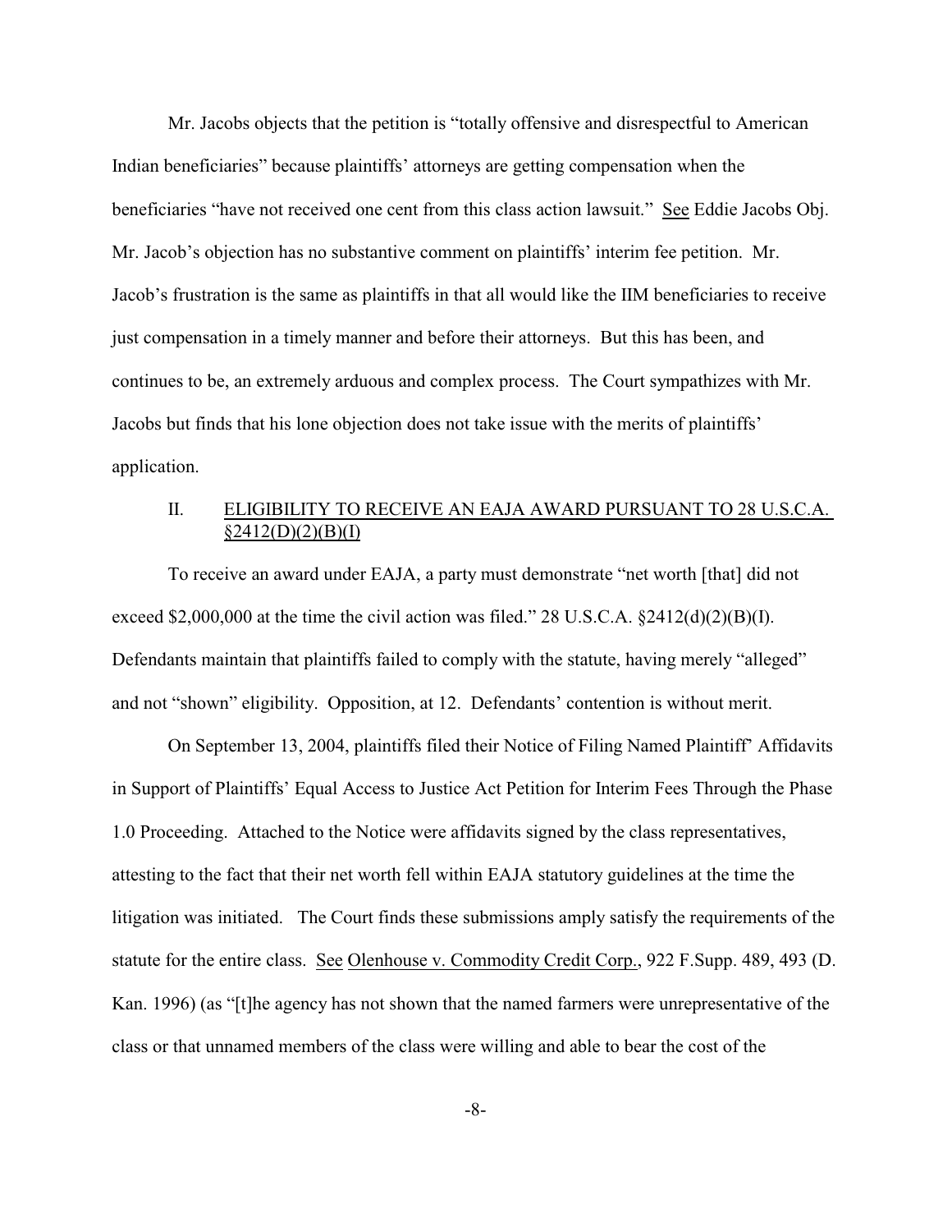Mr. Jacobs objects that the petition is "totally offensive and disrespectful to American Indian beneficiaries" because plaintiffs' attorneys are getting compensation when the beneficiaries "have not received one cent from this class action lawsuit." See Eddie Jacobs Obj. Mr. Jacob's objection has no substantive comment on plaintiffs' interim fee petition. Mr. Jacob's frustration is the same as plaintiffs in that all would like the IIM beneficiaries to receive just compensation in a timely manner and before their attorneys. But this has been, and continues to be, an extremely arduous and complex process. The Court sympathizes with Mr. Jacobs but finds that his lone objection does not take issue with the merits of plaintiffs' application.

## II. ELIGIBILITY TO RECEIVE AN EAJA AWARD PURSUANT TO 28 U.S.C.A. §2412(D)(2)(B)(I)

To receive an award under EAJA, a party must demonstrate "net worth [that] did not exceed $2,000,000 at the time the civil action was filed." 28 U.S.C.A. §2412(d)(2)(B)(I). Defendants maintain that plaintiffs failed to comply with the statute, having merely "alleged" and not "shown" eligibility. Opposition, at 12. Defendants' contention is without merit.

On September 13, 2004, plaintiffs filed their Notice of Filing Named Plaintiff' Affidavits in Support of Plaintiffs' Equal Access to Justice Act Petition for Interim Fees Through the Phase 1.0 Proceeding. Attached to the Notice were affidavits signed by the class representatives, attesting to the fact that their net worth fell within EAJA statutory guidelines at the time the litigation was initiated. The Court finds these submissions amply satisfy the requirements of the statute for the entire class. See Olenhouse v. Commodity Credit Corp., 922 F.Supp. 489, 493 (D. Kan. 1996) (as "[t]he agency has not shown that the named farmers were unrepresentative of the class or that unnamed members of the class were willing and able to bear the cost of the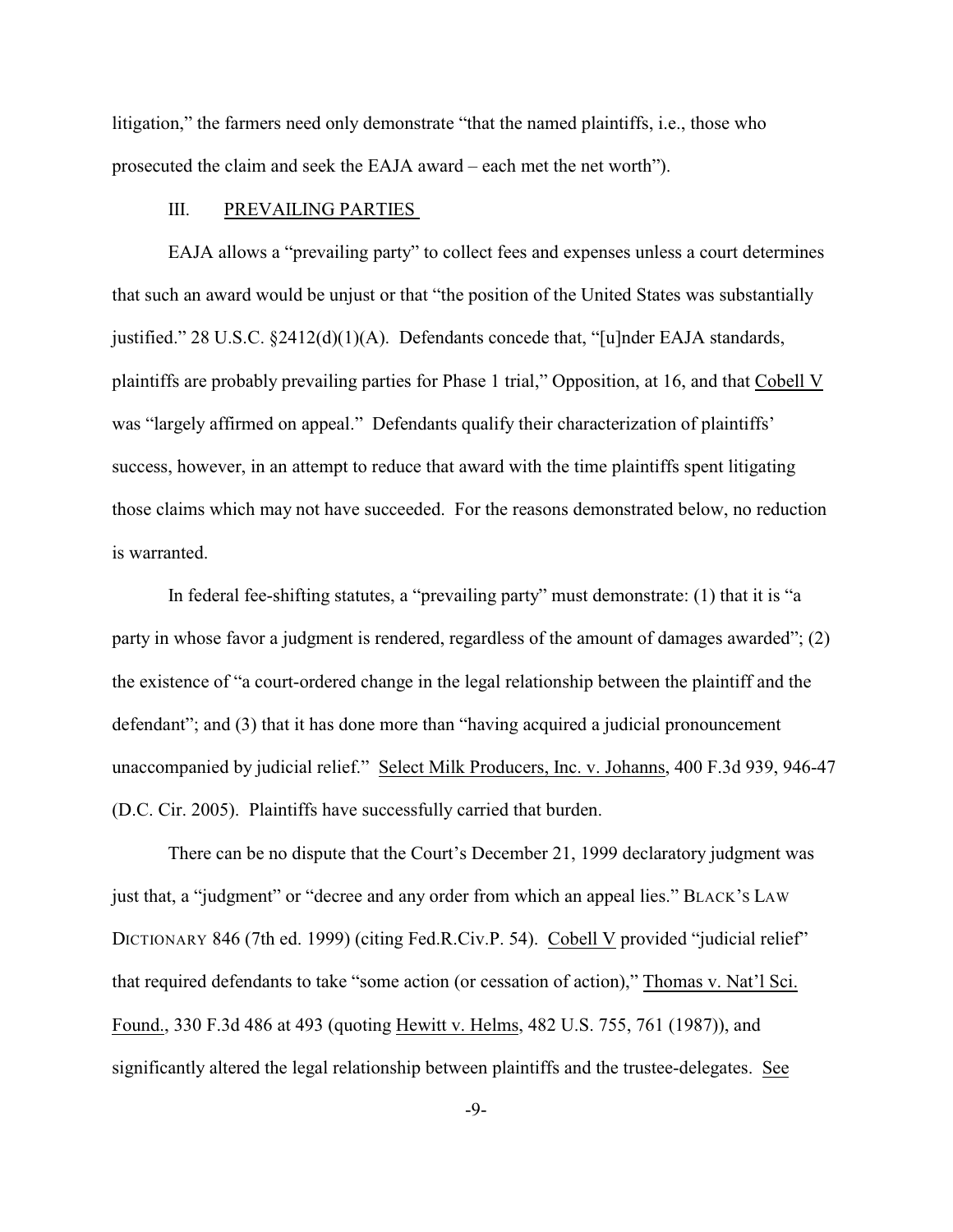litigation," the farmers need only demonstrate "that the named plaintiffs, i.e., those who prosecuted the claim and seek the EAJA award – each met the net worth").

## III. PREVAILING PARTIES

EAJA allows a "prevailing party" to collect fees and expenses unless a court determines that such an award would be unjust or that "the position of the United States was substantially justified." 28 U.S.C. §2412(d)(1)(A). Defendants concede that, "[u]nder EAJA standards, plaintiffs are probably prevailing parties for Phase 1 trial," Opposition, at 16, and that Cobell V was "largely affirmed on appeal." Defendants qualify their characterization of plaintiffs' success, however, in an attempt to reduce that award with the time plaintiffs spent litigating those claims which may not have succeeded. For the reasons demonstrated below, no reduction is warranted.

In federal fee-shifting statutes, a "prevailing party" must demonstrate: (1) that it is "a party in whose favor a judgment is rendered, regardless of the amount of damages awarded"; (2) the existence of "a court-ordered change in the legal relationship between the plaintiff and the defendant"; and (3) that it has done more than "having acquired a judicial pronouncement unaccompanied by judicial relief." Select Milk Producers, Inc. v. Johanns, 400 F.3d 939, 946-47 (D.C. Cir. 2005). Plaintiffs have successfully carried that burden.

There can be no dispute that the Court's December 21, 1999 declaratory judgment was just that, a "judgment" or "decree and any order from which an appeal lies." BLACK'S LAW DICTIONARY 846 (7th ed. 1999) (citing Fed.R.Civ.P. 54). Cobell V provided "judicial relief" that required defendants to take "some action (or cessation of action)," Thomas v. Nat'l Sci. Found., 330 F.3d 486 at 493 (quoting Hewitt v. Helms, 482 U.S. 755, 761 (1987)), and significantly altered the legal relationship between plaintiffs and the trustee-delegates. See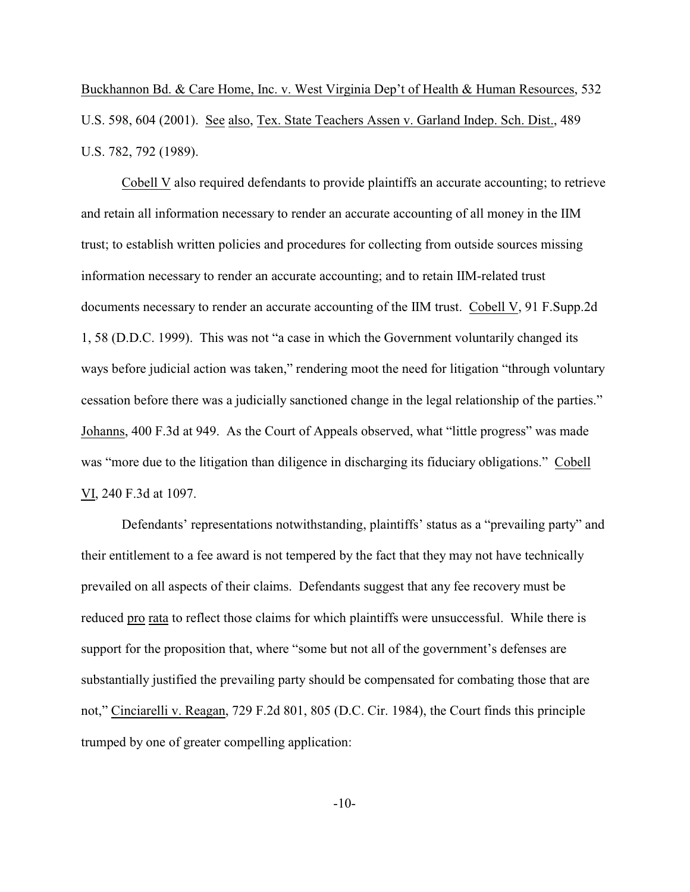Buckhannon Bd. & Care Home, Inc. v. West Virginia Dep't of Health & Human Resources, 532 U.S. 598, 604 (2001). See also, Tex. State Teachers Assen v. Garland Indep. Sch. Dist., 489 U.S. 782, 792 (1989).

Cobell V also required defendants to provide plaintiffs an accurate accounting; to retrieve and retain all information necessary to render an accurate accounting of all money in the IIM trust; to establish written policies and procedures for collecting from outside sources missing information necessary to render an accurate accounting; and to retain IIM-related trust documents necessary to render an accurate accounting of the IIM trust. Cobell V, 91 F.Supp.2d 1, 58 (D.D.C. 1999). This was not "a case in which the Government voluntarily changed its ways before judicial action was taken," rendering moot the need for litigation "through voluntary cessation before there was a judicially sanctioned change in the legal relationship of the parties." Johanns, 400 F.3d at 949. As the Court of Appeals observed, what "little progress" was made was "more due to the litigation than diligence in discharging its fiduciary obligations." Cobell VI, 240 F.3d at 1097.

Defendants' representations notwithstanding, plaintiffs' status as a "prevailing party" and their entitlement to a fee award is not tempered by the fact that they may not have technically prevailed on all aspects of their claims. Defendants suggest that any fee recovery must be reduced pro rata to reflect those claims for which plaintiffs were unsuccessful. While there is support for the proposition that, where "some but not all of the government's defenses are substantially justified the prevailing party should be compensated for combating those that are not," Cinciarelli v. Reagan, 729 F.2d 801, 805 (D.C. Cir. 1984), the Court finds this principle trumped by one of greater compelling application: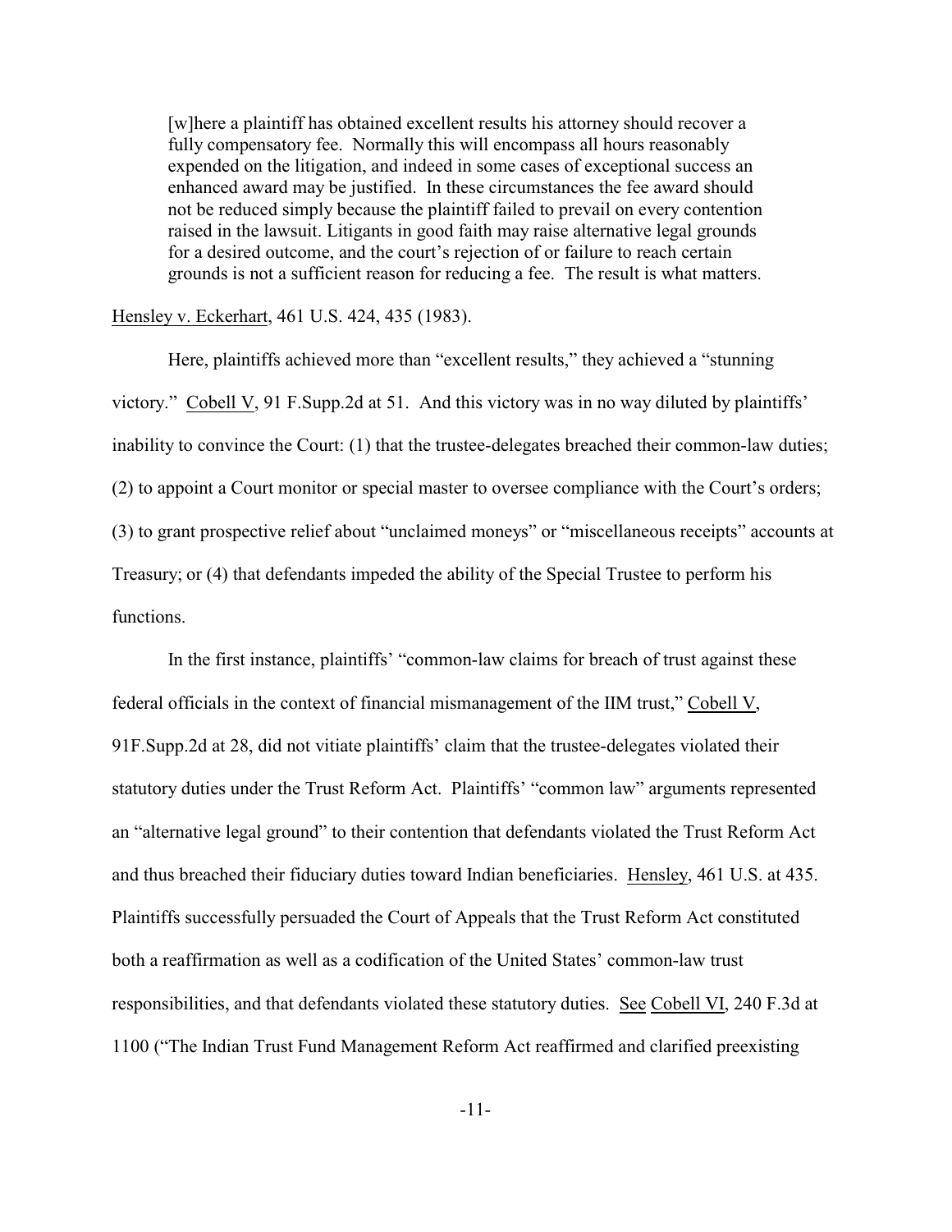> [w]here a plaintiff has obtained excellent results his attorney should recover a fully compensatory fee. Normally this will encompass all hours reasonably expended on the litigation, and indeed in some cases of exceptional success an enhanced award may be justified. In these circumstances the fee award should not be reduced simply because the plaintiff failed to prevail on every contention raised in the lawsuit. Litigants in good faith may raise alternative legal grounds for a desired outcome, and the court's rejection of or failure to reach certain grounds is not a sufficient reason for reducing a fee. The result is what matters.

Hensley v. Eckerhart, 461 U.S. 424, 435 (1983).

Here, plaintiffs achieved more than "excellent results," they achieved a "stunning victory." Cobell V, 91 F.Supp.2d at 51. And this victory was in no way diluted by plaintiffs' inability to convince the Court: (1) that the trustee-delegates breached their common-law duties; (2) to appoint a Court monitor or special master to oversee compliance with the Court's orders; (3) to grant prospective relief about "unclaimed moneys" or "miscellaneous receipts" accounts at Treasury; or (4) that defendants impeded the ability of the Special Trustee to perform his functions.

In the first instance, plaintiffs' "common-law claims for breach of trust against these federal officials in the context of financial mismanagement of the IIM trust," Cobell V, 91F.Supp.2d at 28, did not vitiate plaintiffs' claim that the trustee-delegates violated their statutory duties under the Trust Reform Act. Plaintiffs' "common law" arguments represented an "alternative legal ground" to their contention that defendants violated the Trust Reform Act and thus breached their fiduciary duties toward Indian beneficiaries. Hensley, 461 U.S. at 435. Plaintiffs successfully persuaded the Court of Appeals that the Trust Reform Act constituted both a reaffirmation as well as a codification of the United States' common-law trust responsibilities, and that defendants violated these statutory duties. See Cobell VI, 240 F.3d at 1100 ("The Indian Trust Fund Management Reform Act reaffirmed and clarified preexisting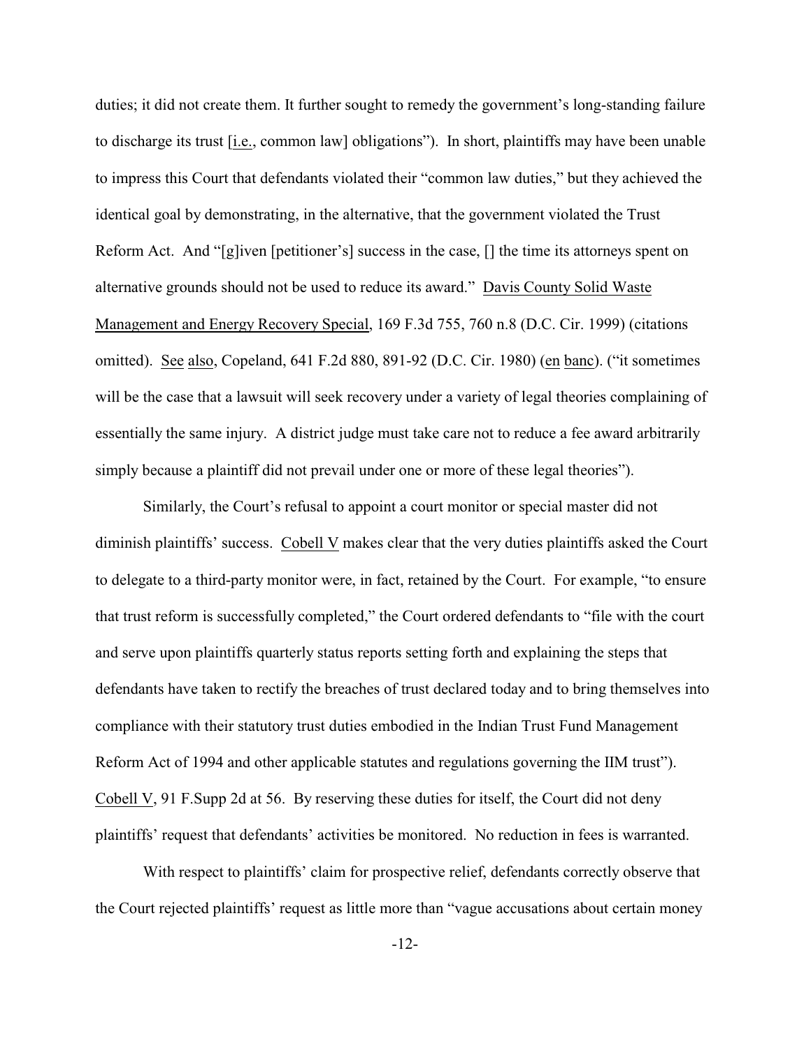duties; it did not create them. It further sought to remedy the government's long-standing failure to discharge its trust [i.e., common law] obligations"). In short, plaintiffs may have been unable to impress this Court that defendants violated their "common law duties," but they achieved the identical goal by demonstrating, in the alternative, that the government violated the Trust Reform Act. And "[g]iven [petitioner's] success in the case, [] the time its attorneys spent on alternative grounds should not be used to reduce its award." Davis County Solid Waste Management and Energy Recovery Special, 169 F.3d 755, 760 n.8 (D.C. Cir. 1999) (citations omitted). See also, Copeland, 641 F.2d 880, 891-92 (D.C. Cir. 1980) (en banc). ("it sometimes will be the case that a lawsuit will seek recovery under a variety of legal theories complaining of essentially the same injury. A district judge must take care not to reduce a fee award arbitrarily simply because a plaintiff did not prevail under one or more of these legal theories").

Similarly, the Court's refusal to appoint a court monitor or special master did not diminish plaintiffs' success. Cobell V makes clear that the very duties plaintiffs asked the Court to delegate to a third-party monitor were, in fact, retained by the Court. For example, "to ensure that trust reform is successfully completed," the Court ordered defendants to "file with the court and serve upon plaintiffs quarterly status reports setting forth and explaining the steps that defendants have taken to rectify the breaches of trust declared today and to bring themselves into compliance with their statutory trust duties embodied in the Indian Trust Fund Management Reform Act of 1994 and other applicable statutes and regulations governing the IIM trust"). Cobell V, 91 F.Supp 2d at 56. By reserving these duties for itself, the Court did not deny plaintiffs' request that defendants' activities be monitored. No reduction in fees is warranted.

With respect to plaintiffs' claim for prospective relief, defendants correctly observe that the Court rejected plaintiffs' request as little more than "vague accusations about certain money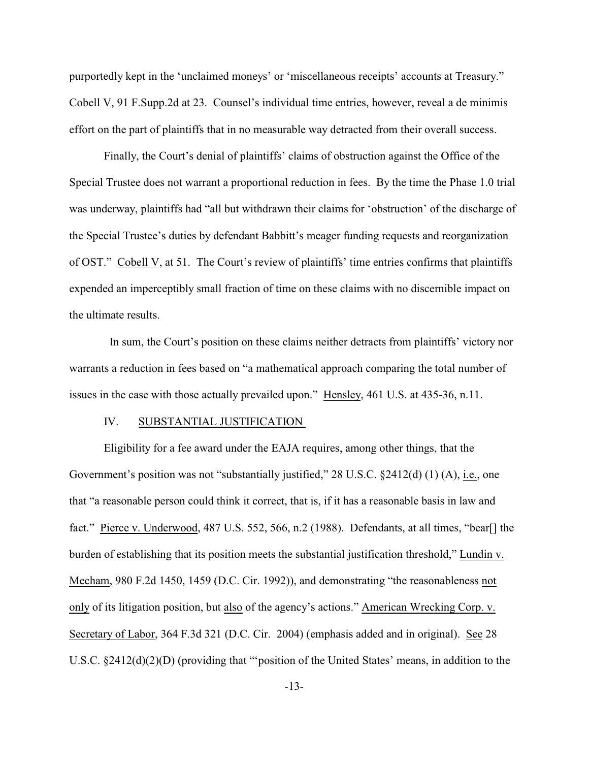purportedly kept in the 'unclaimed moneys' or 'miscellaneous receipts' accounts at Treasury." Cobell V, 91 F.Supp.2d at 23. Counsel's individual time entries, however, reveal a de minimis effort on the part of plaintiffs that in no measurable way detracted from their overall success.

Finally, the Court's denial of plaintiffs' claims of obstruction against the Office of the Special Trustee does not warrant a proportional reduction in fees. By the time the Phase 1.0 trial was underway, plaintiffs had "all but withdrawn their claims for 'obstruction' of the discharge of the Special Trustee's duties by defendant Babbitt's meager funding requests and reorganization of OST." Cobell V, at 51. The Court's review of plaintiffs' time entries confirms that plaintiffs expended an imperceptibly small fraction of time on these claims with no discernible impact on the ultimate results.

In sum, the Court's position on these claims neither detracts from plaintiffs' victory nor warrants a reduction in fees based on "a mathematical approach comparing the total number of issues in the case with those actually prevailed upon." Hensley, 461 U.S. at 435-36, n.11.

## IV. SUBSTANTIAL JUSTIFICATION

Eligibility for a fee award under the EAJA requires, among other things, that the Government's position was not "substantially justified," 28 U.S.C. §2412(d) (1) (A), i.e., one that "a reasonable person could think it correct, that is, if it has a reasonable basis in law and fact." Pierce v. Underwood, 487 U.S. 552, 566, n.2 (1988). Defendants, at all times, "bear[] the burden of establishing that its position meets the substantial justification threshold," Lundin v. Mecham, 980 F.2d 1450, 1459 (D.C. Cir. 1992)), and demonstrating "the reasonableness not only of its litigation position, but also of the agency's actions." American Wrecking Corp. v. Secretary of Labor, 364 F.3d 321 (D.C. Cir. 2004) (emphasis added and in original). See 28 U.S.C. §2412(d)(2)(D) (providing that "'position of the United States' means, in addition to the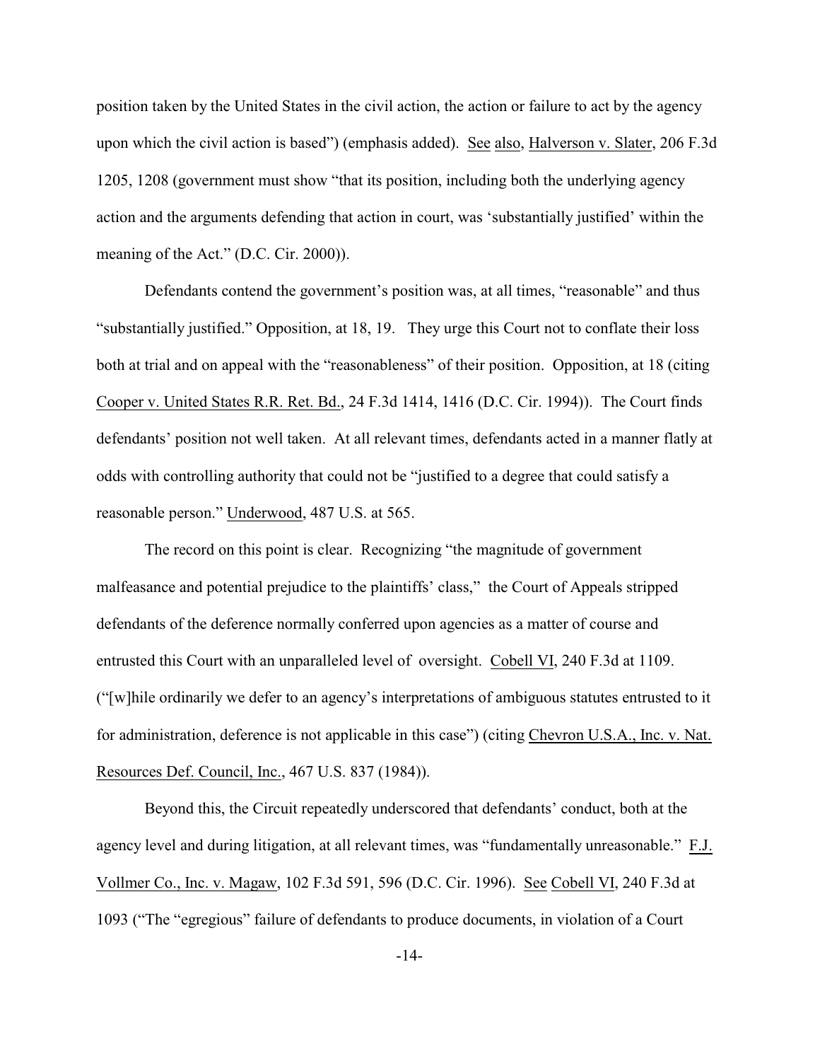position taken by the United States in the civil action, the action or failure to act by the agency upon which the civil action is based") (emphasis added). See also, Halverson v. Slater, 206 F.3d 1205, 1208 (government must show "that its position, including both the underlying agency action and the arguments defending that action in court, was 'substantially justified' within the meaning of the Act." (D.C. Cir. 2000)).

Defendants contend the government's position was, at all times, "reasonable" and thus "substantially justified." Opposition, at 18, 19. They urge this Court not to conflate their loss both at trial and on appeal with the "reasonableness" of their position. Opposition, at 18 (citing Cooper v. United States R.R. Ret. Bd., 24 F.3d 1414, 1416 (D.C. Cir. 1994)). The Court finds defendants' position not well taken. At all relevant times, defendants acted in a manner flatly at odds with controlling authority that could not be "justified to a degree that could satisfy a reasonable person." Underwood, 487 U.S. at 565.

The record on this point is clear. Recognizing "the magnitude of government malfeasance and potential prejudice to the plaintiffs' class," the Court of Appeals stripped defendants of the deference normally conferred upon agencies as a matter of course and entrusted this Court with an unparalleled level of oversight. Cobell VI, 240 F.3d at 1109. ("[w]hile ordinarily we defer to an agency's interpretations of ambiguous statutes entrusted to it for administration, deference is not applicable in this case") (citing Chevron U.S.A., Inc. v. Nat. Resources Def. Council, Inc., 467 U.S. 837 (1984)).

Beyond this, the Circuit repeatedly underscored that defendants' conduct, both at the agency level and during litigation, at all relevant times, was "fundamentally unreasonable." F.J. Vollmer Co., Inc. v. Magaw, 102 F.3d 591, 596 (D.C. Cir. 1996). See Cobell VI, 240 F.3d at 1093 ("The "egregious" failure of defendants to produce documents, in violation of a Court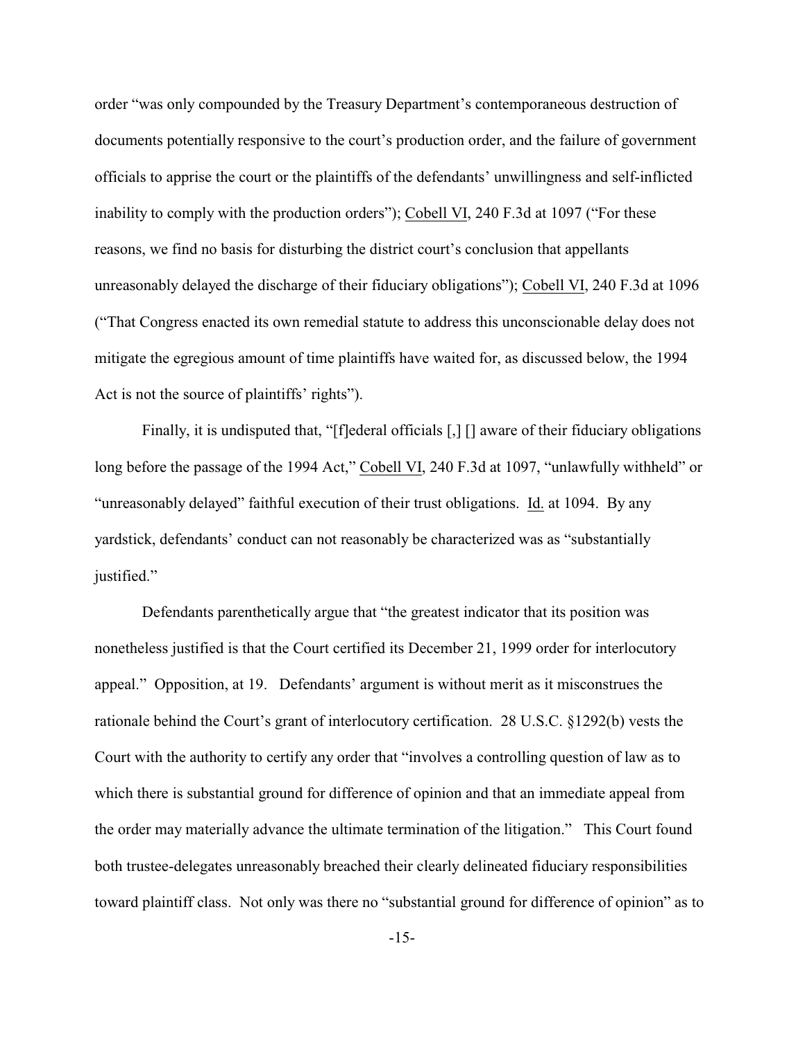order "was only compounded by the Treasury Department's contemporaneous destruction of documents potentially responsive to the court's production order, and the failure of government officials to apprise the court or the plaintiffs of the defendants' unwillingness and self-inflicted inability to comply with the production orders"); Cobell VI, 240 F.3d at 1097 ("For these reasons, we find no basis for disturbing the district court's conclusion that appellants unreasonably delayed the discharge of their fiduciary obligations"); Cobell VI, 240 F.3d at 1096 ("That Congress enacted its own remedial statute to address this unconscionable delay does not mitigate the egregious amount of time plaintiffs have waited for, as discussed below, the 1994 Act is not the source of plaintiffs' rights").

Finally, it is undisputed that, "[f]ederal officials [,] [] aware of their fiduciary obligations long before the passage of the 1994 Act," Cobell VI, 240 F.3d at 1097, "unlawfully withheld" or "unreasonably delayed" faithful execution of their trust obligations. Id. at 1094. By any yardstick, defendants' conduct can not reasonably be characterized was as "substantially justified."

Defendants parenthetically argue that "the greatest indicator that its position was nonetheless justified is that the Court certified its December 21, 1999 order for interlocutory appeal." Opposition, at 19. Defendants' argument is without merit as it misconstrues the rationale behind the Court's grant of interlocutory certification. 28 U.S.C. §1292(b) vests the Court with the authority to certify any order that "involves a controlling question of law as to which there is substantial ground for difference of opinion and that an immediate appeal from the order may materially advance the ultimate termination of the litigation." This Court found both trustee-delegates unreasonably breached their clearly delineated fiduciary responsibilities toward plaintiff class. Not only was there no "substantial ground for difference of opinion" as to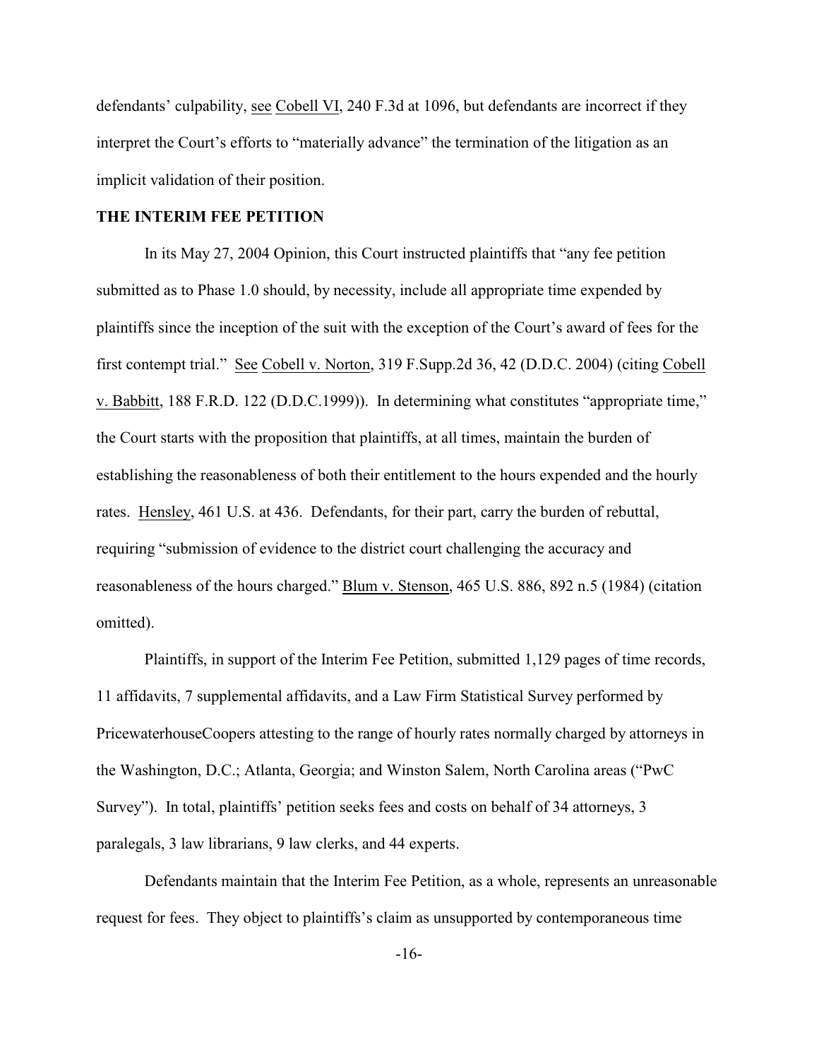defendants' culpability, see Cobell VI, 240 F.3d at 1096, but defendants are incorrect if they interpret the Court's efforts to "materially advance" the termination of the litigation as an implicit validation of their position.

**THE INTERIM FEE PETITION**

In its May 27, 2004 Opinion, this Court instructed plaintiffs that "any fee petition submitted as to Phase 1.0 should, by necessity, include all appropriate time expended by plaintiffs since the inception of the suit with the exception of the Court's award of fees for the first contempt trial." See Cobell v. Norton, 319 F.Supp.2d 36, 42 (D.D.C. 2004) (citing Cobell v. Babbitt, 188 F.R.D. 122 (D.D.C.1999)). In determining what constitutes "appropriate time," the Court starts with the proposition that plaintiffs, at all times, maintain the burden of establishing the reasonableness of both their entitlement to the hours expended and the hourly rates. Hensley, 461 U.S. at 436. Defendants, for their part, carry the burden of rebuttal, requiring "submission of evidence to the district court challenging the accuracy and reasonableness of the hours charged." Blum v. Stenson, 465 U.S. 886, 892 n.5 (1984) (citation omitted).

Plaintiffs, in support of the Interim Fee Petition, submitted 1,129 pages of time records, 11 affidavits, 7 supplemental affidavits, and a Law Firm Statistical Survey performed by PricewaterhouseCoopers attesting to the range of hourly rates normally charged by attorneys in the Washington, D.C.; Atlanta, Georgia; and Winston Salem, North Carolina areas ("PwC Survey"). In total, plaintiffs' petition seeks fees and costs on behalf of 34 attorneys, 3 paralegals, 3 law librarians, 9 law clerks, and 44 experts.

Defendants maintain that the Interim Fee Petition, as a whole, represents an unreasonable request for fees. They object to plaintiffs's claim as unsupported by contemporaneous time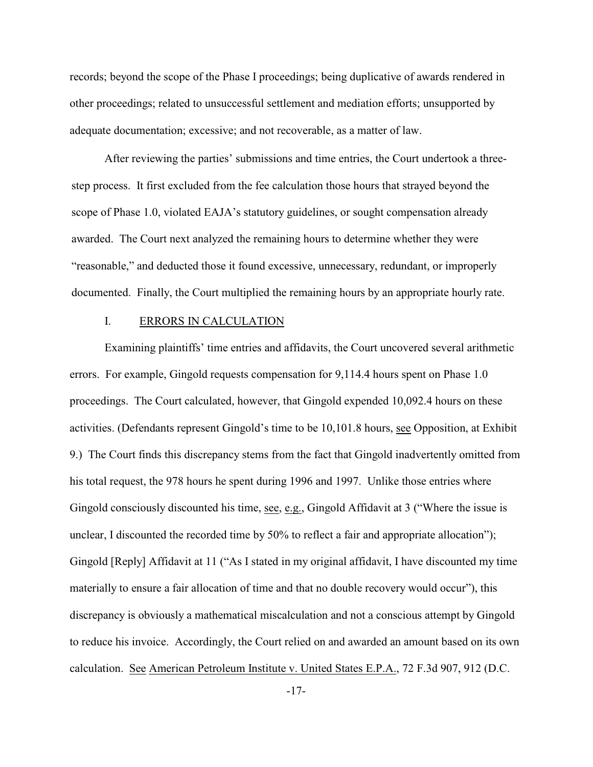records; beyond the scope of the Phase I proceedings; being duplicative of awards rendered in other proceedings; related to unsuccessful settlement and mediation efforts; unsupported by adequate documentation; excessive; and not recoverable, as a matter of law.

After reviewing the parties' submissions and time entries, the Court undertook a three-step process. It first excluded from the fee calculation those hours that strayed beyond the scope of Phase 1.0, violated EAJA's statutory guidelines, or sought compensation already awarded. The Court next analyzed the remaining hours to determine whether they were "reasonable," and deducted those it found excessive, unnecessary, redundant, or improperly documented. Finally, the Court multiplied the remaining hours by an appropriate hourly rate.

## I. ERRORS IN CALCULATION

Examining plaintiffs' time entries and affidavits, the Court uncovered several arithmetic errors. For example, Gingold requests compensation for 9,114.4 hours spent on Phase 1.0 proceedings. The Court calculated, however, that Gingold expended 10,092.4 hours on these activities. (Defendants represent Gingold's time to be 10,101.8 hours, see Opposition, at Exhibit 9.) The Court finds this discrepancy stems from the fact that Gingold inadvertently omitted from his total request, the 978 hours he spent during 1996 and 1997. Unlike those entries where Gingold consciously discounted his time, see, e.g., Gingold Affidavit at 3 ("Where the issue is unclear, I discounted the recorded time by 50% to reflect a fair and appropriate allocation"); Gingold [Reply] Affidavit at 11 ("As I stated in my original affidavit, I have discounted my time materially to ensure a fair allocation of time and that no double recovery would occur"), this discrepancy is obviously a mathematical miscalculation and not a conscious attempt by Gingold to reduce his invoice. Accordingly, the Court relied on and awarded an amount based on its own calculation. See American Petroleum Institute v. United States E.P.A., 72 F.3d 907, 912 (D.C.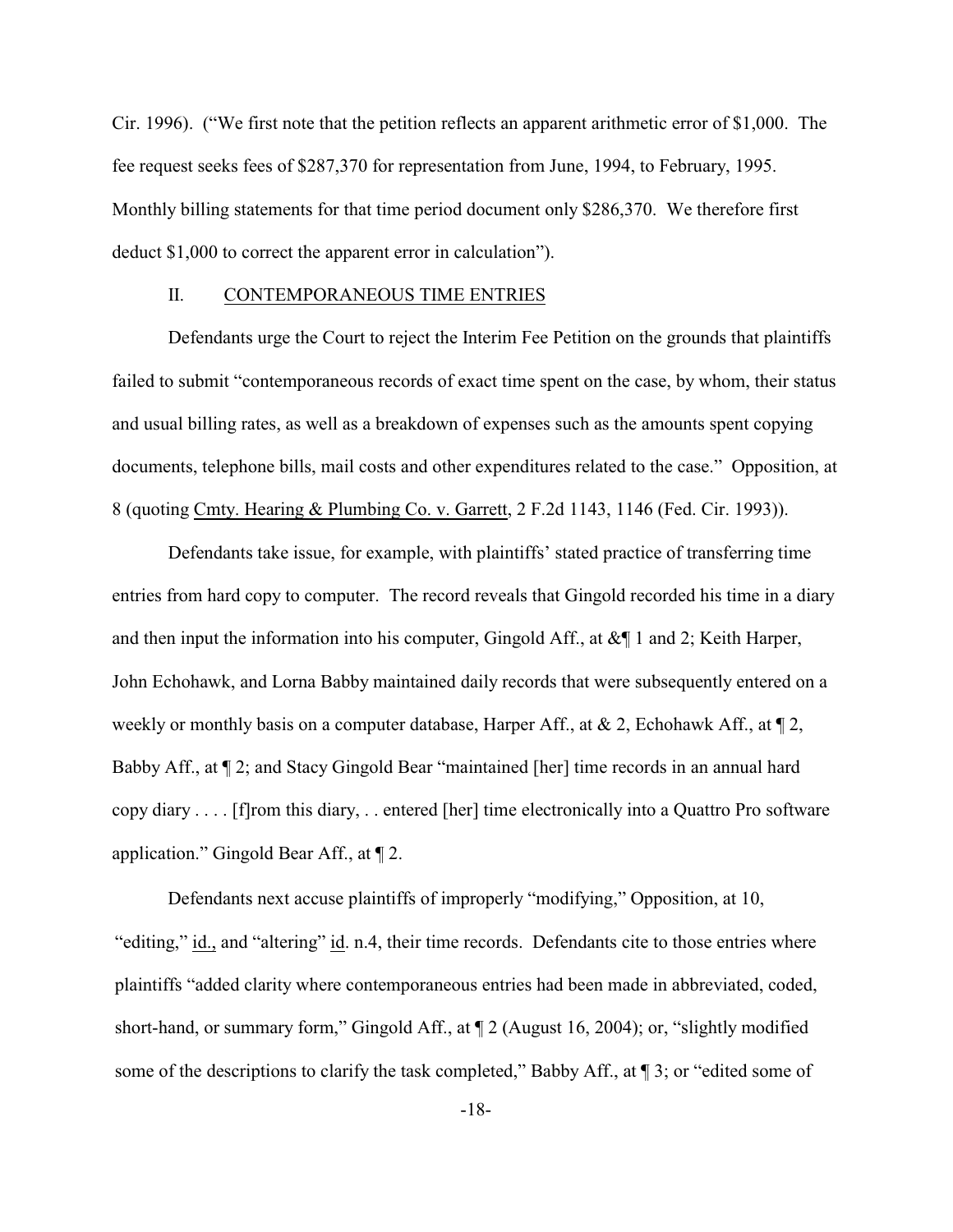Cir. 1996). ("We first note that the petition reflects an apparent arithmetic error of $1,000. The fee request seeks fees of $287,370 for representation from June, 1994, to February, 1995. Monthly billing statements for that time period document only $286,370. We therefore first deduct $1,000 to correct the apparent error in calculation").

## II. CONTEMPORANEOUS TIME ENTRIES

Defendants urge the Court to reject the Interim Fee Petition on the grounds that plaintiffs failed to submit "contemporaneous records of exact time spent on the case, by whom, their status and usual billing rates, as well as a breakdown of expenses such as the amounts spent copying documents, telephone bills, mail costs and other expenditures related to the case." Opposition, at 8 (quoting Cmty. Hearing & Plumbing Co. v. Garrett, 2 F.2d 1143, 1146 (Fed. Cir. 1993)).

Defendants take issue, for example, with plaintiffs' stated practice of transferring time entries from hard copy to computer. The record reveals that Gingold recorded his time in a diary and then input the information into his computer, Gingold Aff., at &¶ 1 and 2; Keith Harper, John Echohawk, and Lorna Babby maintained daily records that were subsequently entered on a weekly or monthly basis on a computer database, Harper Aff., at & 2, Echohawk Aff., at ¶ 2, Babby Aff., at ¶ 2; and Stacy Gingold Bear "maintained [her] time records in an annual hard copy diary . . . . [f]rom this diary, . . entered [her] time electronically into a Quattro Pro software application." Gingold Bear Aff., at ¶ 2.

Defendants next accuse plaintiffs of improperly "modifying," Opposition, at 10, "editing," id., and "altering" id. n.4, their time records. Defendants cite to those entries where plaintiffs "added clarity where contemporaneous entries had been made in abbreviated, coded, short-hand, or summary form," Gingold Aff., at ¶ 2 (August 16, 2004); or, "slightly modified some of the descriptions to clarify the task completed," Babby Aff., at ¶ 3; or "edited some of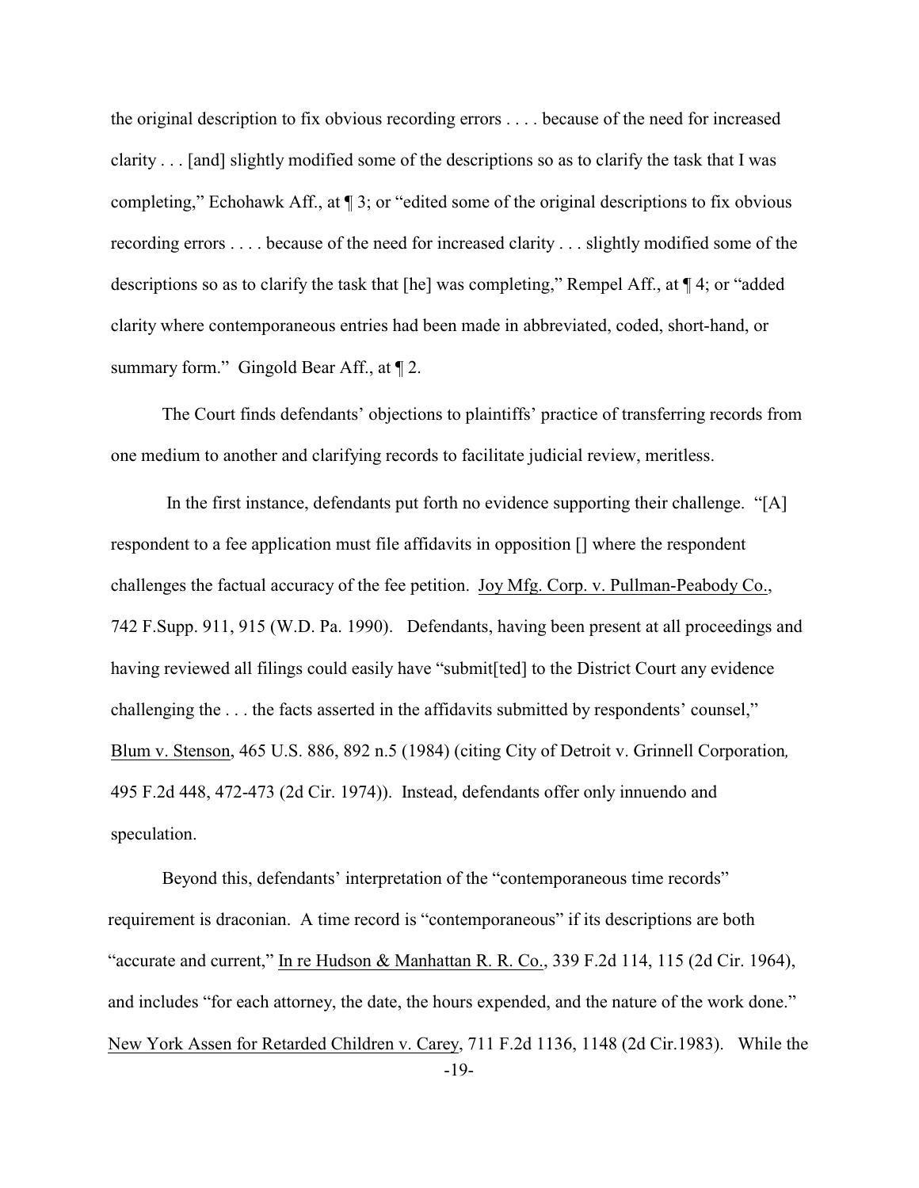the original description to fix obvious recording errors . . . . because of the need for increased clarity . . . [and] slightly modified some of the descriptions so as to clarify the task that I was completing," Echohawk Aff., at ¶ 3; or "edited some of the original descriptions to fix obvious recording errors . . . . because of the need for increased clarity . . . slightly modified some of the descriptions so as to clarify the task that [he] was completing," Rempel Aff., at ¶ 4; or "added clarity where contemporaneous entries had been made in abbreviated, coded, short-hand, or summary form." Gingold Bear Aff., at ¶ 2.

The Court finds defendants' objections to plaintiffs' practice of transferring records from one medium to another and clarifying records to facilitate judicial review, meritless.

In the first instance, defendants put forth no evidence supporting their challenge. "[A] respondent to a fee application must file affidavits in opposition [] where the respondent challenges the factual accuracy of the fee petition. Joy Mfg. Corp. v. Pullman-Peabody Co., 742 F.Supp. 911, 915 (W.D. Pa. 1990). Defendants, having been present at all proceedings and having reviewed all filings could easily have "submit[ted] to the District Court any evidence challenging the . . . the facts asserted in the affidavits submitted by respondents' counsel," Blum v. Stenson, 465 U.S. 886, 892 n.5 (1984) (citing City of Detroit v. Grinnell Corporation*,* 495 F.2d 448, 472-473 (2d Cir. 1974)). Instead, defendants offer only innuendo and speculation.

Beyond this, defendants' interpretation of the "contemporaneous time records" requirement is draconian. A time record is "contemporaneous" if its descriptions are both "accurate and current," In re Hudson & Manhattan R. R. Co., 339 F.2d 114, 115 (2d Cir. 1964), and includes "for each attorney, the date, the hours expended, and the nature of the work done." New York Assen for Retarded Children v. Carey, 711 F.2d 1136, 1148 (2d Cir.1983). While the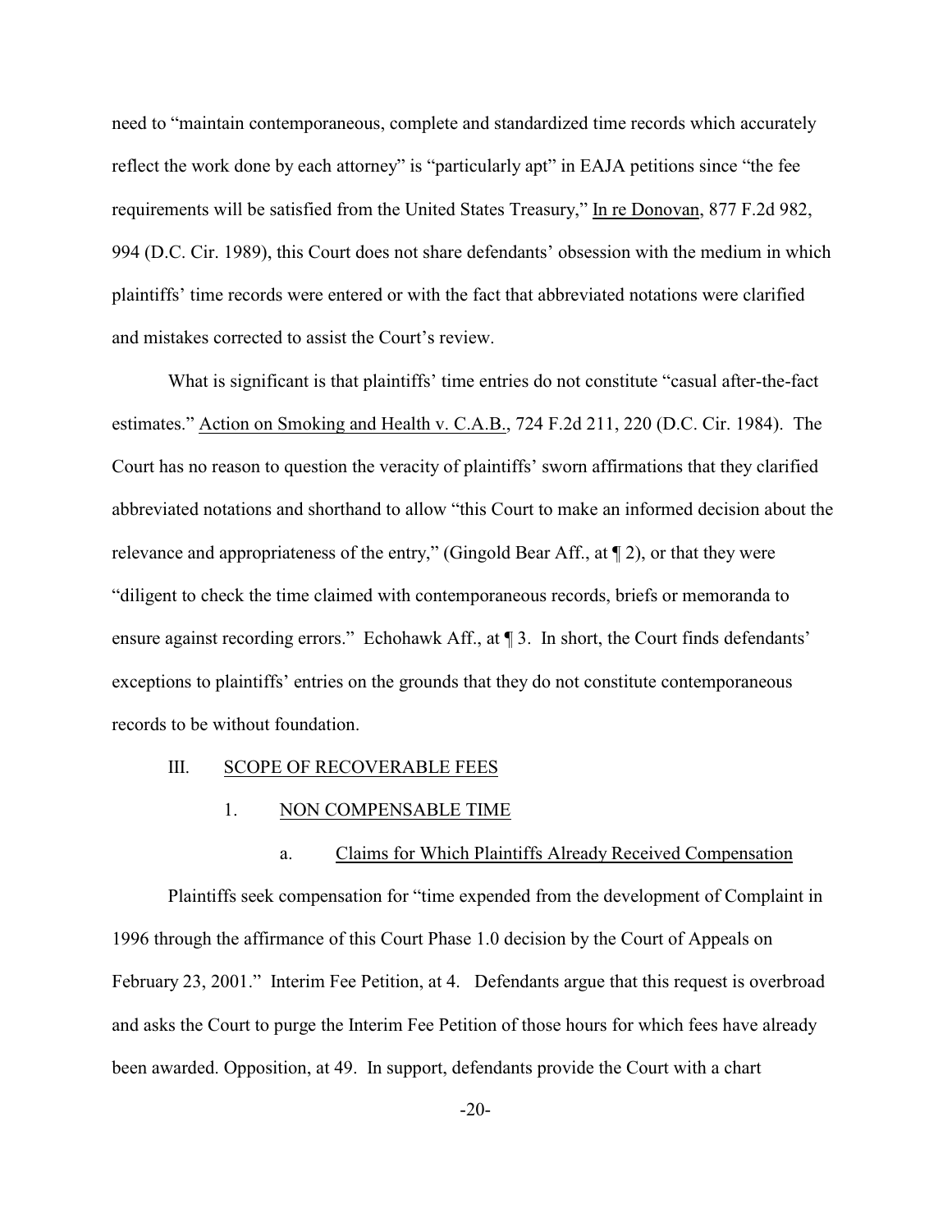need to "maintain contemporaneous, complete and standardized time records which accurately reflect the work done by each attorney" is "particularly apt" in EAJA petitions since "the fee requirements will be satisfied from the United States Treasury," In re Donovan, 877 F.2d 982, 994 (D.C. Cir. 1989), this Court does not share defendants' obsession with the medium in which plaintiffs' time records were entered or with the fact that abbreviated notations were clarified and mistakes corrected to assist the Court's review.

What is significant is that plaintiffs' time entries do not constitute "casual after-the-fact estimates." Action on Smoking and Health v. C.A.B., 724 F.2d 211, 220 (D.C. Cir. 1984). The Court has no reason to question the veracity of plaintiffs' sworn affirmations that they clarified abbreviated notations and shorthand to allow "this Court to make an informed decision about the relevance and appropriateness of the entry," (Gingold Bear Aff., at ¶ 2), or that they were "diligent to check the time claimed with contemporaneous records, briefs or memoranda to ensure against recording errors." Echohawk Aff., at ¶ 3. In short, the Court finds defendants' exceptions to plaintiffs' entries on the grounds that they do not constitute contemporaneous records to be without foundation.

## III. SCOPE OF RECOVERABLE FEES

### 1. NON COMPENSABLE TIME

#### a. Claims for Which Plaintiffs Already Received Compensation

Plaintiffs seek compensation for "time expended from the development of Complaint in 1996 through the affirmance of this Court Phase 1.0 decision by the Court of Appeals on February 23, 2001." Interim Fee Petition, at 4. Defendants argue that this request is overbroad and asks the Court to purge the Interim Fee Petition of those hours for which fees have already been awarded. Opposition, at 49. In support, defendants provide the Court with a chart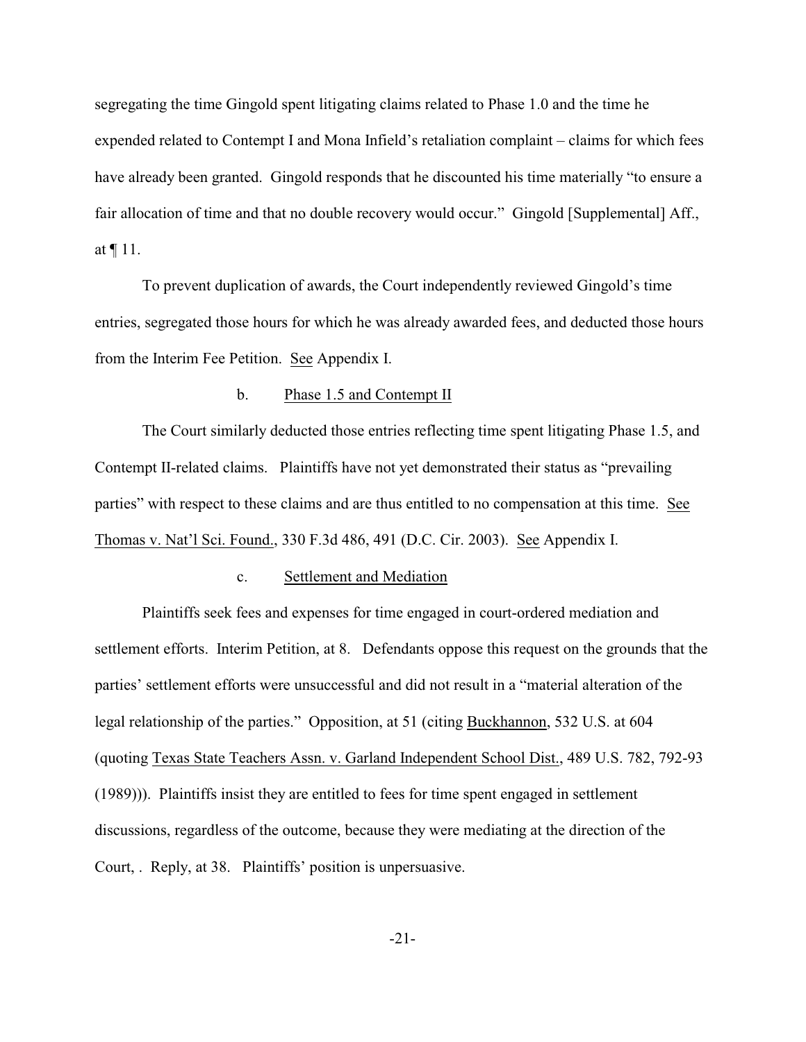segregating the time Gingold spent litigating claims related to Phase 1.0 and the time he expended related to Contempt I and Mona Infield's retaliation complaint – claims for which fees have already been granted. Gingold responds that he discounted his time materially "to ensure a fair allocation of time and that no double recovery would occur." Gingold [Supplemental] Aff., at ¶ 11.

To prevent duplication of awards, the Court independently reviewed Gingold's time entries, segregated those hours for which he was already awarded fees, and deducted those hours from the Interim Fee Petition. See Appendix I.

b. Phase 1.5 and Contempt II

The Court similarly deducted those entries reflecting time spent litigating Phase 1.5, and Contempt II-related claims. Plaintiffs have not yet demonstrated their status as "prevailing parties" with respect to these claims and are thus entitled to no compensation at this time. See Thomas v. Nat'l Sci. Found., 330 F.3d 486, 491 (D.C. Cir. 2003). See Appendix I.

c. Settlement and Mediation

Plaintiffs seek fees and expenses for time engaged in court-ordered mediation and settlement efforts. Interim Petition, at 8. Defendants oppose this request on the grounds that the parties' settlement efforts were unsuccessful and did not result in a "material alteration of the legal relationship of the parties." Opposition, at 51 (citing Buckhannon, 532 U.S. at 604 (quoting Texas State Teachers Assn. v. Garland Independent School Dist., 489 U.S. 782, 792-93 (1989))). Plaintiffs insist they are entitled to fees for time spent engaged in settlement discussions, regardless of the outcome, because they were mediating at the direction of the Court, . Reply, at 38. Plaintiffs' position is unpersuasive.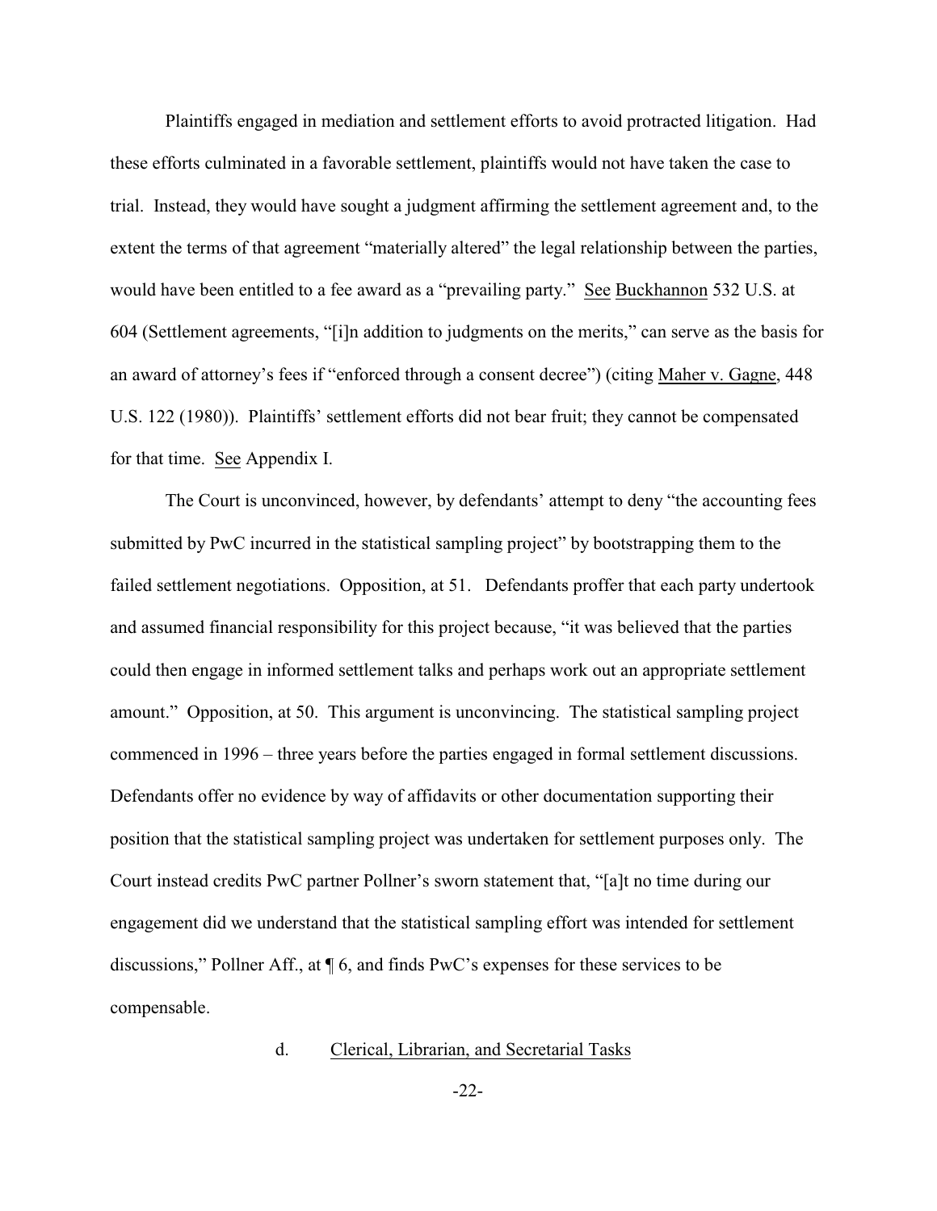Plaintiffs engaged in mediation and settlement efforts to avoid protracted litigation. Had these efforts culminated in a favorable settlement, plaintiffs would not have taken the case to trial. Instead, they would have sought a judgment affirming the settlement agreement and, to the extent the terms of that agreement "materially altered" the legal relationship between the parties, would have been entitled to a fee award as a "prevailing party." See Buckhannon 532 U.S. at 604 (Settlement agreements, "[i]n addition to judgments on the merits," can serve as the basis for an award of attorney's fees if "enforced through a consent decree") (citing Maher v. Gagne, 448 U.S. 122 (1980)). Plaintiffs' settlement efforts did not bear fruit; they cannot be compensated for that time. See Appendix I.

The Court is unconvinced, however, by defendants' attempt to deny "the accounting fees submitted by PwC incurred in the statistical sampling project" by bootstrapping them to the failed settlement negotiations. Opposition, at 51. Defendants proffer that each party undertook and assumed financial responsibility for this project because, "it was believed that the parties could then engage in informed settlement talks and perhaps work out an appropriate settlement amount." Opposition, at 50. This argument is unconvincing. The statistical sampling project commenced in 1996 – three years before the parties engaged in formal settlement discussions. Defendants offer no evidence by way of affidavits or other documentation supporting their position that the statistical sampling project was undertaken for settlement purposes only. The Court instead credits PwC partner Pollner's sworn statement that, "[a]t no time during our engagement did we understand that the statistical sampling effort was intended for settlement discussions," Pollner Aff., at ¶ 6, and finds PwC's expenses for these services to be compensable.

d. Clerical, Librarian, and Secretarial Tasks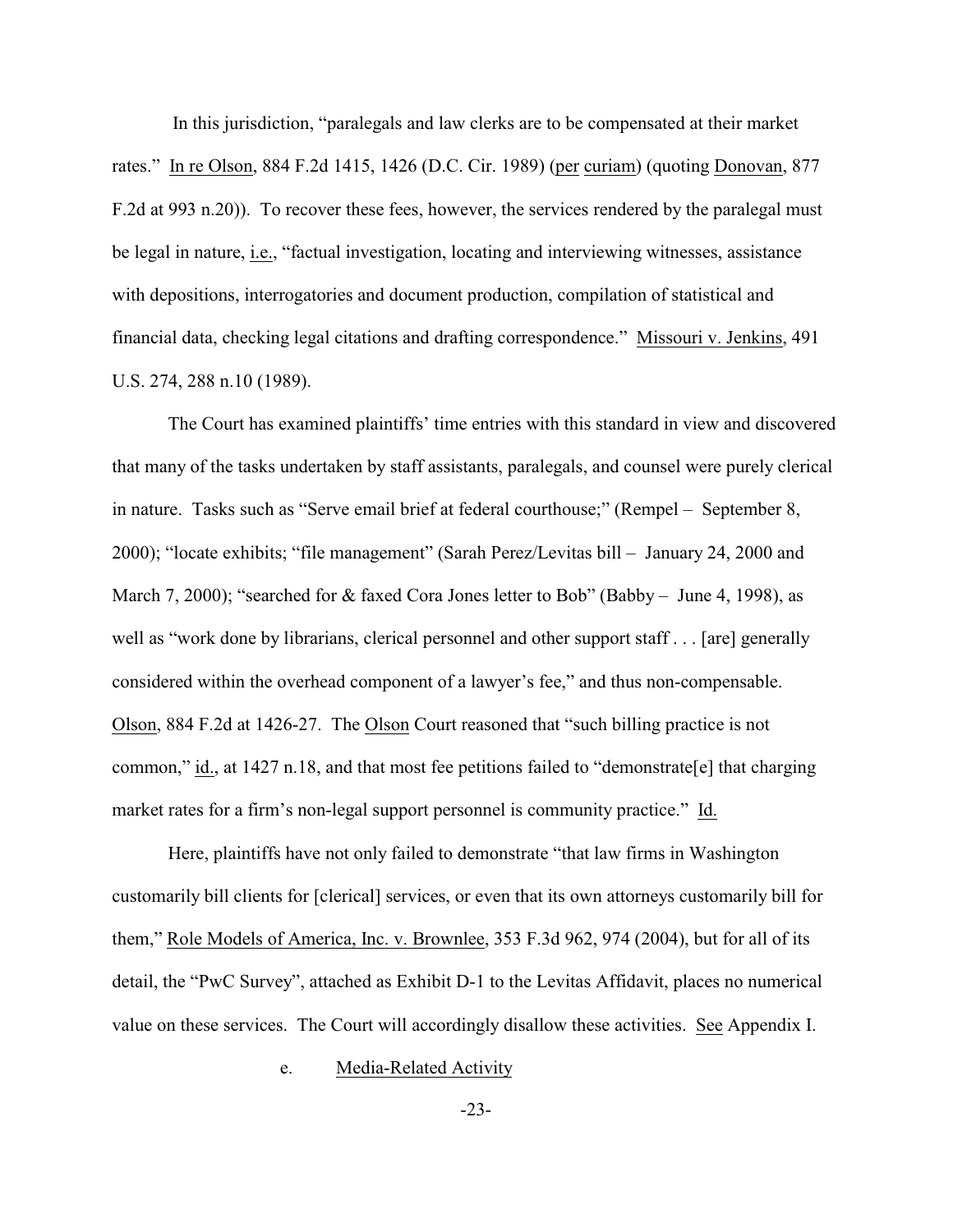In this jurisdiction, "paralegals and law clerks are to be compensated at their market rates." In re Olson, 884 F.2d 1415, 1426 (D.C. Cir. 1989) (per curiam) (quoting Donovan, 877 F.2d at 993 n.20)). To recover these fees, however, the services rendered by the paralegal must be legal in nature, i.e., "factual investigation, locating and interviewing witnesses, assistance with depositions, interrogatories and document production, compilation of statistical and financial data, checking legal citations and drafting correspondence." Missouri v. Jenkins, 491 U.S. 274, 288 n.10 (1989).

The Court has examined plaintiffs' time entries with this standard in view and discovered that many of the tasks undertaken by staff assistants, paralegals, and counsel were purely clerical in nature. Tasks such as "Serve email brief at federal courthouse;" (Rempel – September 8, 2000); "locate exhibits; "file management" (Sarah Perez/Levitas bill – January 24, 2000 and March 7, 2000); "searched for & faxed Cora Jones letter to Bob" (Babby – June 4, 1998), as well as "work done by librarians, clerical personnel and other support staff . . . [are] generally considered within the overhead component of a lawyer's fee," and thus non-compensable. Olson, 884 F.2d at 1426-27. The Olson Court reasoned that "such billing practice is not common," id., at 1427 n.18, and that most fee petitions failed to "demonstrate[e] that charging market rates for a firm's non-legal support personnel is community practice." Id.

Here, plaintiffs have not only failed to demonstrate "that law firms in Washington customarily bill clients for [clerical] services, or even that its own attorneys customarily bill for them," Role Models of America, Inc. v. Brownlee, 353 F.3d 962, 974 (2004), but for all of its detail, the "PwC Survey", attached as Exhibit D-1 to the Levitas Affidavit, places no numerical value on these services. The Court will accordingly disallow these activities. See Appendix I.

e. Media-Related Activity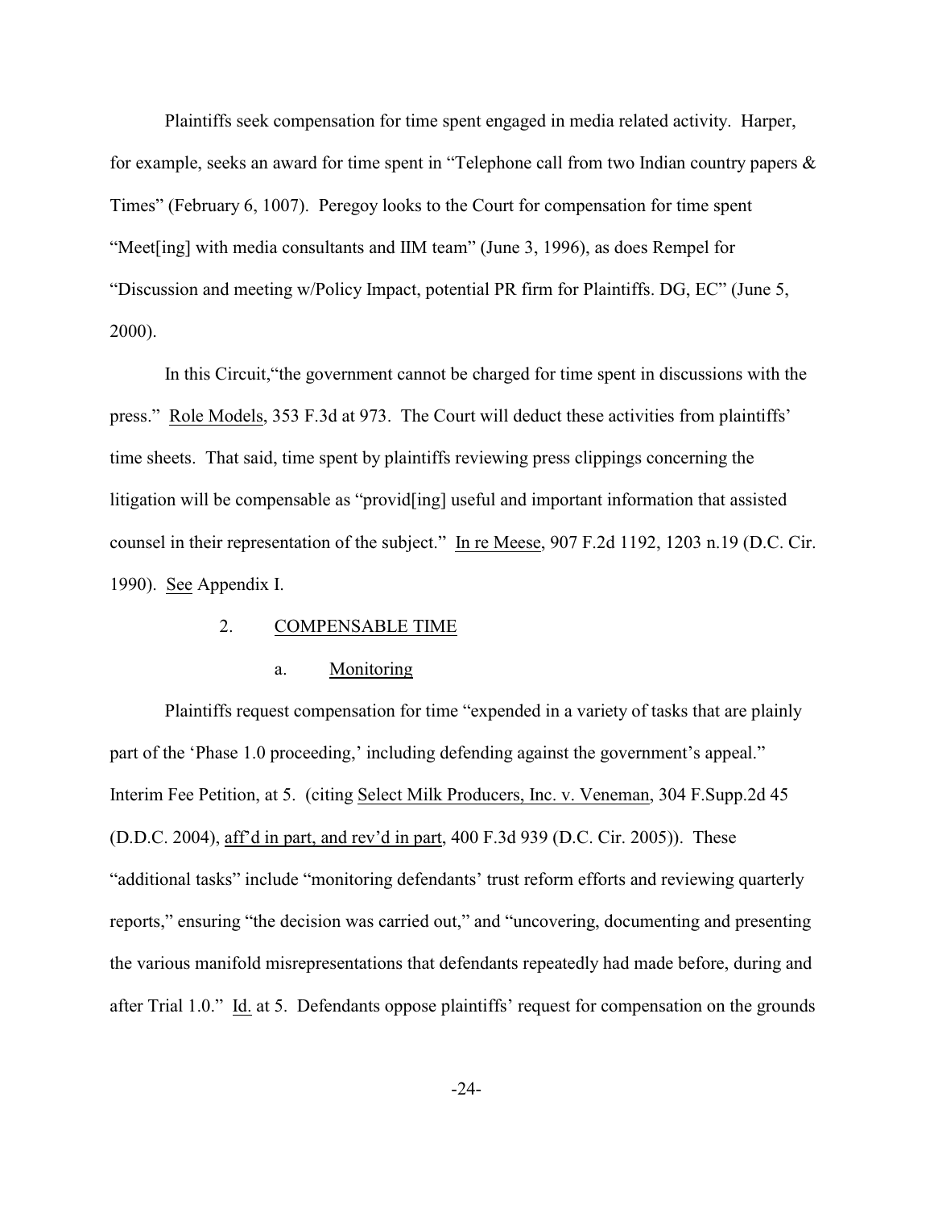Plaintiffs seek compensation for time spent engaged in media related activity. Harper, for example, seeks an award for time spent in "Telephone call from two Indian country papers & Times" (February 6, 1007). Peregoy looks to the Court for compensation for time spent "Meet[ing] with media consultants and IIM team" (June 3, 1996), as does Rempel for "Discussion and meeting w/Policy Impact, potential PR firm for Plaintiffs. DG, EC" (June 5, 2000).

In this Circuit,"the government cannot be charged for time spent in discussions with the press." Role Models, 353 F.3d at 973. The Court will deduct these activities from plaintiffs' time sheets. That said, time spent by plaintiffs reviewing press clippings concerning the litigation will be compensable as "provid[ing] useful and important information that assisted counsel in their representation of the subject." In re Meese, 907 F.2d 1192, 1203 n.19 (D.C. Cir. 1990). See Appendix I.

2. COMPENSABLE TIME

a. Monitoring

Plaintiffs request compensation for time "expended in a variety of tasks that are plainly part of the 'Phase 1.0 proceeding,' including defending against the government's appeal." Interim Fee Petition, at 5. (citing Select Milk Producers, Inc. v. Veneman, 304 F.Supp.2d 45 (D.D.C. 2004), aff'd in part, and rev'd in part, 400 F.3d 939 (D.C. Cir. 2005)). These "additional tasks" include "monitoring defendants' trust reform efforts and reviewing quarterly reports," ensuring "the decision was carried out," and "uncovering, documenting and presenting the various manifold misrepresentations that defendants repeatedly had made before, during and after Trial 1.0." Id. at 5. Defendants oppose plaintiffs' request for compensation on the grounds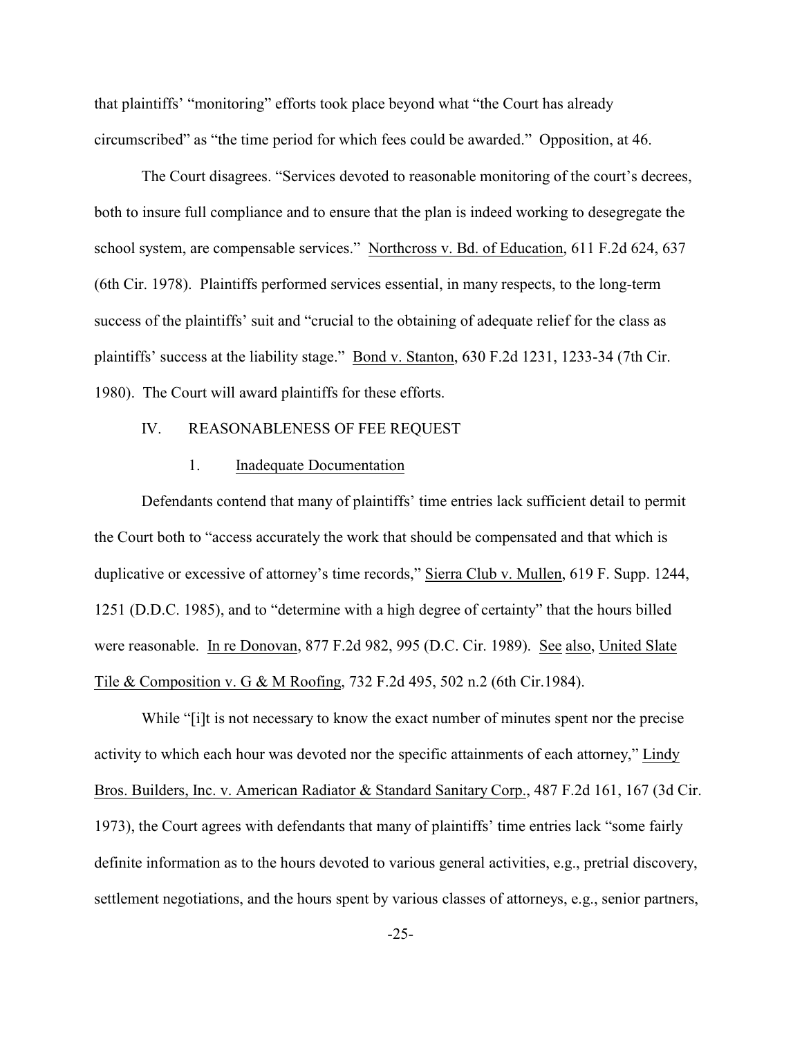that plaintiffs' "monitoring" efforts took place beyond what "the Court has already circumscribed" as "the time period for which fees could be awarded." Opposition, at 46.

The Court disagrees. "Services devoted to reasonable monitoring of the court's decrees, both to insure full compliance and to ensure that the plan is indeed working to desegregate the school system, are compensable services." Northcross v. Bd. of Education, 611 F.2d 624, 637 (6th Cir. 1978). Plaintiffs performed services essential, in many respects, to the long-term success of the plaintiffs' suit and "crucial to the obtaining of adequate relief for the class as plaintiffs' success at the liability stage." Bond v. Stanton, 630 F.2d 1231, 1233-34 (7th Cir. 1980). The Court will award plaintiffs for these efforts.

## IV. REASONABLENESS OF FEE REQUEST

### 1. Inadequate Documentation

Defendants contend that many of plaintiffs' time entries lack sufficient detail to permit the Court both to "access accurately the work that should be compensated and that which is duplicative or excessive of attorney's time records," Sierra Club v. Mullen, 619 F. Supp. 1244, 1251 (D.D.C. 1985), and to "determine with a high degree of certainty" that the hours billed were reasonable. In re Donovan, 877 F.2d 982, 995 (D.C. Cir. 1989). See also, United Slate Tile & Composition v. G & M Roofing, 732 F.2d 495, 502 n.2 (6th Cir.1984).

While "[i]t is not necessary to know the exact number of minutes spent nor the precise activity to which each hour was devoted nor the specific attainments of each attorney," Lindy Bros. Builders, Inc. v. American Radiator & Standard Sanitary Corp., 487 F.2d 161, 167 (3d Cir. 1973), the Court agrees with defendants that many of plaintiffs' time entries lack "some fairly definite information as to the hours devoted to various general activities, e.g., pretrial discovery, settlement negotiations, and the hours spent by various classes of attorneys, e.g., senior partners,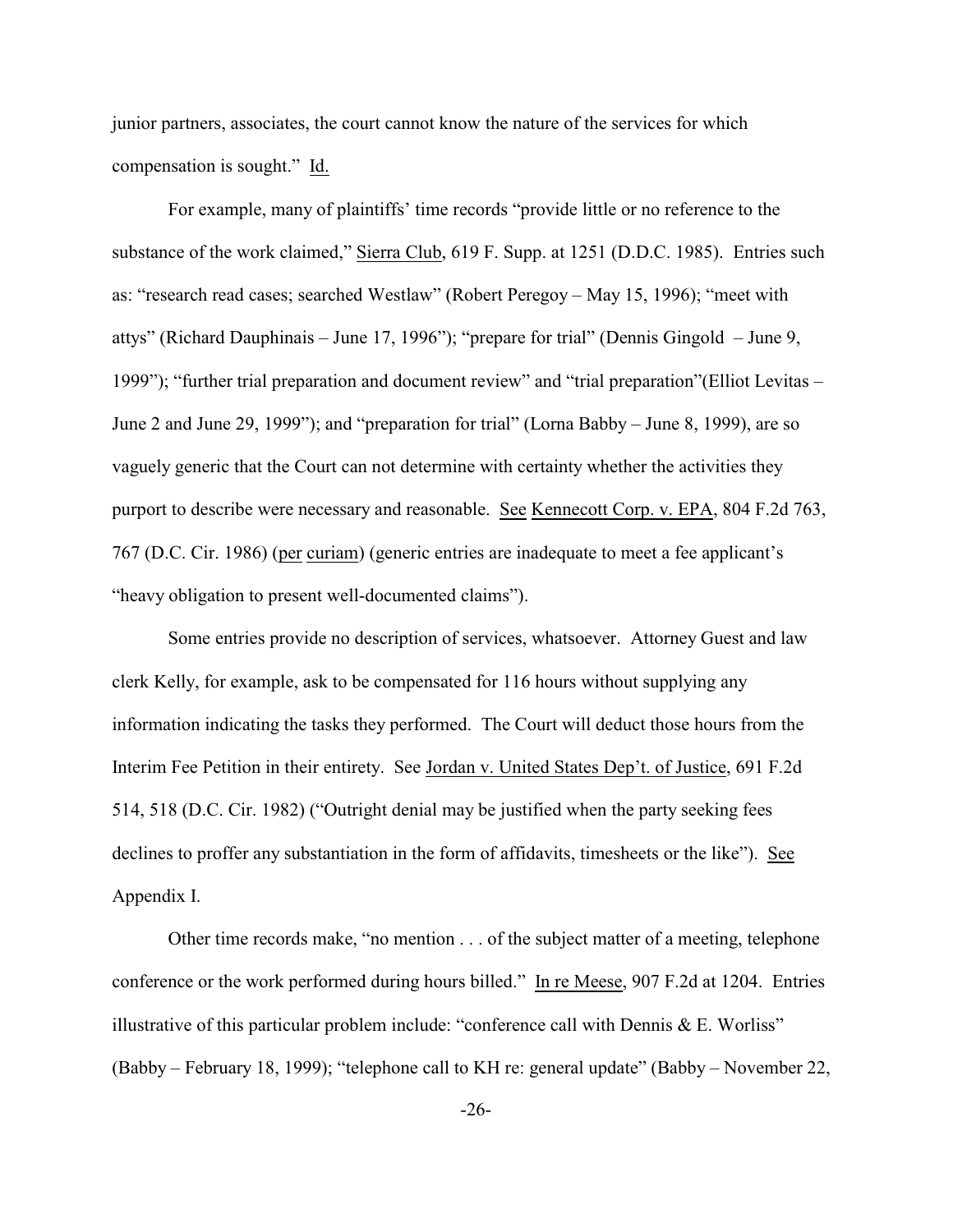junior partners, associates, the court cannot know the nature of the services for which compensation is sought." Id.

For example, many of plaintiffs' time records "provide little or no reference to the substance of the work claimed," Sierra Club, 619 F. Supp. at 1251 (D.D.C. 1985). Entries such as: "research read cases; searched Westlaw" (Robert Peregoy – May 15, 1996); "meet with attys" (Richard Dauphinais – June 17, 1996"); "prepare for trial" (Dennis Gingold – June 9, 1999"); "further trial preparation and document review" and "trial preparation"(Elliot Levitas – June 2 and June 29, 1999"); and "preparation for trial" (Lorna Babby – June 8, 1999), are so vaguely generic that the Court can not determine with certainty whether the activities they purport to describe were necessary and reasonable. See Kennecott Corp. v. EPA, 804 F.2d 763, 767 (D.C. Cir. 1986) (per curiam) (generic entries are inadequate to meet a fee applicant's "heavy obligation to present well-documented claims").

Some entries provide no description of services, whatsoever. Attorney Guest and law clerk Kelly, for example, ask to be compensated for 116 hours without supplying any information indicating the tasks they performed. The Court will deduct those hours from the Interim Fee Petition in their entirety. See Jordan v. United States Dep't. of Justice, 691 F.2d 514, 518 (D.C. Cir. 1982) ("Outright denial may be justified when the party seeking fees declines to proffer any substantiation in the form of affidavits, timesheets or the like"). See Appendix I.

Other time records make, "no mention . . . of the subject matter of a meeting, telephone conference or the work performed during hours billed." In re Meese, 907 F.2d at 1204. Entries illustrative of this particular problem include: "conference call with Dennis & E. Worliss" (Babby – February 18, 1999); "telephone call to KH re: general update" (Babby – November 22,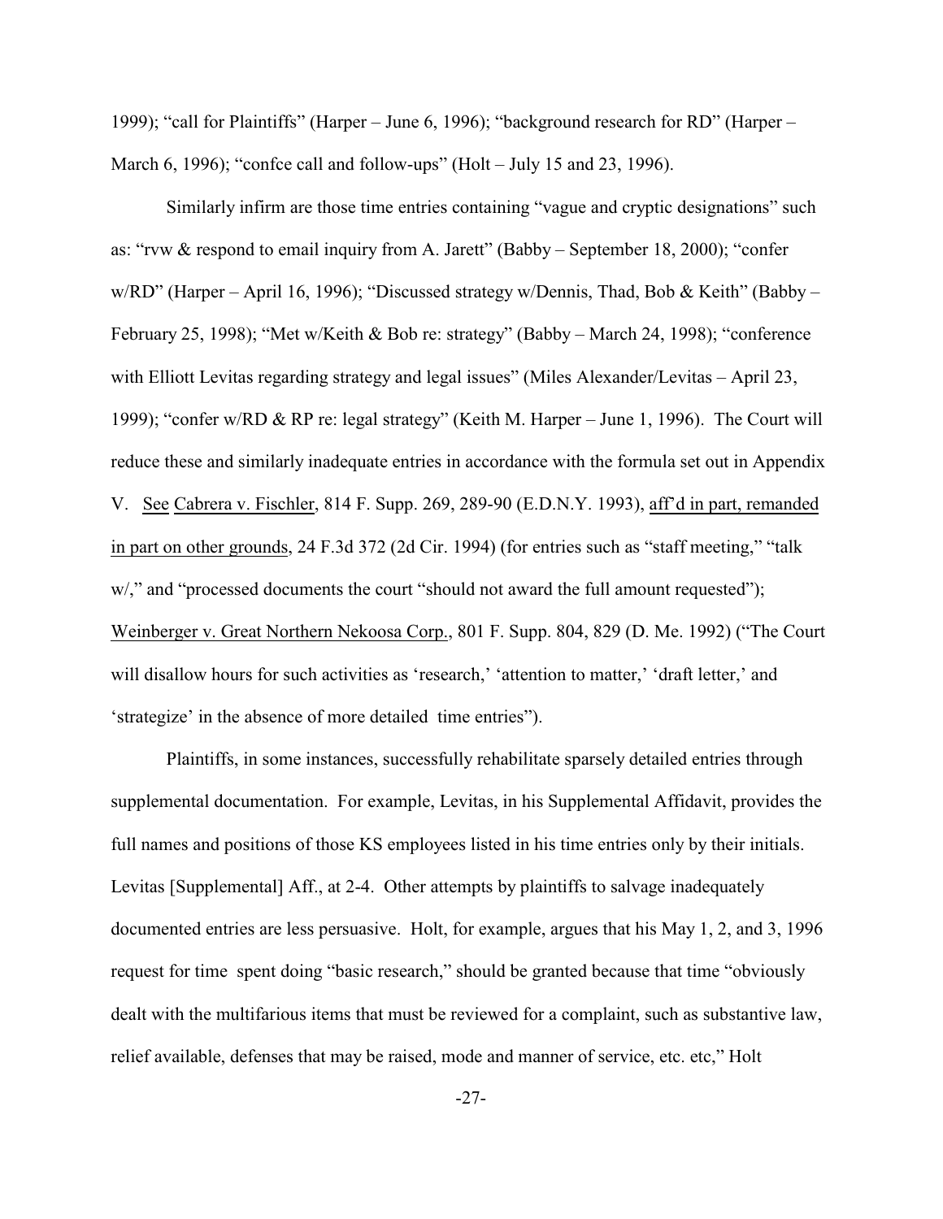1999); "call for Plaintiffs" (Harper – June 6, 1996); "background research for RD" (Harper – March 6, 1996); "confce call and follow-ups" (Holt – July 15 and 23, 1996).

Similarly infirm are those time entries containing "vague and cryptic designations" such as: "rvw & respond to email inquiry from A. Jarett" (Babby – September 18, 2000); "confer w/RD" (Harper – April 16, 1996); "Discussed strategy w/Dennis, Thad, Bob & Keith" (Babby – February 25, 1998); "Met w/Keith & Bob re: strategy" (Babby – March 24, 1998); "conference with Elliott Levitas regarding strategy and legal issues" (Miles Alexander/Levitas – April 23, 1999); "confer w/RD & RP re: legal strategy" (Keith M. Harper – June 1, 1996). The Court will reduce these and similarly inadequate entries in accordance with the formula set out in Appendix V. See Cabrera v. Fischler, 814 F. Supp. 269, 289-90 (E.D.N.Y. 1993), aff'd in part, remanded in part on other grounds, 24 F.3d 372 (2d Cir. 1994) (for entries such as "staff meeting," "talk w/," and "processed documents the court "should not award the full amount requested"); Weinberger v. Great Northern Nekoosa Corp., 801 F. Supp. 804, 829 (D. Me. 1992) ("The Court will disallow hours for such activities as 'research,' 'attention to matter,' 'draft letter,' and 'strategize' in the absence of more detailed time entries").

Plaintiffs, in some instances, successfully rehabilitate sparsely detailed entries through supplemental documentation. For example, Levitas, in his Supplemental Affidavit, provides the full names and positions of those KS employees listed in his time entries only by their initials. Levitas [Supplemental] Aff., at 2-4. Other attempts by plaintiffs to salvage inadequately documented entries are less persuasive. Holt, for example, argues that his May 1, 2, and 3, 1996 request for time spent doing "basic research," should be granted because that time "obviously dealt with the multifarious items that must be reviewed for a complaint, such as substantive law, relief available, defenses that may be raised, mode and manner of service, etc. etc," Holt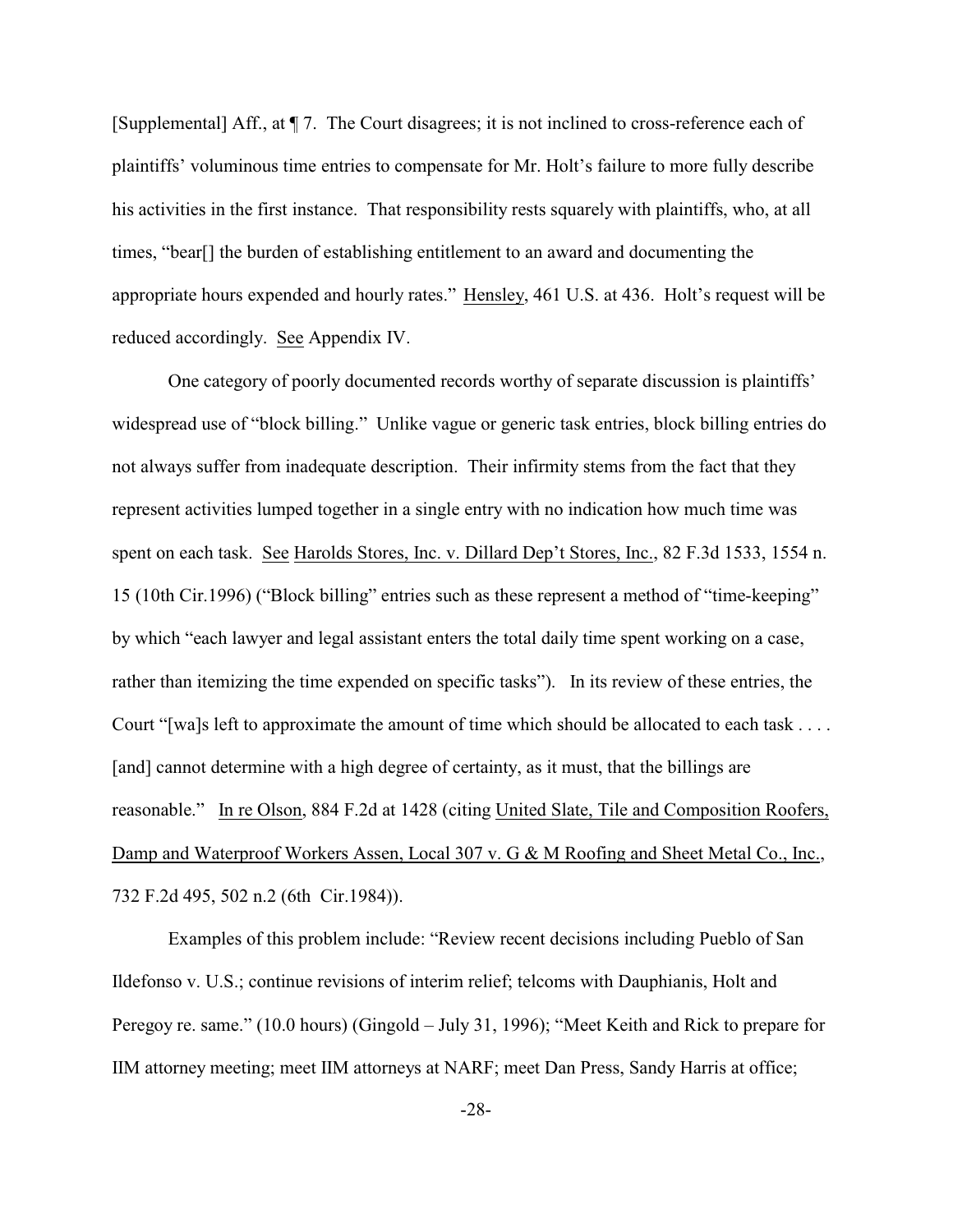[Supplemental] Aff., at ¶ 7. The Court disagrees; it is not inclined to cross-reference each of plaintiffs' voluminous time entries to compensate for Mr. Holt's failure to more fully describe his activities in the first instance. That responsibility rests squarely with plaintiffs, who, at all times, "bear[] the burden of establishing entitlement to an award and documenting the appropriate hours expended and hourly rates." Hensley, 461 U.S. at 436. Holt's request will be reduced accordingly. See Appendix IV.

One category of poorly documented records worthy of separate discussion is plaintiffs' widespread use of "block billing." Unlike vague or generic task entries, block billing entries do not always suffer from inadequate description. Their infirmity stems from the fact that they represent activities lumped together in a single entry with no indication how much time was spent on each task. See Harolds Stores, Inc. v. Dillard Dep't Stores, Inc., 82 F.3d 1533, 1554 n. 15 (10th Cir.1996) ("Block billing" entries such as these represent a method of "time-keeping" by which "each lawyer and legal assistant enters the total daily time spent working on a case, rather than itemizing the time expended on specific tasks"). In its review of these entries, the Court "[wa]s left to approximate the amount of time which should be allocated to each task . . . . [and] cannot determine with a high degree of certainty, as it must, that the billings are reasonable." In re Olson, 884 F.2d at 1428 (citing United Slate, Tile and Composition Roofers, Damp and Waterproof Workers Assen, Local 307 v. G & M Roofing and Sheet Metal Co., Inc., 732 F.2d 495, 502 n.2 (6th Cir.1984)).

Examples of this problem include: "Review recent decisions including Pueblo of San Ildefonso v. U.S.; continue revisions of interim relief; telcoms with Dauphianis, Holt and Peregoy re. same." (10.0 hours) (Gingold – July 31, 1996); "Meet Keith and Rick to prepare for IIM attorney meeting; meet IIM attorneys at NARF; meet Dan Press, Sandy Harris at office;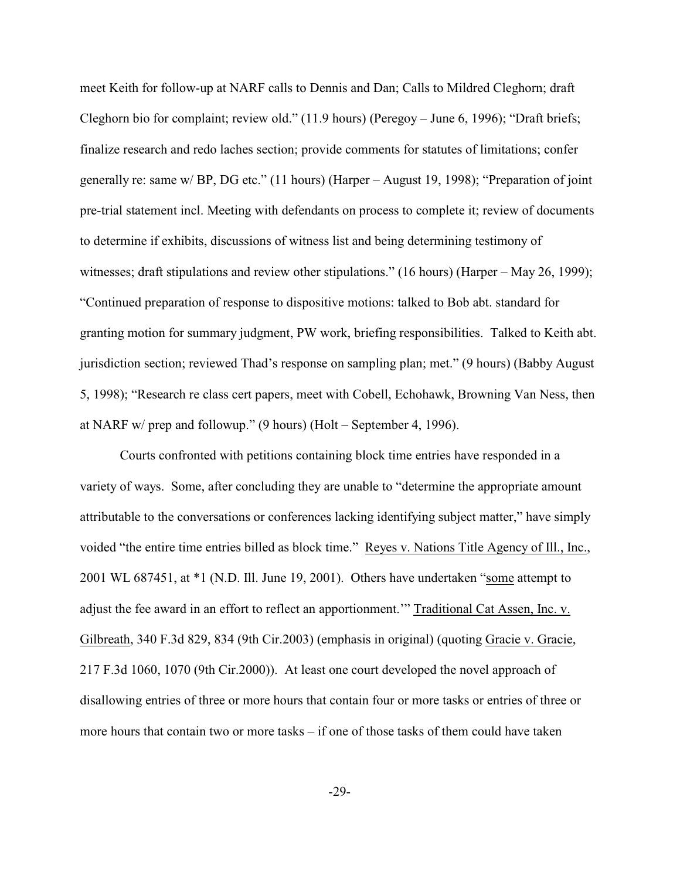meet Keith for follow-up at NARF calls to Dennis and Dan; Calls to Mildred Cleghorn; draft Cleghorn bio for complaint; review old." (11.9 hours) (Peregoy – June 6, 1996); "Draft briefs; finalize research and redo laches section; provide comments for statutes of limitations; confer generally re: same w/ BP, DG etc." (11 hours) (Harper – August 19, 1998); "Preparation of joint pre-trial statement incl. Meeting with defendants on process to complete it; review of documents to determine if exhibits, discussions of witness list and being determining testimony of witnesses; draft stipulations and review other stipulations." (16 hours) (Harper – May 26, 1999); "Continued preparation of response to dispositive motions: talked to Bob abt. standard for granting motion for summary judgment, PW work, briefing responsibilities. Talked to Keith abt. jurisdiction section; reviewed Thad's response on sampling plan; met." (9 hours) (Babby August 5, 1998); "Research re class cert papers, meet with Cobell, Echohawk, Browning Van Ness, then at NARF w/ prep and followup." (9 hours) (Holt – September 4, 1996).

Courts confronted with petitions containing block time entries have responded in a variety of ways. Some, after concluding they are unable to "determine the appropriate amount attributable to the conversations or conferences lacking identifying subject matter," have simply voided "the entire time entries billed as block time." Reyes v. Nations Title Agency of Ill., Inc., 2001 WL 687451, at *1 (N.D. Ill. June 19, 2001). Others have undertaken "some attempt to adjust the fee award in an effort to reflect an apportionment.'" Traditional Cat Assen, Inc. v. Gilbreath, 340 F.3d 829, 834 (9th Cir.2003) (emphasis in original) (quoting Gracie v. Gracie, 217 F.3d 1060, 1070 (9th Cir.2000)). At least one court developed the novel approach of disallowing entries of three or more hours that contain four or more tasks or entries of three or more hours that contain two or more tasks – if one of those tasks of them could have taken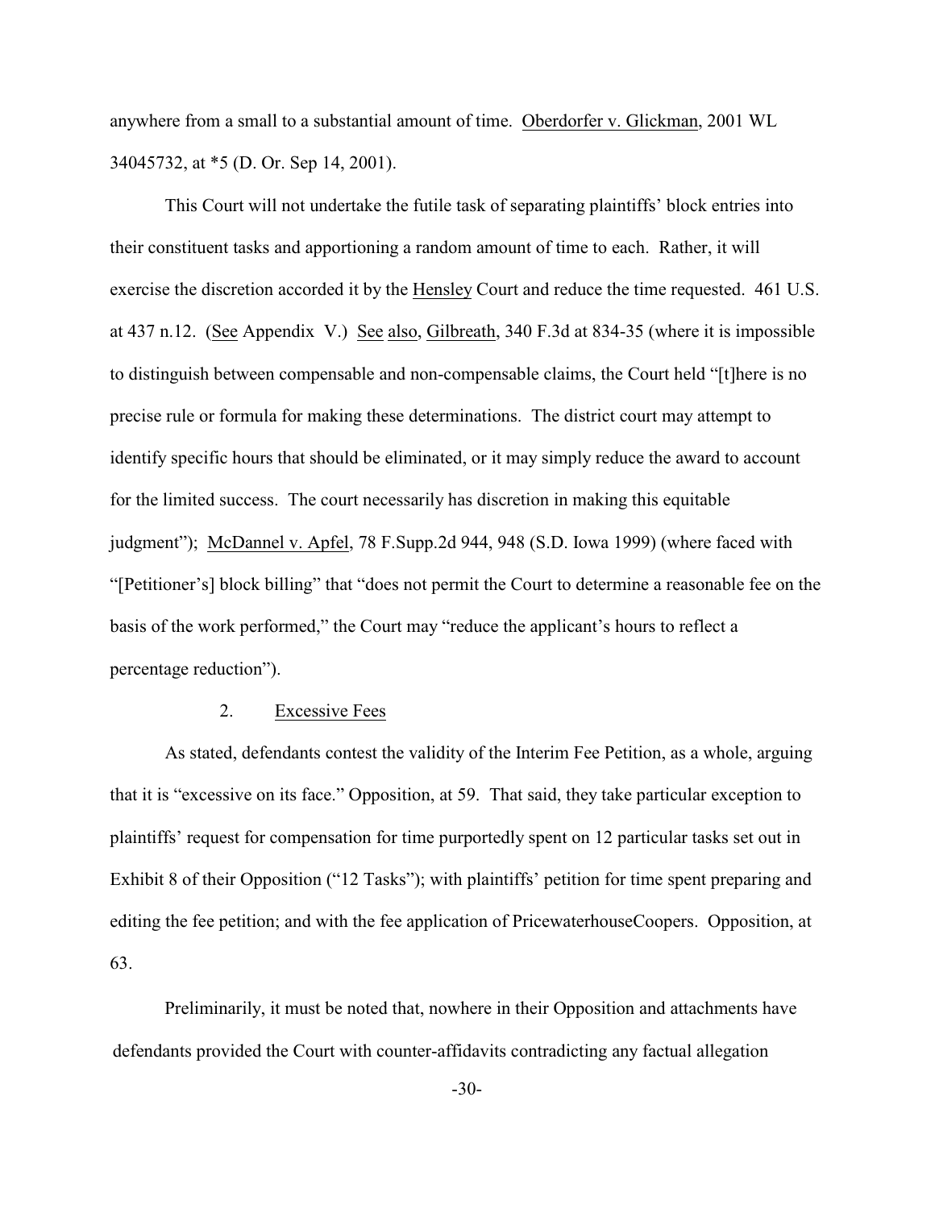anywhere from a small to a substantial amount of time. Oberdorfer v. Glickman, 2001 WL 34045732, at *5 (D. Or. Sep 14, 2001).

This Court will not undertake the futile task of separating plaintiffs' block entries into their constituent tasks and apportioning a random amount of time to each. Rather, it will exercise the discretion accorded it by the Hensley Court and reduce the time requested. 461 U.S. at 437 n.12. (See Appendix V.) See also, Gilbreath, 340 F.3d at 834-35 (where it is impossible to distinguish between compensable and non-compensable claims, the Court held "[t]here is no precise rule or formula for making these determinations. The district court may attempt to identify specific hours that should be eliminated, or it may simply reduce the award to account for the limited success. The court necessarily has discretion in making this equitable judgment"); McDannel v. Apfel, 78 F.Supp.2d 944, 948 (S.D. Iowa 1999) (where faced with "[Petitioner's] block billing" that "does not permit the Court to determine a reasonable fee on the basis of the work performed," the Court may "reduce the applicant's hours to reflect a percentage reduction").

2. Excessive Fees

As stated, defendants contest the validity of the Interim Fee Petition, as a whole, arguing that it is "excessive on its face." Opposition, at 59. That said, they take particular exception to plaintiffs' request for compensation for time purportedly spent on 12 particular tasks set out in Exhibit 8 of their Opposition ("12 Tasks"); with plaintiffs' petition for time spent preparing and editing the fee petition; and with the fee application of PricewaterhouseCoopers. Opposition, at 63.

Preliminarily, it must be noted that, nowhere in their Opposition and attachments have defendants provided the Court with counter-affidavits contradicting any factual allegation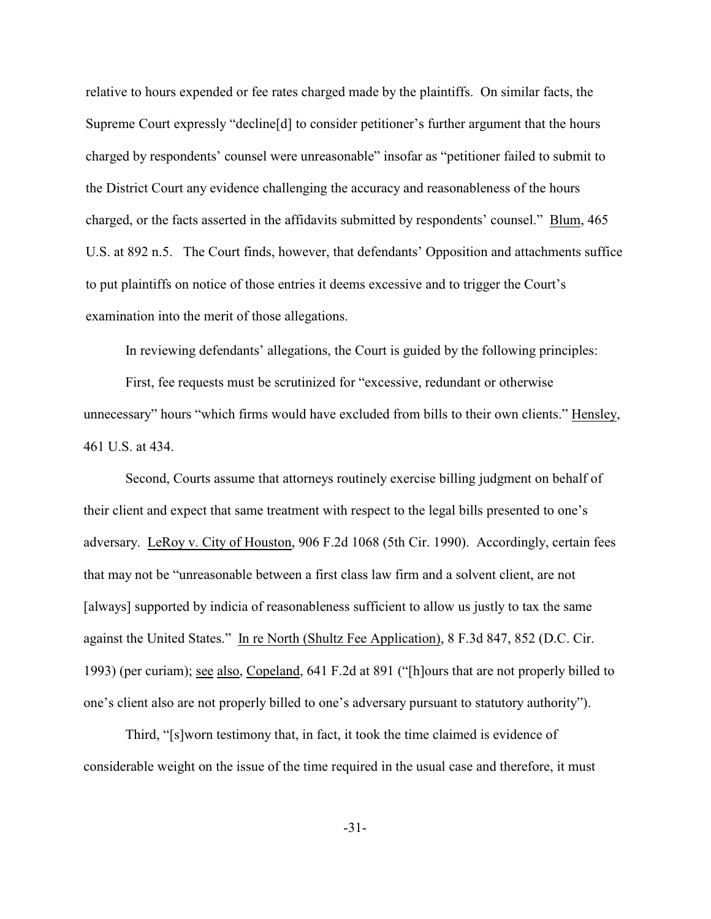relative to hours expended or fee rates charged made by the plaintiffs. On similar facts, the Supreme Court expressly "decline[d] to consider petitioner's further argument that the hours charged by respondents' counsel were unreasonable" insofar as "petitioner failed to submit to the District Court any evidence challenging the accuracy and reasonableness of the hours charged, or the facts asserted in the affidavits submitted by respondents' counsel." Blum, 465 U.S. at 892 n.5. The Court finds, however, that defendants' Opposition and attachments suffice to put plaintiffs on notice of those entries it deems excessive and to trigger the Court's examination into the merit of those allegations.

In reviewing defendants' allegations, the Court is guided by the following principles:

First, fee requests must be scrutinized for "excessive, redundant or otherwise unnecessary" hours "which firms would have excluded from bills to their own clients." Hensley, 461 U.S. at 434.

Second, Courts assume that attorneys routinely exercise billing judgment on behalf of their client and expect that same treatment with respect to the legal bills presented to one's adversary. LeRoy v. City of Houston, 906 F.2d 1068 (5th Cir. 1990). Accordingly, certain fees that may not be "unreasonable between a first class law firm and a solvent client, are not [always] supported by indicia of reasonableness sufficient to allow us justly to tax the same against the United States." In re North (Shultz Fee Application), 8 F.3d 847, 852 (D.C. Cir. 1993) (per curiam); see also, Copeland, 641 F.2d at 891 ("[h]ours that are not properly billed to one's client also are not properly billed to one's adversary pursuant to statutory authority").

Third, "[s]worn testimony that, in fact, it took the time claimed is evidence of considerable weight on the issue of the time required in the usual case and therefore, it must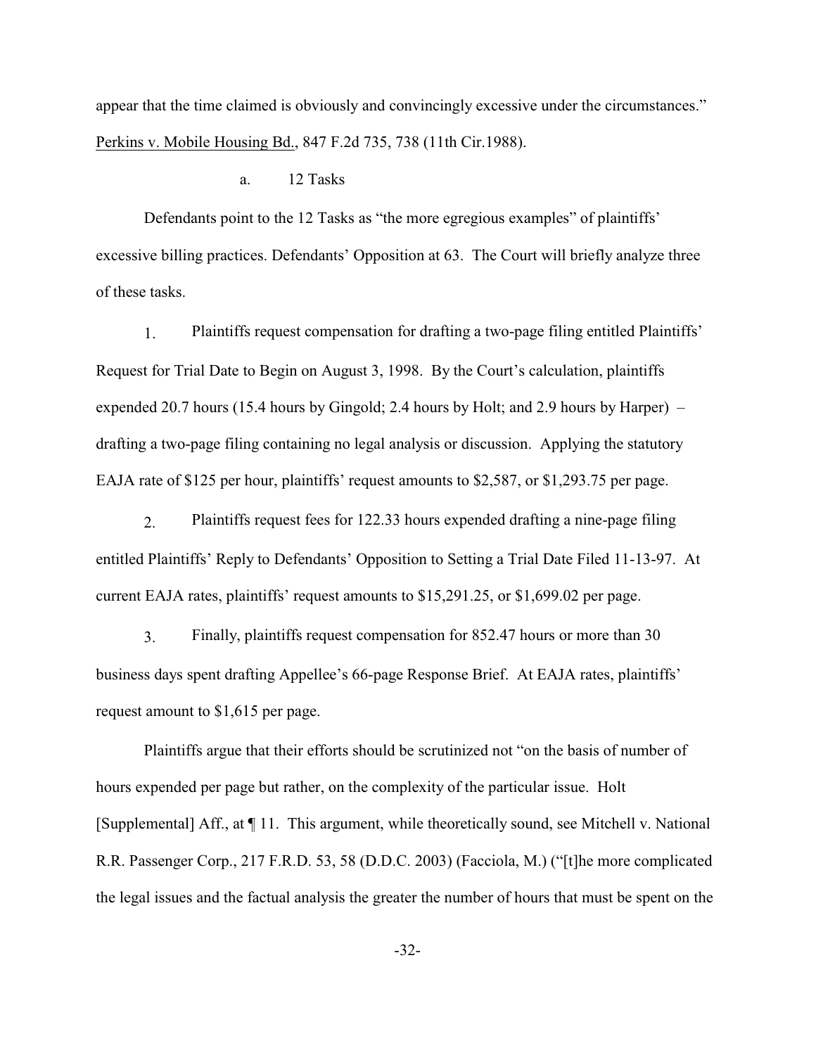appear that the time claimed is obviously and convincingly excessive under the circumstances." Perkins v. Mobile Housing Bd., 847 F.2d 735, 738 (11th Cir.1988).

a. 12 Tasks

Defendants point to the 12 Tasks as "the more egregious examples" of plaintiffs' excessive billing practices. Defendants' Opposition at 63. The Court will briefly analyze three of these tasks.

1. Plaintiffs request compensation for drafting a two-page filing entitled Plaintiffs' Request for Trial Date to Begin on August 3, 1998. By the Court's calculation, plaintiffs expended 20.7 hours (15.4 hours by Gingold; 2.4 hours by Holt; and 2.9 hours by Harper) – drafting a two-page filing containing no legal analysis or discussion. Applying the statutory EAJA rate of $125 per hour, plaintiffs' request amounts to $2,587, or $1,293.75 per page.

2. Plaintiffs request fees for 122.33 hours expended drafting a nine-page filing entitled Plaintiffs' Reply to Defendants' Opposition to Setting a Trial Date Filed 11-13-97. At current EAJA rates, plaintiffs' request amounts to $15,291.25, or $1,699.02 per page.

3. Finally, plaintiffs request compensation for 852.47 hours or more than 30 business days spent drafting Appellee's 66-page Response Brief. At EAJA rates, plaintiffs' request amount to $1,615 per page.

Plaintiffs argue that their efforts should be scrutinized not "on the basis of number of hours expended per page but rather, on the complexity of the particular issue. Holt [Supplemental] Aff., at ¶ 11. This argument, while theoretically sound, see Mitchell v. National R.R. Passenger Corp., 217 F.R.D. 53, 58 (D.D.C. 2003) (Facciola, M.) ("[t]he more complicated the legal issues and the factual analysis the greater the number of hours that must be spent on the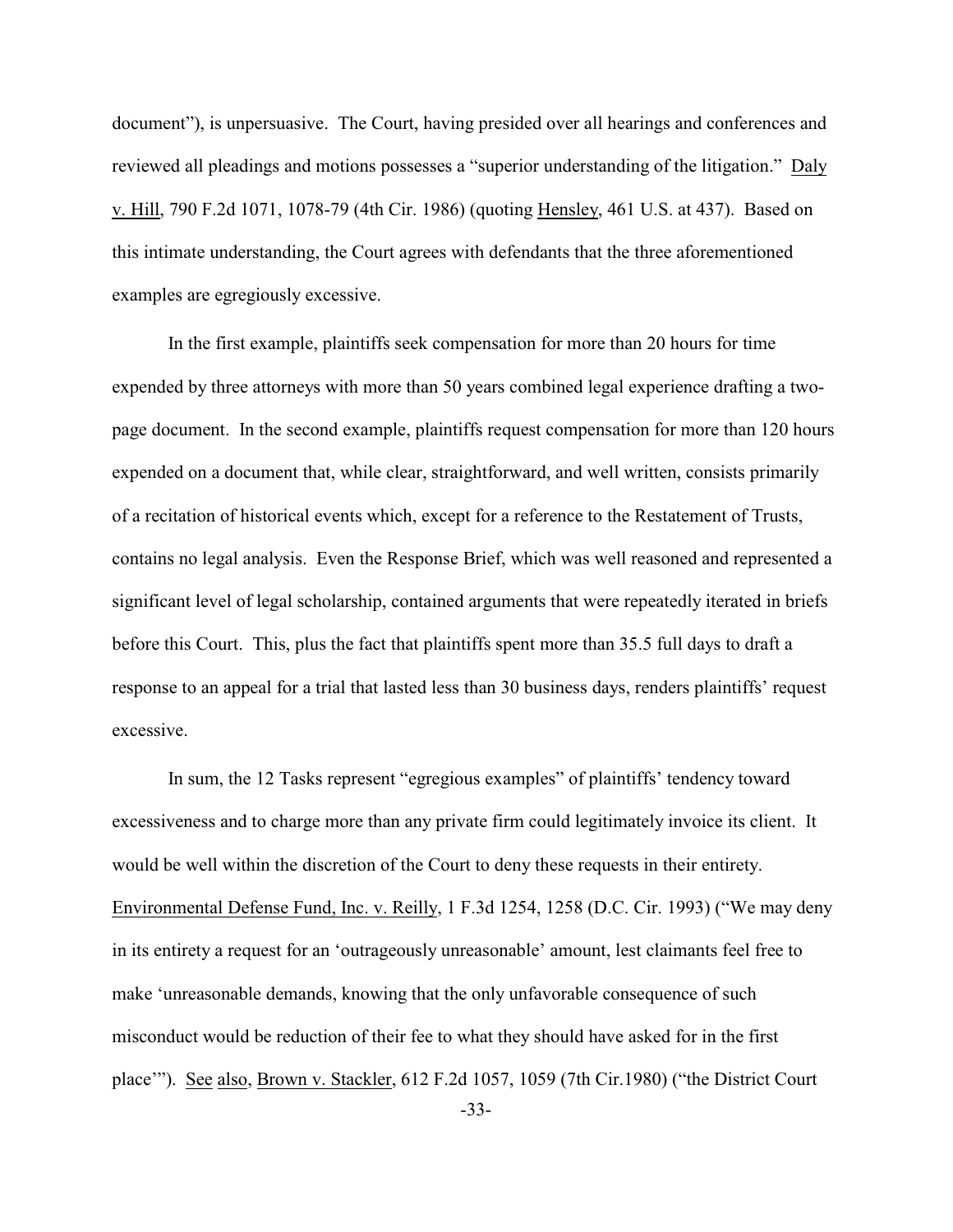document"), is unpersuasive. The Court, having presided over all hearings and conferences and reviewed all pleadings and motions possesses a "superior understanding of the litigation." Daly v. Hill, 790 F.2d 1071, 1078-79 (4th Cir. 1986) (quoting Hensley, 461 U.S. at 437). Based on this intimate understanding, the Court agrees with defendants that the three aforementioned examples are egregiously excessive.

In the first example, plaintiffs seek compensation for more than 20 hours for time expended by three attorneys with more than 50 years combined legal experience drafting a two-page document. In the second example, plaintiffs request compensation for more than 120 hours expended on a document that, while clear, straightforward, and well written, consists primarily of a recitation of historical events which, except for a reference to the Restatement of Trusts, contains no legal analysis. Even the Response Brief, which was well reasoned and represented a significant level of legal scholarship, contained arguments that were repeatedly iterated in briefs before this Court. This, plus the fact that plaintiffs spent more than 35.5 full days to draft a response to an appeal for a trial that lasted less than 30 business days, renders plaintiffs' request excessive.

In sum, the 12 Tasks represent "egregious examples" of plaintiffs' tendency toward excessiveness and to charge more than any private firm could legitimately invoice its client. It would be well within the discretion of the Court to deny these requests in their entirety. Environmental Defense Fund, Inc. v. Reilly, 1 F.3d 1254, 1258 (D.C. Cir. 1993) ("We may deny in its entirety a request for an 'outrageously unreasonable' amount, lest claimants feel free to make 'unreasonable demands, knowing that the only unfavorable consequence of such misconduct would be reduction of their fee to what they should have asked for in the first place'"). See also, Brown v. Stackler, 612 F.2d 1057, 1059 (7th Cir.1980) ("the District Court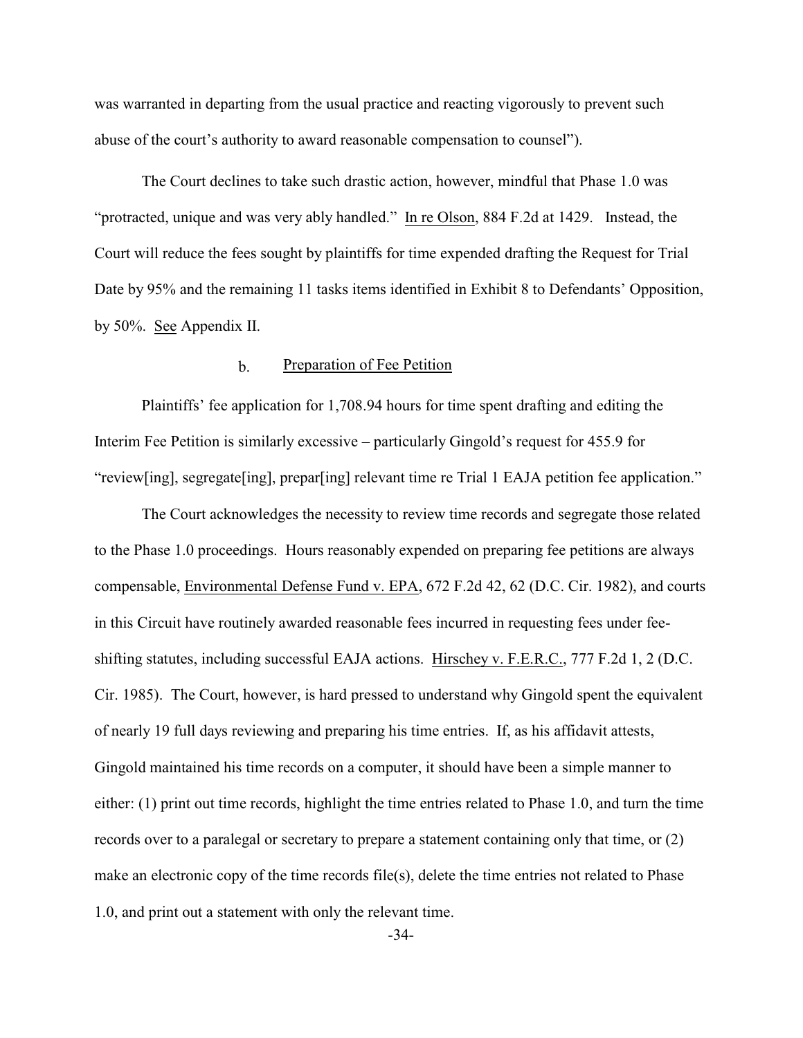was warranted in departing from the usual practice and reacting vigorously to prevent such abuse of the court's authority to award reasonable compensation to counsel").

The Court declines to take such drastic action, however, mindful that Phase 1.0 was "protracted, unique and was very ably handled." In re Olson, 884 F.2d at 1429. Instead, the Court will reduce the fees sought by plaintiffs for time expended drafting the Request for Trial Date by 95% and the remaining 11 tasks items identified in Exhibit 8 to Defendants' Opposition, by 50%. See Appendix II.

b. Preparation of Fee Petition

Plaintiffs' fee application for 1,708.94 hours for time spent drafting and editing the Interim Fee Petition is similarly excessive – particularly Gingold's request for 455.9 for "review[ing], segregate[ing], prepar[ing] relevant time re Trial 1 EAJA petition fee application."

The Court acknowledges the necessity to review time records and segregate those related to the Phase 1.0 proceedings. Hours reasonably expended on preparing fee petitions are always compensable, Environmental Defense Fund v. EPA, 672 F.2d 42, 62 (D.C. Cir. 1982), and courts in this Circuit have routinely awarded reasonable fees incurred in requesting fees under fee-shifting statutes, including successful EAJA actions. Hirschey v. F.E.R.C., 777 F.2d 1, 2 (D.C. Cir. 1985). The Court, however, is hard pressed to understand why Gingold spent the equivalent of nearly 19 full days reviewing and preparing his time entries. If, as his affidavit attests, Gingold maintained his time records on a computer, it should have been a simple manner to either: (1) print out time records, highlight the time entries related to Phase 1.0, and turn the time records over to a paralegal or secretary to prepare a statement containing only that time, or (2) make an electronic copy of the time records file(s), delete the time entries not related to Phase 1.0, and print out a statement with only the relevant time.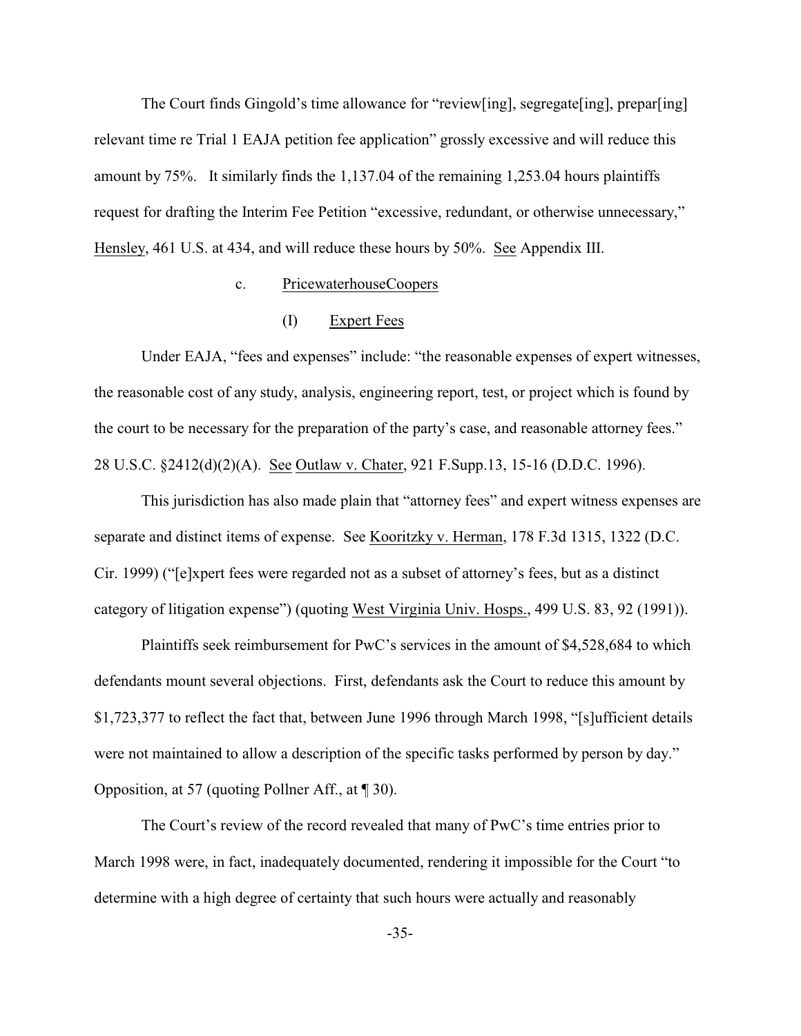The Court finds Gingold's time allowance for "review[ing], segregate[ing], prepar[ing] relevant time re Trial 1 EAJA petition fee application" grossly excessive and will reduce this amount by 75%. It similarly finds the 1,137.04 of the remaining 1,253.04 hours plaintiffs request for drafting the Interim Fee Petition "excessive, redundant, or otherwise unnecessary," Hensley, 461 U.S. at 434, and will reduce these hours by 50%. See Appendix III.

c. PricewaterhouseCoopers

(I) Expert Fees

Under EAJA, "fees and expenses" include: "the reasonable expenses of expert witnesses, the reasonable cost of any study, analysis, engineering report, test, or project which is found by the court to be necessary for the preparation of the party's case, and reasonable attorney fees." 28 U.S.C. §2412(d)(2)(A). See Outlaw v. Chater, 921 F.Supp.13, 15-16 (D.D.C. 1996).

This jurisdiction has also made plain that "attorney fees" and expert witness expenses are separate and distinct items of expense. See Kooritzky v. Herman, 178 F.3d 1315, 1322 (D.C. Cir. 1999) ("[e]xpert fees were regarded not as a subset of attorney's fees, but as a distinct category of litigation expense") (quoting West Virginia Univ. Hosps., 499 U.S. 83, 92 (1991)).

Plaintiffs seek reimbursement for PwC's services in the amount of $4,528,684 to which defendants mount several objections. First, defendants ask the Court to reduce this amount by $1,723,377 to reflect the fact that, between June 1996 through March 1998, "[s]ufficient details were not maintained to allow a description of the specific tasks performed by person by day." Opposition, at 57 (quoting Pollner Aff., at ¶ 30).

The Court's review of the record revealed that many of PwC's time entries prior to March 1998 were, in fact, inadequately documented, rendering it impossible for the Court "to determine with a high degree of certainty that such hours were actually and reasonably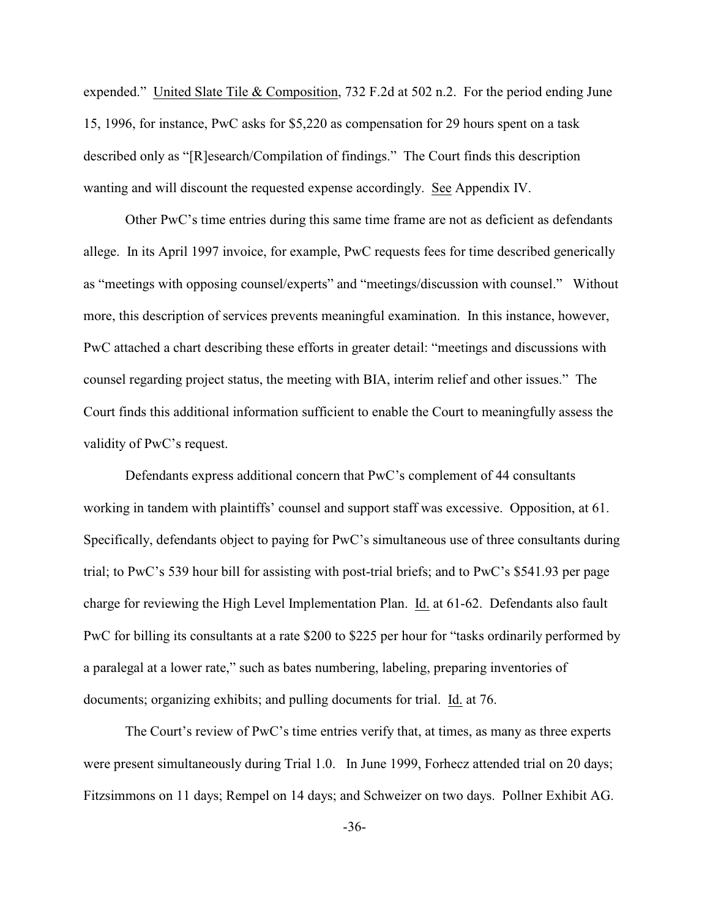expended." United Slate Tile & Composition, 732 F.2d at 502 n.2. For the period ending June 15, 1996, for instance, PwC asks for $5,220 as compensation for 29 hours spent on a task described only as "[R]esearch/Compilation of findings." The Court finds this description wanting and will discount the requested expense accordingly. See Appendix IV.

Other PwC's time entries during this same time frame are not as deficient as defendants allege. In its April 1997 invoice, for example, PwC requests fees for time described generically as "meetings with opposing counsel/experts" and "meetings/discussion with counsel." Without more, this description of services prevents meaningful examination. In this instance, however, PwC attached a chart describing these efforts in greater detail: "meetings and discussions with counsel regarding project status, the meeting with BIA, interim relief and other issues." The Court finds this additional information sufficient to enable the Court to meaningfully assess the validity of PwC's request.

Defendants express additional concern that PwC's complement of 44 consultants working in tandem with plaintiffs' counsel and support staff was excessive. Opposition, at 61. Specifically, defendants object to paying for PwC's simultaneous use of three consultants during trial; to PwC's 539 hour bill for assisting with post-trial briefs; and to PwC's $541.93 per page charge for reviewing the High Level Implementation Plan. Id. at 61-62. Defendants also fault PwC for billing its consultants at a rate $200 to $225 per hour for "tasks ordinarily performed by a paralegal at a lower rate," such as bates numbering, labeling, preparing inventories of documents; organizing exhibits; and pulling documents for trial. Id. at 76.

The Court's review of PwC's time entries verify that, at times, as many as three experts were present simultaneously during Trial 1.0. In June 1999, Forhecz attended trial on 20 days; Fitzsimmons on 11 days; Rempel on 14 days; and Schweizer on two days. Pollner Exhibit AG.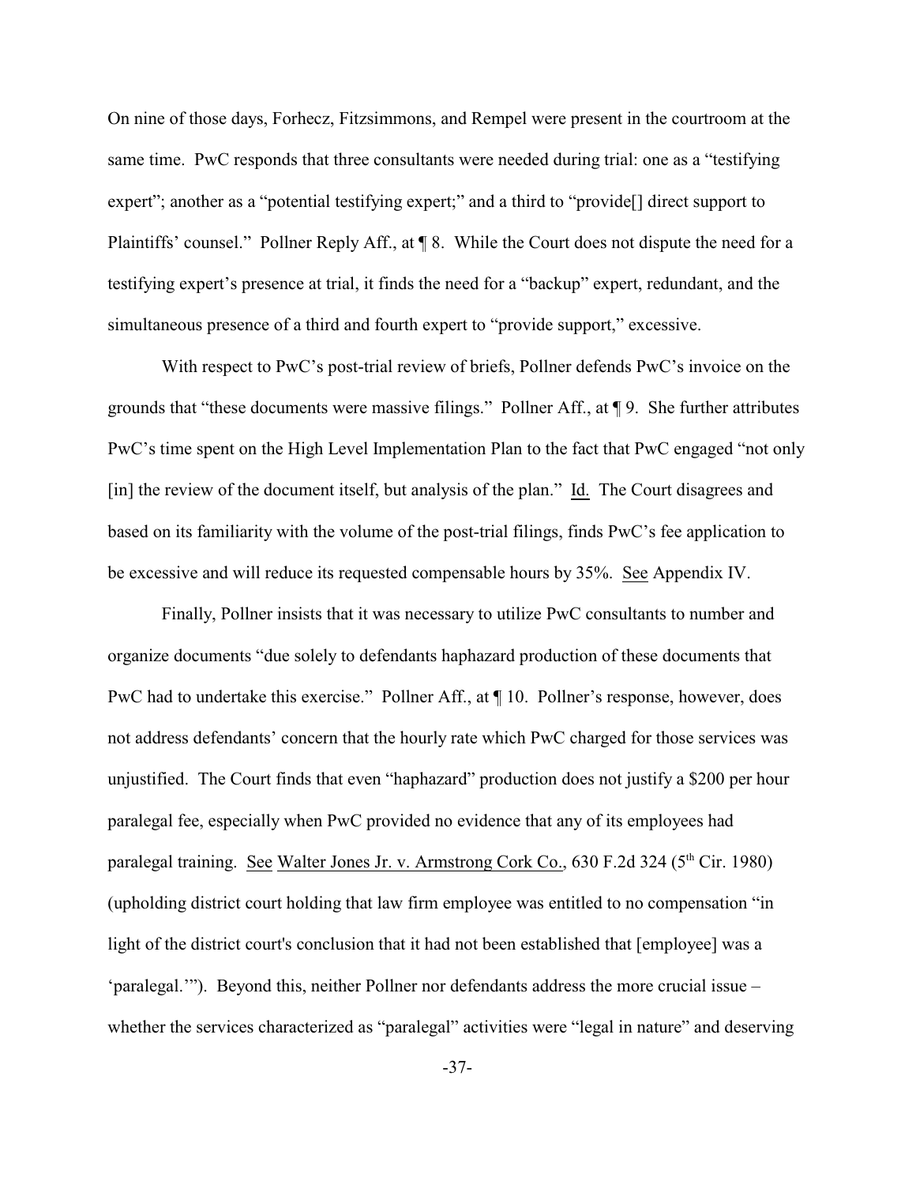On nine of those days, Forhecz, Fitzsimmons, and Rempel were present in the courtroom at the same time. PwC responds that three consultants were needed during trial: one as a "testifying expert"; another as a "potential testifying expert;" and a third to "provide[] direct support to Plaintiffs' counsel." Pollner Reply Aff., at ¶ 8. While the Court does not dispute the need for a testifying expert's presence at trial, it finds the need for a "backup" expert, redundant, and the simultaneous presence of a third and fourth expert to "provide support," excessive.

With respect to PwC's post-trial review of briefs, Pollner defends PwC's invoice on the grounds that "these documents were massive filings." Pollner Aff., at ¶ 9. She further attributes PwC's time spent on the High Level Implementation Plan to the fact that PwC engaged "not only [in] the review of the document itself, but analysis of the plan." Id. The Court disagrees and based on its familiarity with the volume of the post-trial filings, finds PwC's fee application to be excessive and will reduce its requested compensable hours by 35%. See Appendix IV.

Finally, Pollner insists that it was necessary to utilize PwC consultants to number and organize documents "due solely to defendants haphazard production of these documents that PwC had to undertake this exercise." Pollner Aff., at ¶ 10. Pollner's response, however, does not address defendants' concern that the hourly rate which PwC charged for those services was unjustified. The Court finds that even "haphazard" production does not justify a $200 per hour paralegal fee, especially when PwC provided no evidence that any of its employees had paralegal training. See Walter Jones Jr. v. Armstrong Cork Co., 630 F.2d 324 (5th Cir. 1980) (upholding district court holding that law firm employee was entitled to no compensation "in light of the district court's conclusion that it had not been established that [employee] was a 'paralegal.'"). Beyond this, neither Pollner nor defendants address the more crucial issue – whether the services characterized as "paralegal" activities were "legal in nature" and deserving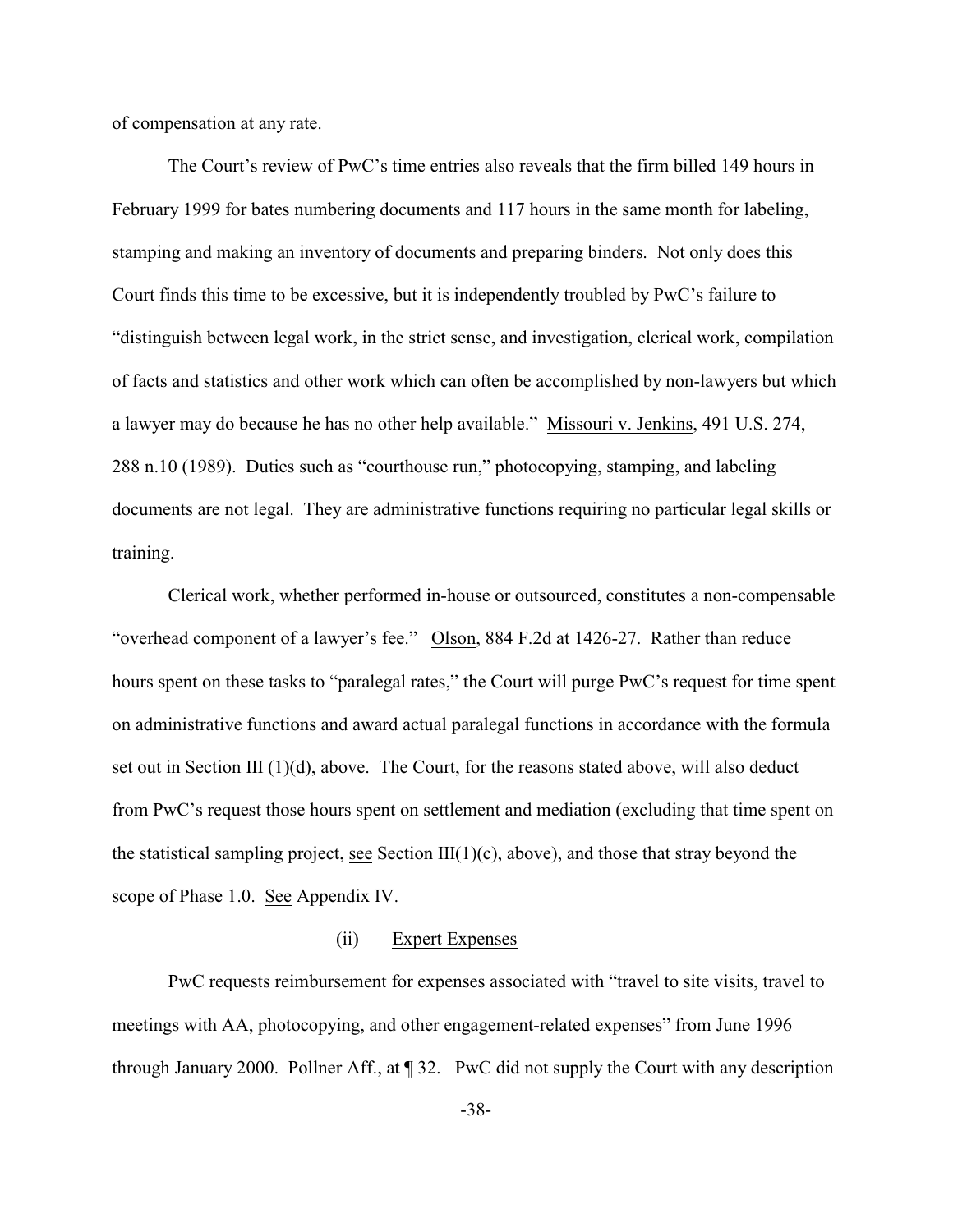of compensation at any rate.

The Court's review of PwC's time entries also reveals that the firm billed 149 hours in February 1999 for bates numbering documents and 117 hours in the same month for labeling, stamping and making an inventory of documents and preparing binders. Not only does this Court finds this time to be excessive, but it is independently troubled by PwC's failure to "distinguish between legal work, in the strict sense, and investigation, clerical work, compilation of facts and statistics and other work which can often be accomplished by non-lawyers but which a lawyer may do because he has no other help available." Missouri v. Jenkins, 491 U.S. 274, 288 n.10 (1989). Duties such as "courthouse run," photocopying, stamping, and labeling documents are not legal. They are administrative functions requiring no particular legal skills or training.

Clerical work, whether performed in-house or outsourced, constitutes a non-compensable "overhead component of a lawyer's fee." Olson, 884 F.2d at 1426-27. Rather than reduce hours spent on these tasks to "paralegal rates," the Court will purge PwC's request for time spent on administrative functions and award actual paralegal functions in accordance with the formula set out in Section III (1)(d), above. The Court, for the reasons stated above, will also deduct from PwC's request those hours spent on settlement and mediation (excluding that time spent on the statistical sampling project, see Section III(1)(c), above), and those that stray beyond the scope of Phase 1.0. See Appendix IV.

(ii) Expert Expenses

PwC requests reimbursement for expenses associated with "travel to site visits, travel to meetings with AA, photocopying, and other engagement-related expenses" from June 1996 through January 2000. Pollner Aff., at ¶ 32. PwC did not supply the Court with any description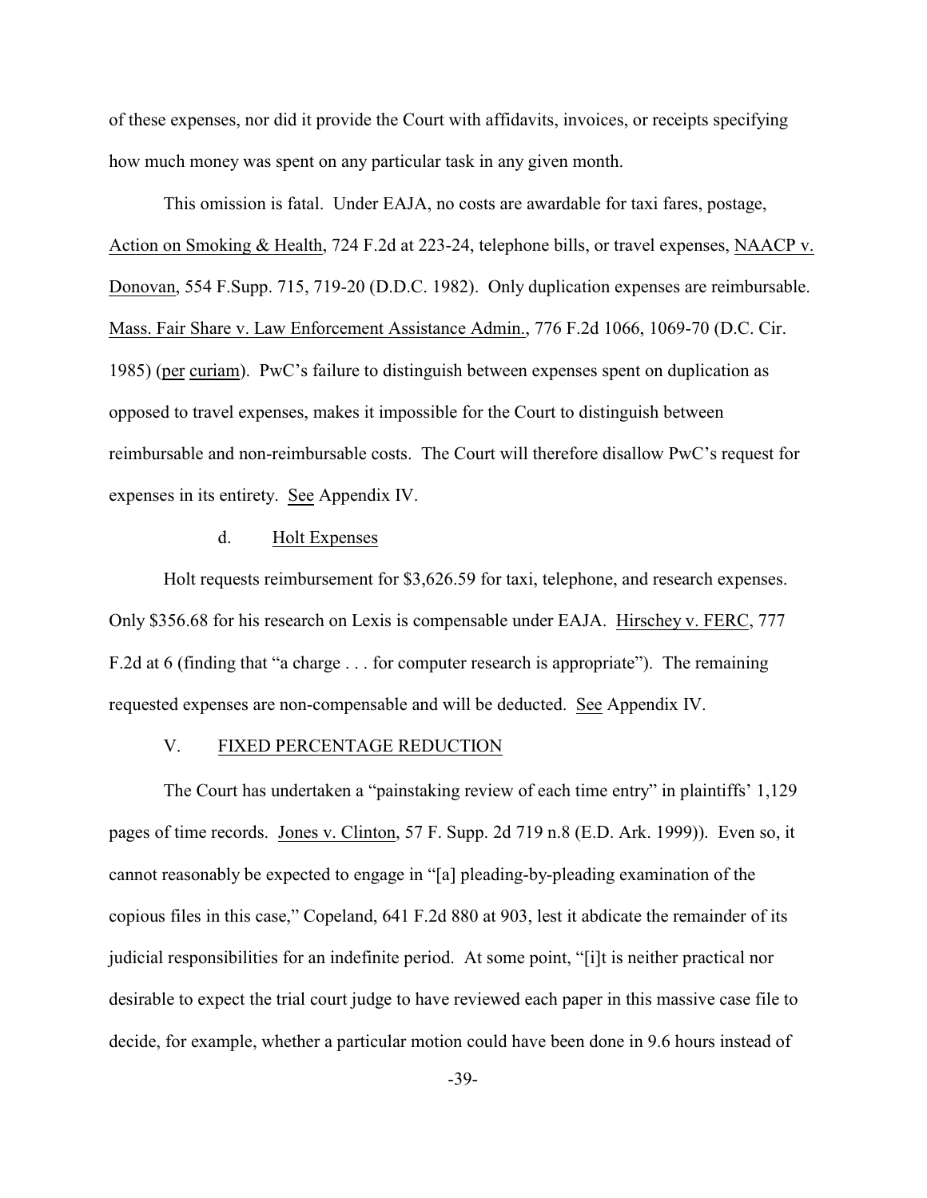of these expenses, nor did it provide the Court with affidavits, invoices, or receipts specifying how much money was spent on any particular task in any given month.

This omission is fatal. Under EAJA, no costs are awardable for taxi fares, postage, Action on Smoking & Health, 724 F.2d at 223-24, telephone bills, or travel expenses, NAACP v. Donovan, 554 F.Supp. 715, 719-20 (D.D.C. 1982). Only duplication expenses are reimbursable. Mass. Fair Share v. Law Enforcement Assistance Admin., 776 F.2d 1066, 1069-70 (D.C. Cir. 1985) (per curiam). PwC's failure to distinguish between expenses spent on duplication as opposed to travel expenses, makes it impossible for the Court to distinguish between reimbursable and non-reimbursable costs. The Court will therefore disallow PwC's request for expenses in its entirety. See Appendix IV.

#### d. Holt Expenses

Holt requests reimbursement for $3,626.59 for taxi, telephone, and research expenses. Only $356.68 for his research on Lexis is compensable under EAJA. Hirschey v. FERC, 777 F.2d at 6 (finding that "a charge . . . for computer research is appropriate"). The remaining requested expenses are non-compensable and will be deducted. See Appendix IV.

## V. FIXED PERCENTAGE REDUCTION

The Court has undertaken a "painstaking review of each time entry" in plaintiffs' 1,129 pages of time records. Jones v. Clinton, 57 F. Supp. 2d 719 n.8 (E.D. Ark. 1999)). Even so, it cannot reasonably be expected to engage in "[a] pleading-by-pleading examination of the copious files in this case," Copeland, 641 F.2d 880 at 903, lest it abdicate the remainder of its judicial responsibilities for an indefinite period. At some point, "[i]t is neither practical nor desirable to expect the trial court judge to have reviewed each paper in this massive case file to decide, for example, whether a particular motion could have been done in 9.6 hours instead of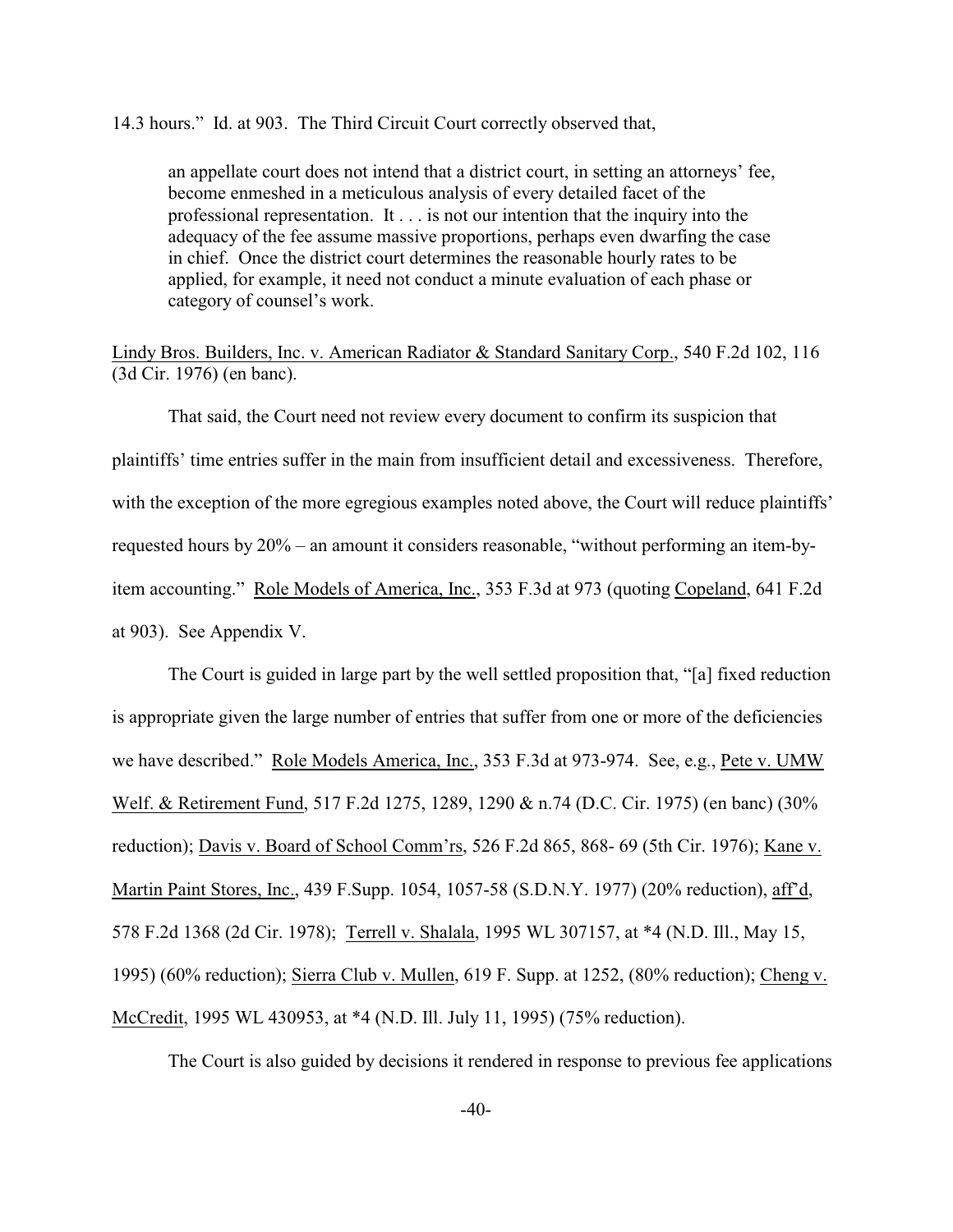14.3 hours." Id. at 903. The Third Circuit Court correctly observed that,

> an appellate court does not intend that a district court, in setting an attorneys' fee, become enmeshed in a meticulous analysis of every detailed facet of the professional representation. It . . . is not our intention that the inquiry into the adequacy of the fee assume massive proportions, perhaps even dwarfing the case in chief. Once the district court determines the reasonable hourly rates to be applied, for example, it need not conduct a minute evaluation of each phase or category of counsel's work.

Lindy Bros. Builders, Inc. v. American Radiator & Standard Sanitary Corp., 540 F.2d 102, 116 (3d Cir. 1976) (en banc).

That said, the Court need not review every document to confirm its suspicion that plaintiffs' time entries suffer in the main from insufficient detail and excessiveness. Therefore, with the exception of the more egregious examples noted above, the Court will reduce plaintiffs' requested hours by 20% – an amount it considers reasonable, "without performing an item-by-item accounting." Role Models of America, Inc., 353 F.3d at 973 (quoting Copeland, 641 F.2d at 903). See Appendix V.

The Court is guided in large part by the well settled proposition that, "[a] fixed reduction is appropriate given the large number of entries that suffer from one or more of the deficiencies we have described." Role Models America, Inc., 353 F.3d at 973-974. See, e.g., Pete v. UMW Welf. & Retirement Fund, 517 F.2d 1275, 1289, 1290 & n.74 (D.C. Cir. 1975) (en banc) (30% reduction); Davis v. Board of School Comm'rs, 526 F.2d 865, 868- 69 (5th Cir. 1976); Kane v. Martin Paint Stores, Inc., 439 F.Supp. 1054, 1057-58 (S.D.N.Y. 1977) (20% reduction), aff'd, 578 F.2d 1368 (2d Cir. 1978); Terrell v. Shalala, 1995 WL 307157, at *4 (N.D. Ill., May 15, 1995) (60% reduction); Sierra Club v. Mullen, 619 F. Supp. at 1252, (80% reduction); Cheng v. McCredit, 1995 WL 430953, at *4 (N.D. Ill. July 11, 1995) (75% reduction).

The Court is also guided by decisions it rendered in response to previous fee applications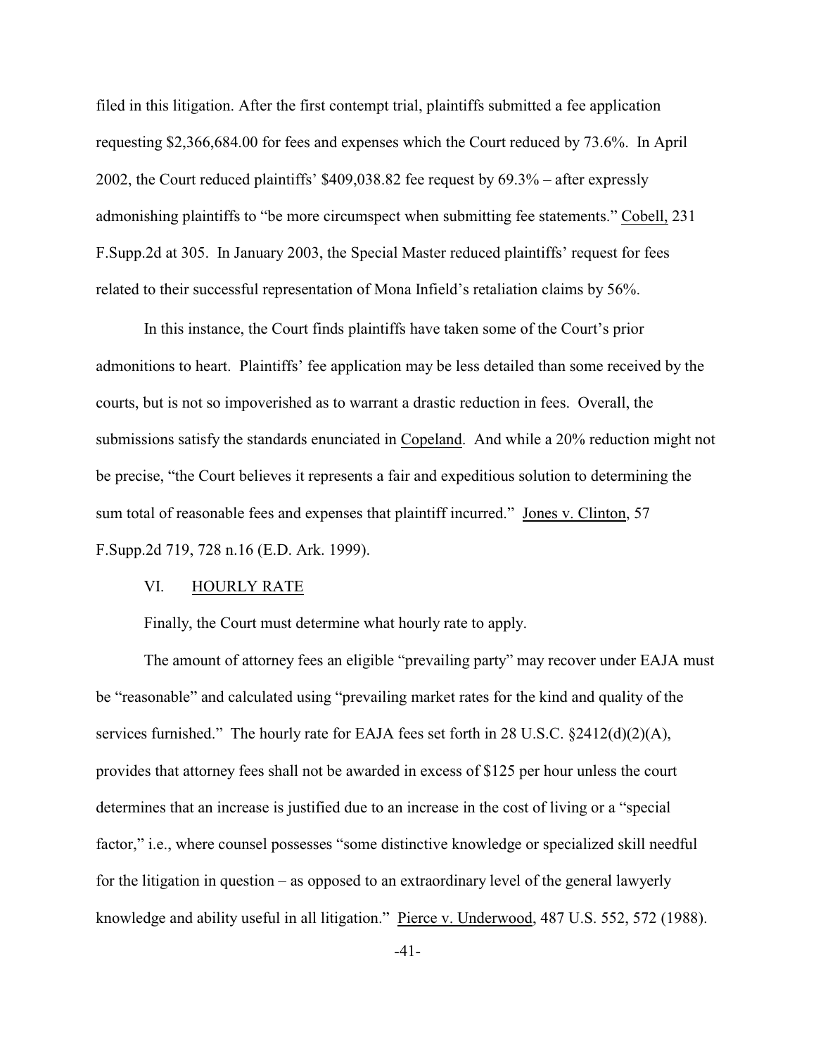filed in this litigation. After the first contempt trial, plaintiffs submitted a fee application requesting $2,366,684.00 for fees and expenses which the Court reduced by 73.6%. In April 2002, the Court reduced plaintiffs' $409,038.82 fee request by 69.3% – after expressly admonishing plaintiffs to "be more circumspect when submitting fee statements." Cobell, 231 F.Supp.2d at 305. In January 2003, the Special Master reduced plaintiffs' request for fees related to their successful representation of Mona Infield's retaliation claims by 56%.

In this instance, the Court finds plaintiffs have taken some of the Court's prior admonitions to heart. Plaintiffs' fee application may be less detailed than some received by the courts, but is not so impoverished as to warrant a drastic reduction in fees. Overall, the submissions satisfy the standards enunciated in Copeland. And while a 20% reduction might not be precise, "the Court believes it represents a fair and expeditious solution to determining the sum total of reasonable fees and expenses that plaintiff incurred." Jones v. Clinton, 57 F.Supp.2d 719, 728 n.16 (E.D. Ark. 1999).

## VI. HOURLY RATE

Finally, the Court must determine what hourly rate to apply.

The amount of attorney fees an eligible "prevailing party" may recover under EAJA must be "reasonable" and calculated using "prevailing market rates for the kind and quality of the services furnished." The hourly rate for EAJA fees set forth in 28 U.S.C. §2412(d)(2)(A), provides that attorney fees shall not be awarded in excess of $125 per hour unless the court determines that an increase is justified due to an increase in the cost of living or a "special factor," i.e., where counsel possesses "some distinctive knowledge or specialized skill needful for the litigation in question – as opposed to an extraordinary level of the general lawyerly knowledge and ability useful in all litigation." Pierce v. Underwood, 487 U.S. 552, 572 (1988).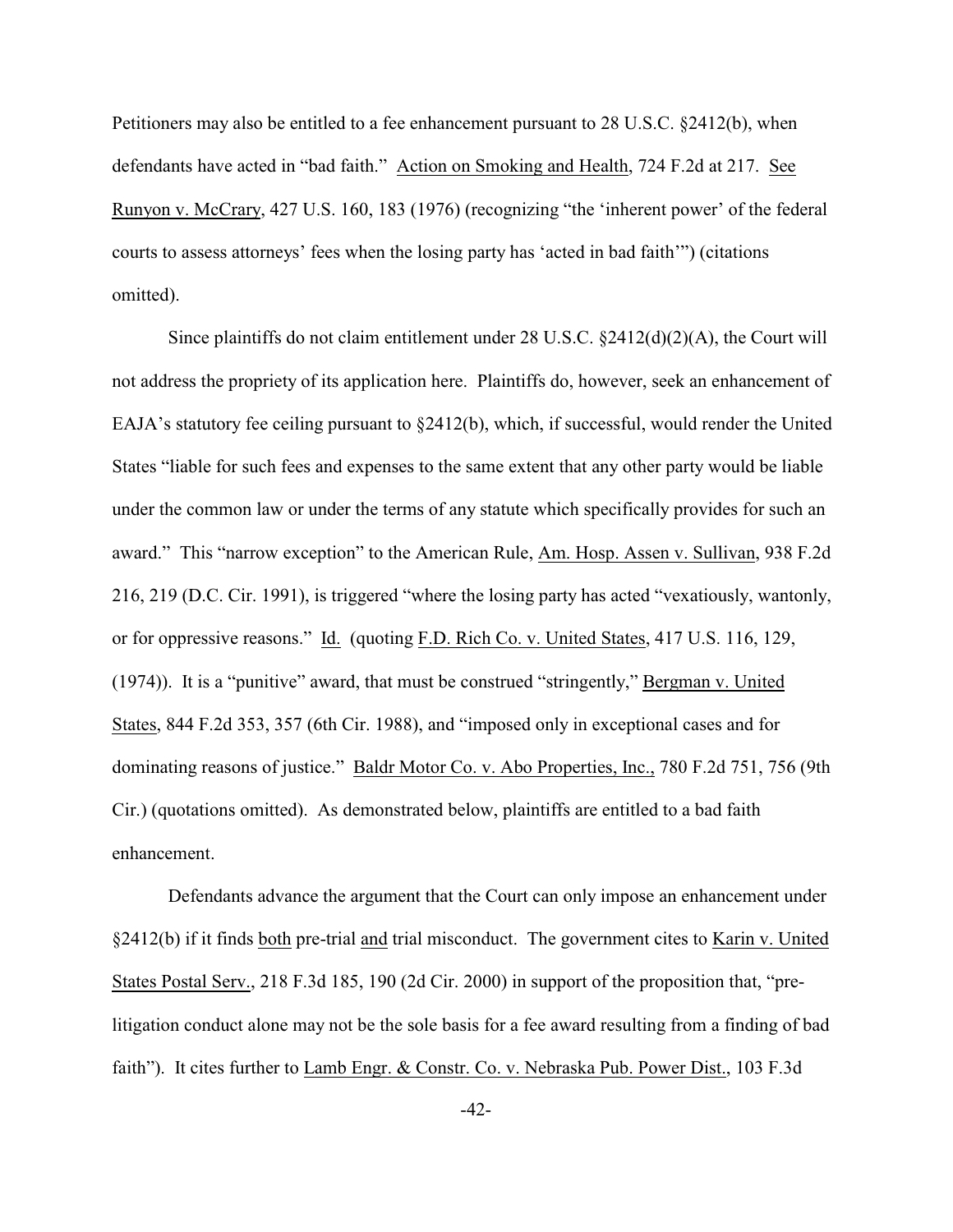Petitioners may also be entitled to a fee enhancement pursuant to 28 U.S.C. §2412(b), when defendants have acted in "bad faith." Action on Smoking and Health, 724 F.2d at 217. See Runyon v. McCrary, 427 U.S. 160, 183 (1976) (recognizing "the 'inherent power' of the federal courts to assess attorneys' fees when the losing party has 'acted in bad faith'") (citations omitted).

Since plaintiffs do not claim entitlement under 28 U.S.C. §2412(d)(2)(A), the Court will not address the propriety of its application here. Plaintiffs do, however, seek an enhancement of EAJA's statutory fee ceiling pursuant to §2412(b), which, if successful, would render the United States "liable for such fees and expenses to the same extent that any other party would be liable under the common law or under the terms of any statute which specifically provides for such an award." This "narrow exception" to the American Rule, Am. Hosp. Assen v. Sullivan, 938 F.2d 216, 219 (D.C. Cir. 1991), is triggered "where the losing party has acted "vexatiously, wantonly, or for oppressive reasons." Id. (quoting F.D. Rich Co. v. United States, 417 U.S. 116, 129, (1974)). It is a "punitive" award, that must be construed "stringently," Bergman v. United States, 844 F.2d 353, 357 (6th Cir. 1988), and "imposed only in exceptional cases and for dominating reasons of justice." Baldr Motor Co. v. Abo Properties, Inc., 780 F.2d 751, 756 (9th Cir.) (quotations omitted). As demonstrated below, plaintiffs are entitled to a bad faith enhancement.

Defendants advance the argument that the Court can only impose an enhancement under §2412(b) if it finds both pre-trial and trial misconduct. The government cites to Karin v. United States Postal Serv., 218 F.3d 185, 190 (2d Cir. 2000) in support of the proposition that, "pre-litigation conduct alone may not be the sole basis for a fee award resulting from a finding of bad faith"). It cites further to Lamb Engr. & Constr. Co. v. Nebraska Pub. Power Dist., 103 F.3d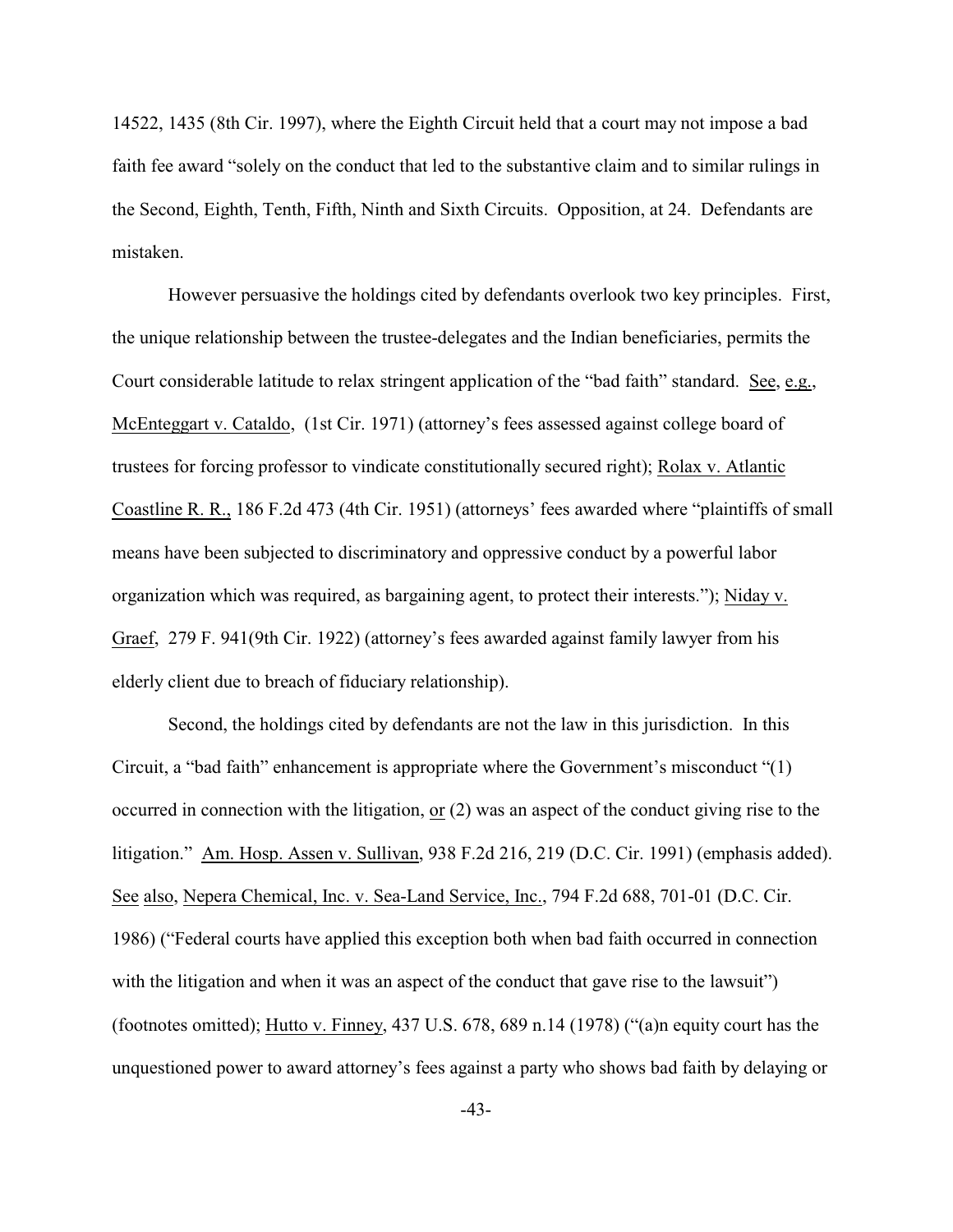14522, 1435 (8th Cir. 1997), where the Eighth Circuit held that a court may not impose a bad faith fee award "solely on the conduct that led to the substantive claim and to similar rulings in the Second, Eighth, Tenth, Fifth, Ninth and Sixth Circuits. Opposition, at 24. Defendants are mistaken.

However persuasive the holdings cited by defendants overlook two key principles. First, the unique relationship between the trustee-delegates and the Indian beneficiaries, permits the Court considerable latitude to relax stringent application of the "bad faith" standard. See, e.g., McEnteggart v. Cataldo, (1st Cir. 1971) (attorney's fees assessed against college board of trustees for forcing professor to vindicate constitutionally secured right); Rolax v. Atlantic Coastline R. R., 186 F.2d 473 (4th Cir. 1951) (attorneys' fees awarded where "plaintiffs of small means have been subjected to discriminatory and oppressive conduct by a powerful labor organization which was required, as bargaining agent, to protect their interests."); Niday v. Graef, 279 F. 941(9th Cir. 1922) (attorney's fees awarded against family lawyer from his elderly client due to breach of fiduciary relationship).

Second, the holdings cited by defendants are not the law in this jurisdiction. In this Circuit, a "bad faith" enhancement is appropriate where the Government's misconduct "(1) occurred in connection with the litigation, or (2) was an aspect of the conduct giving rise to the litigation." Am. Hosp. Assen v. Sullivan, 938 F.2d 216, 219 (D.C. Cir. 1991) (emphasis added). See also, Nepera Chemical, Inc. v. Sea-Land Service, Inc., 794 F.2d 688, 701-01 (D.C. Cir. 1986) ("Federal courts have applied this exception both when bad faith occurred in connection with the litigation and when it was an aspect of the conduct that gave rise to the lawsuit") (footnotes omitted); Hutto v. Finney, 437 U.S. 678, 689 n.14 (1978) ("(a)n equity court has the unquestioned power to award attorney's fees against a party who shows bad faith by delaying or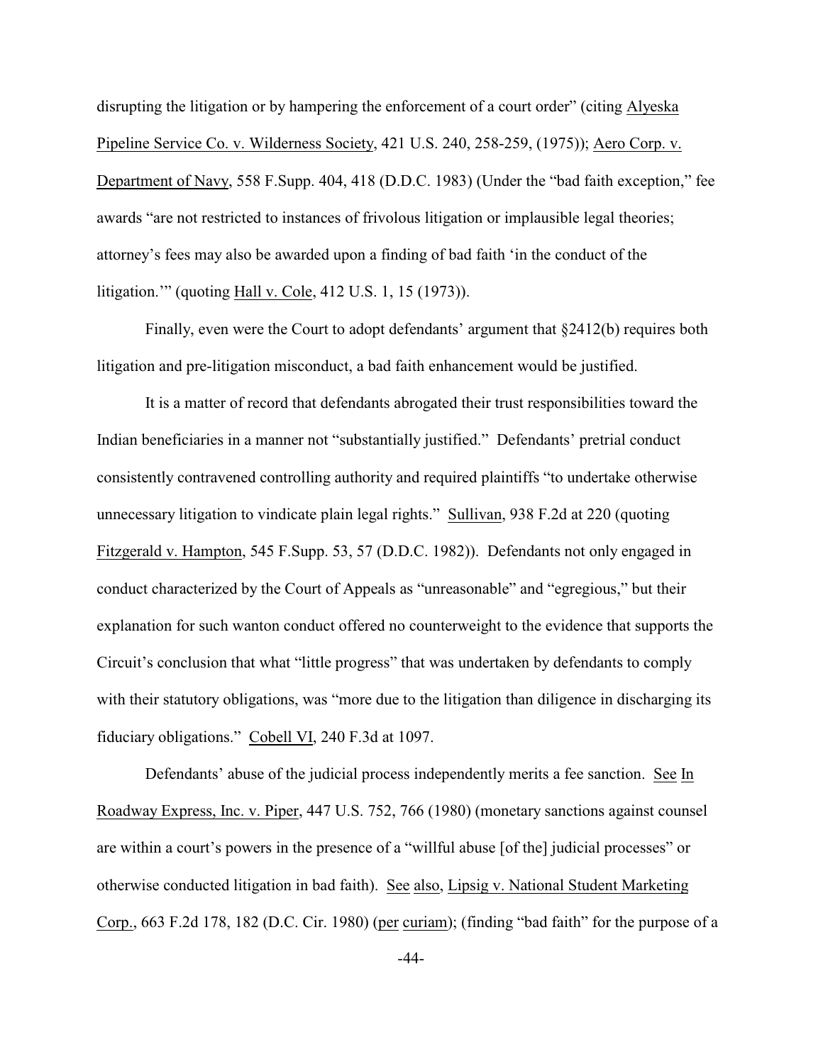disrupting the litigation or by hampering the enforcement of a court order" (citing Alyeska Pipeline Service Co. v. Wilderness Society, 421 U.S. 240, 258-259, (1975)); Aero Corp. v. Department of Navy, 558 F.Supp. 404, 418 (D.D.C. 1983) (Under the "bad faith exception," fee awards "are not restricted to instances of frivolous litigation or implausible legal theories; attorney's fees may also be awarded upon a finding of bad faith 'in the conduct of the litigation.'" (quoting Hall v. Cole, 412 U.S. 1, 15 (1973)).

Finally, even were the Court to adopt defendants' argument that §2412(b) requires both litigation and pre-litigation misconduct, a bad faith enhancement would be justified.

It is a matter of record that defendants abrogated their trust responsibilities toward the Indian beneficiaries in a manner not "substantially justified." Defendants' pretrial conduct consistently contravened controlling authority and required plaintiffs "to undertake otherwise unnecessary litigation to vindicate plain legal rights." Sullivan, 938 F.2d at 220 (quoting Fitzgerald v. Hampton, 545 F.Supp. 53, 57 (D.D.C. 1982)). Defendants not only engaged in conduct characterized by the Court of Appeals as "unreasonable" and "egregious," but their explanation for such wanton conduct offered no counterweight to the evidence that supports the Circuit's conclusion that what "little progress" that was undertaken by defendants to comply with their statutory obligations, was "more due to the litigation than diligence in discharging its fiduciary obligations." Cobell VI, 240 F.3d at 1097.

Defendants' abuse of the judicial process independently merits a fee sanction. See In Roadway Express, Inc. v. Piper, 447 U.S. 752, 766 (1980) (monetary sanctions against counsel are within a court's powers in the presence of a "willful abuse [of the] judicial processes" or otherwise conducted litigation in bad faith). See also, Lipsig v. National Student Marketing Corp., 663 F.2d 178, 182 (D.C. Cir. 1980) (per curiam); (finding "bad faith" for the purpose of a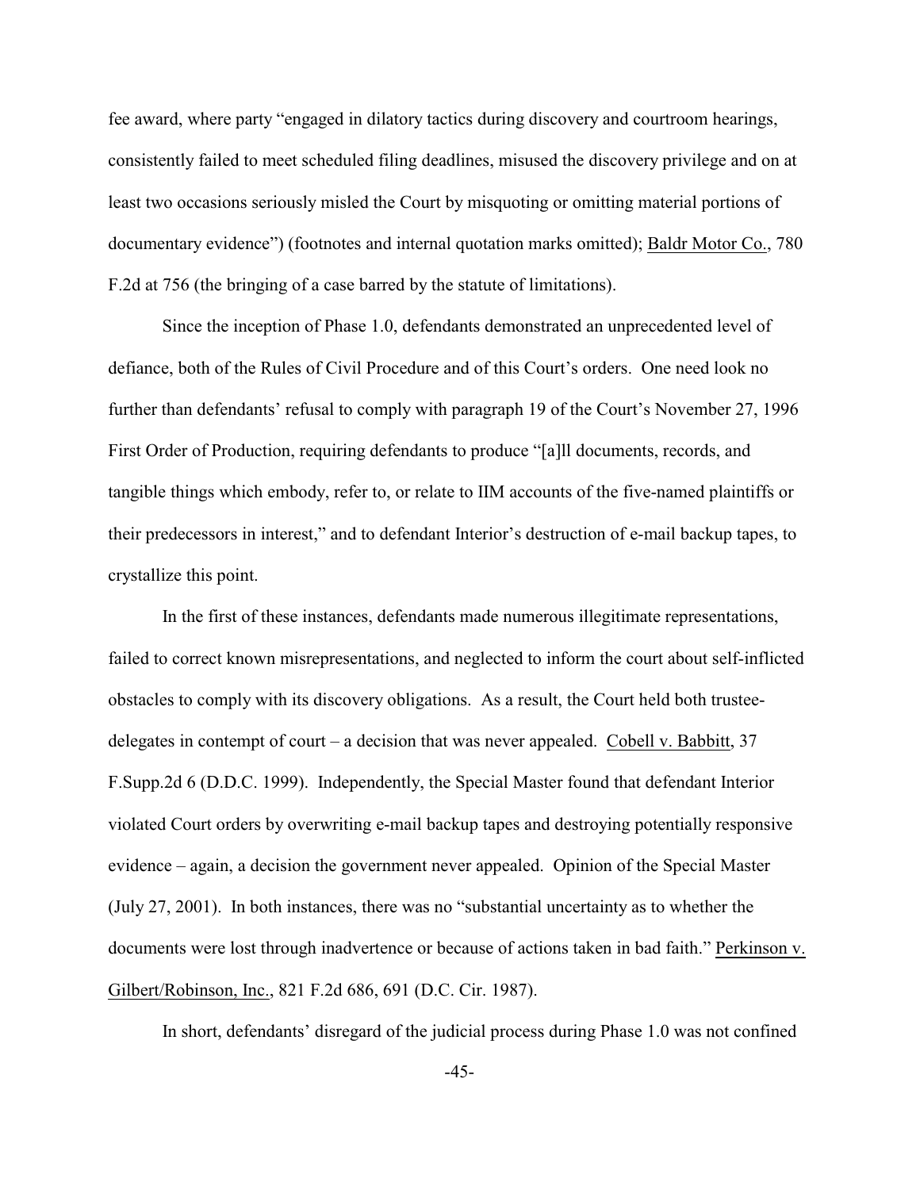fee award, where party "engaged in dilatory tactics during discovery and courtroom hearings, consistently failed to meet scheduled filing deadlines, misused the discovery privilege and on at least two occasions seriously misled the Court by misquoting or omitting material portions of documentary evidence") (footnotes and internal quotation marks omitted); Baldr Motor Co., 780 F.2d at 756 (the bringing of a case barred by the statute of limitations).

Since the inception of Phase 1.0, defendants demonstrated an unprecedented level of defiance, both of the Rules of Civil Procedure and of this Court's orders. One need look no further than defendants' refusal to comply with paragraph 19 of the Court's November 27, 1996 First Order of Production, requiring defendants to produce "[a]ll documents, records, and tangible things which embody, refer to, or relate to IIM accounts of the five-named plaintiffs or their predecessors in interest," and to defendant Interior's destruction of e-mail backup tapes, to crystallize this point.

In the first of these instances, defendants made numerous illegitimate representations, failed to correct known misrepresentations, and neglected to inform the court about self-inflicted obstacles to comply with its discovery obligations. As a result, the Court held both trustee-delegates in contempt of court – a decision that was never appealed. Cobell v. Babbitt, 37 F.Supp.2d 6 (D.D.C. 1999). Independently, the Special Master found that defendant Interior violated Court orders by overwriting e-mail backup tapes and destroying potentially responsive evidence – again, a decision the government never appealed. Opinion of the Special Master (July 27, 2001). In both instances, there was no "substantial uncertainty as to whether the documents were lost through inadvertence or because of actions taken in bad faith." Perkinson v. Gilbert/Robinson, Inc., 821 F.2d 686, 691 (D.C. Cir. 1987).

In short, defendants' disregard of the judicial process during Phase 1.0 was not confined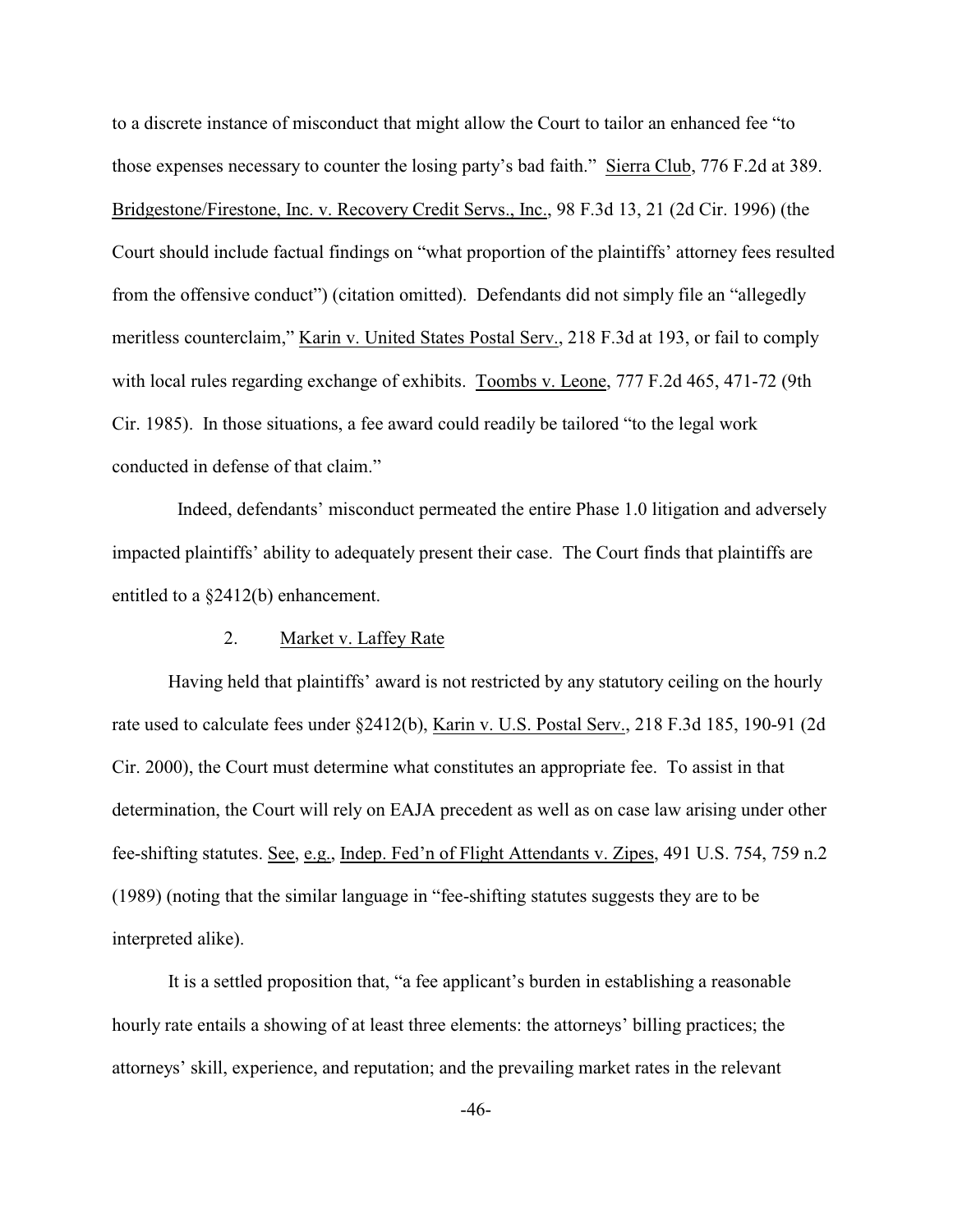to a discrete instance of misconduct that might allow the Court to tailor an enhanced fee "to those expenses necessary to counter the losing party's bad faith." Sierra Club, 776 F.2d at 389. Bridgestone/Firestone, Inc. v. Recovery Credit Servs., Inc., 98 F.3d 13, 21 (2d Cir. 1996) (the Court should include factual findings on "what proportion of the plaintiffs' attorney fees resulted from the offensive conduct") (citation omitted). Defendants did not simply file an "allegedly meritless counterclaim," Karin v. United States Postal Serv., 218 F.3d at 193, or fail to comply with local rules regarding exchange of exhibits. Toombs v. Leone, 777 F.2d 465, 471-72 (9th Cir. 1985). In those situations, a fee award could readily be tailored "to the legal work conducted in defense of that claim."

Indeed, defendants' misconduct permeated the entire Phase 1.0 litigation and adversely impacted plaintiffs' ability to adequately present their case. The Court finds that plaintiffs are entitled to a §2412(b) enhancement.

### 2. Market v. Laffey Rate

Having held that plaintiffs' award is not restricted by any statutory ceiling on the hourly rate used to calculate fees under §2412(b), Karin v. U.S. Postal Serv., 218 F.3d 185, 190-91 (2d Cir. 2000), the Court must determine what constitutes an appropriate fee. To assist in that determination, the Court will rely on EAJA precedent as well as on case law arising under other fee-shifting statutes. See, e.g., Indep. Fed'n of Flight Attendants v. Zipes, 491 U.S. 754, 759 n.2 (1989) (noting that the similar language in "fee-shifting statutes suggests they are to be interpreted alike).

It is a settled proposition that, "a fee applicant's burden in establishing a reasonable hourly rate entails a showing of at least three elements: the attorneys' billing practices; the attorneys' skill, experience, and reputation; and the prevailing market rates in the relevant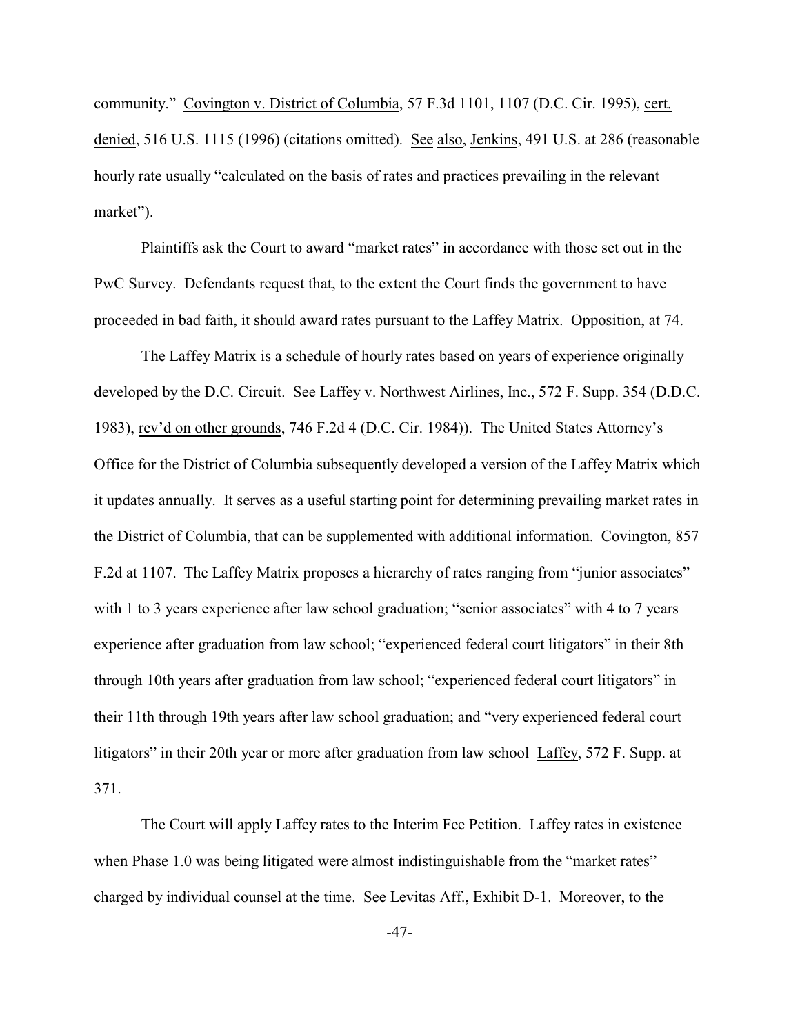community." Covington v. District of Columbia, 57 F.3d 1101, 1107 (D.C. Cir. 1995), cert. denied, 516 U.S. 1115 (1996) (citations omitted). See also, Jenkins, 491 U.S. at 286 (reasonable hourly rate usually "calculated on the basis of rates and practices prevailing in the relevant market").

Plaintiffs ask the Court to award "market rates" in accordance with those set out in the PwC Survey. Defendants request that, to the extent the Court finds the government to have proceeded in bad faith, it should award rates pursuant to the Laffey Matrix. Opposition, at 74.

The Laffey Matrix is a schedule of hourly rates based on years of experience originally developed by the D.C. Circuit. See Laffey v. Northwest Airlines, Inc., 572 F. Supp. 354 (D.D.C. 1983), rev'd on other grounds, 746 F.2d 4 (D.C. Cir. 1984)). The United States Attorney's Office for the District of Columbia subsequently developed a version of the Laffey Matrix which it updates annually. It serves as a useful starting point for determining prevailing market rates in the District of Columbia, that can be supplemented with additional information. Covington, 857 F.2d at 1107. The Laffey Matrix proposes a hierarchy of rates ranging from "junior associates" with 1 to 3 years experience after law school graduation; "senior associates" with 4 to 7 years experience after graduation from law school; "experienced federal court litigators" in their 8th through 10th years after graduation from law school; "experienced federal court litigators" in their 11th through 19th years after law school graduation; and "very experienced federal court litigators" in their 20th year or more after graduation from law school Laffey, 572 F. Supp. at 371.

The Court will apply Laffey rates to the Interim Fee Petition. Laffey rates in existence when Phase 1.0 was being litigated were almost indistinguishable from the "market rates" charged by individual counsel at the time. See Levitas Aff., Exhibit D-1. Moreover, to the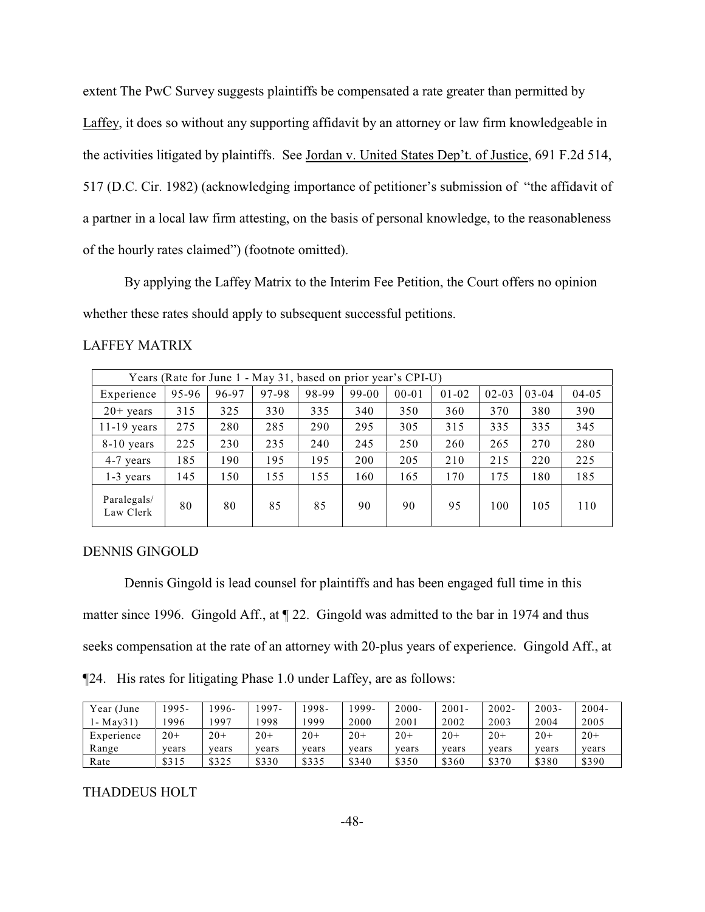extent The PwC Survey suggests plaintiffs be compensated a rate greater than permitted by Laffey, it does so without any supporting affidavit by an attorney or law firm knowledgeable in the activities litigated by plaintiffs. See Jordan v. United States Dep't. of Justice, 691 F.2d 514, 517 (D.C. Cir. 1982) (acknowledging importance of petitioner's submission of "the affidavit of a partner in a local law firm attesting, on the basis of personal knowledge, to the reasonableness of the hourly rates claimed") (footnote omitted).

By applying the Laffey Matrix to the Interim Fee Petition, the Court offers no opinion whether these rates should apply to subsequent successful petitions.

LAFFEY MATRIX

| Years (Rate for June 1 - May 31, based on prior year's CPI-U) | | | | | | | | | | |
|---|---|---|---|---|---|---|---|---|---|---|
| Experience | 95-96 | 96-97 | 97-98 | 98-99 | 99-00 | 00-01 | 01-02 | 02-03 | 03-04 | 04-05 |
| 20+ years | 315 | 325 | 330 | 335 | 340 | 350 | 360 | 370 | 380 | 390 |
| 11-19 years | 275 | 280 | 285 | 290 | 295 | 305 | 315 | 335 | 335 | 345 |
| 8-10 years | 225 | 230 | 235 | 240 | 245 | 250 | 260 | 265 | 270 | 280 |
| 4-7 years | 185 | 190 | 195 | 195 | 200 | 205 | 210 | 215 | 220 | 225 |
| 1-3 years | 145 | 150 | 155 | 155 | 160 | 165 | 170 | 175 | 180 | 185 |
| Paralegals/ Law Clerk | 80 | 80 | 85 | 85 | 90 | 90 | 95 | 100 | 105 | 110 |

DENNIS GINGOLD

Dennis Gingold is lead counsel for plaintiffs and has been engaged full time in this matter since 1996. Gingold Aff., at ¶ 22. Gingold was admitted to the bar in 1974 and thus seeks compensation at the rate of an attorney with 20-plus years of experience. Gingold Aff., at ¶24. His rates for litigating Phase 1.0 under Laffey, are as follows:

| Year (June 1- May31) | 1995-1996 | 1996-1997 | 1997-1998 | 1998-1999 | 1999-2000 | 2000-2001 | 2001-2002 | 2002-2003 | 2003-2004 | 2004-2005 |
|---|---|---|---|---|---|---|---|---|---|---|
| Experience Range | 20+ years | 20+ years | 20+ years | 20+ years | 20+ years | 20+ years | 20+ years | 20+ years | 20+ years | 20+ years |
| Rate | $315 | $325 | $330 | $335 | $340 | $350 | $360 | $370 | $380 | $390 |

THADDEUS HOLT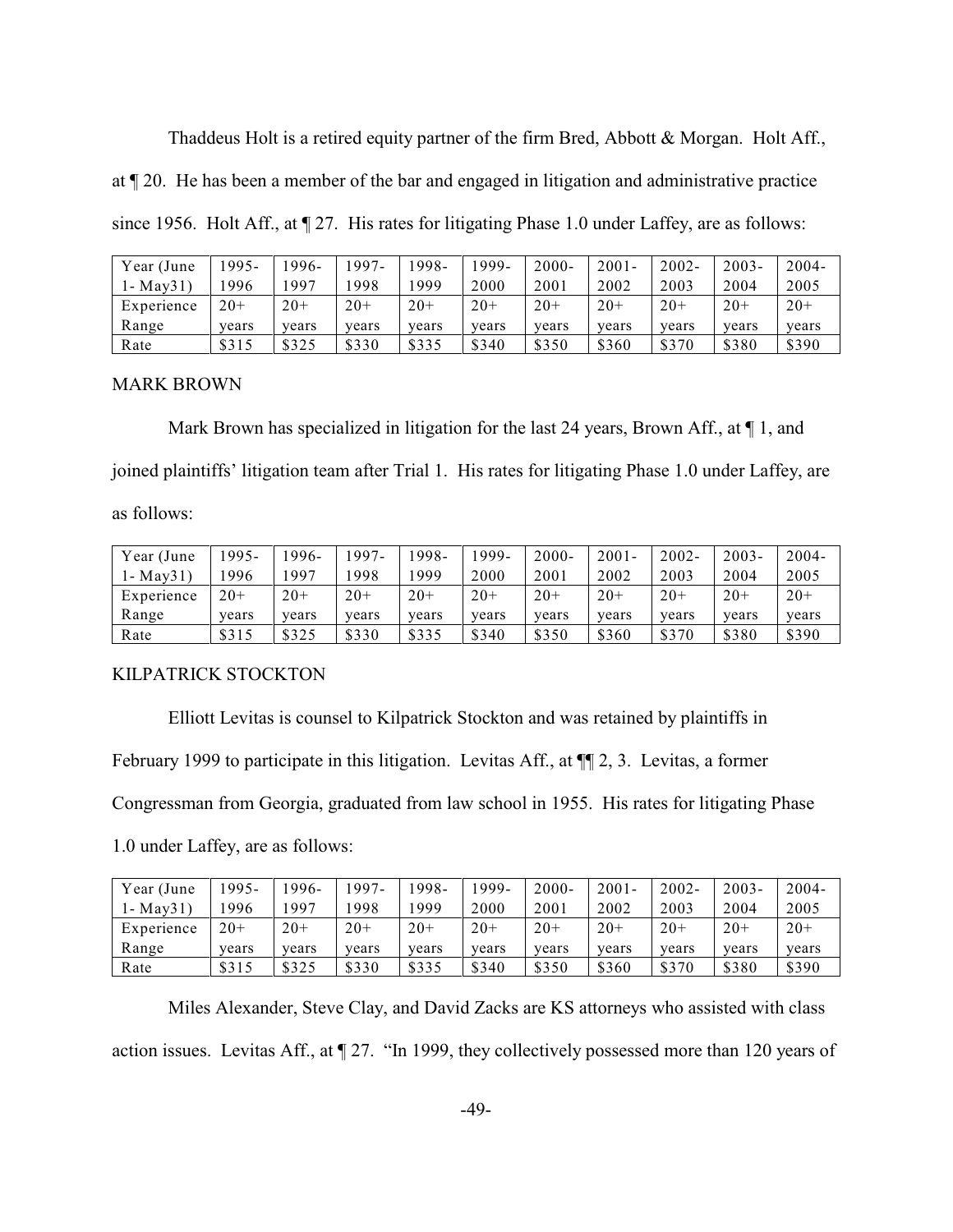Thaddeus Holt is a retired equity partner of the firm Bred, Abbott & Morgan. Holt Aff., at ¶ 20. He has been a member of the bar and engaged in litigation and administrative practice since 1956. Holt Aff., at ¶ 27. His rates for litigating Phase 1.0 under Laffey, are as follows:

| Year (June 1- May31) | 1995-1996 | 1996-1997 | 1997-1998 | 1998-1999 | 1999-2000 | 2000-2001 | 2001-2002 | 2002-2003 | 2003-2004 | 2004-2005 |
|---|---|---|---|---|---|---|---|---|---|---|
| Experience Range | 20+ years | 20+ years | 20+ years | 20+ years | 20+ years | 20+ years | 20+ years | 20+ years | 20+ years | 20+ years |
| Rate | $315 | $325 | $330 | $335 | $340 | $350 | $360 | $370 | $380 | $390 |

MARK BROWN

Mark Brown has specialized in litigation for the last 24 years, Brown Aff., at ¶ 1, and joined plaintiffs' litigation team after Trial 1. His rates for litigating Phase 1.0 under Laffey, are as follows:

| Year (June 1- May31) | 1995-1996 | 1996-1997 | 1997-1998 | 1998-1999 | 1999-2000 | 2000-2001 | 2001-2002 | 2002-2003 | 2003-2004 | 2004-2005 |
|---|---|---|---|---|---|---|---|---|---|---|
| Experience Range | 20+ years | 20+ years | 20+ years | 20+ years | 20+ years | 20+ years | 20+ years | 20+ years | 20+ years | 20+ years |
| Rate | $315 | $325 | $330 | $335 | $340 | $350 | $360 | $370 | $380 | $390 |

KILPATRICK STOCKTON

Elliott Levitas is counsel to Kilpatrick Stockton and was retained by plaintiffs in February 1999 to participate in this litigation. Levitas Aff., at ¶¶ 2, 3. Levitas, a former Congressman from Georgia, graduated from law school in 1955. His rates for litigating Phase 1.0 under Laffey, are as follows:

| Year (June 1- May31) | 1995-1996 | 1996-1997 | 1997-1998 | 1998-1999 | 1999-2000 | 2000-2001 | 2001-2002 | 2002-2003 | 2003-2004 | 2004-2005 |
|---|---|---|---|---|---|---|---|---|---|---|
| Experience Range | 20+ years | 20+ years | 20+ years | 20+ years | 20+ years | 20+ years | 20+ years | 20+ years | 20+ years | 20+ years |
| Rate | $315 | $325 | $330 | $335 | $340 | $350 | $360 | $370 | $380 | $390 |

Miles Alexander, Steve Clay, and David Zacks are KS attorneys who assisted with class action issues. Levitas Aff., at ¶ 27. "In 1999, they collectively possessed more than 120 years of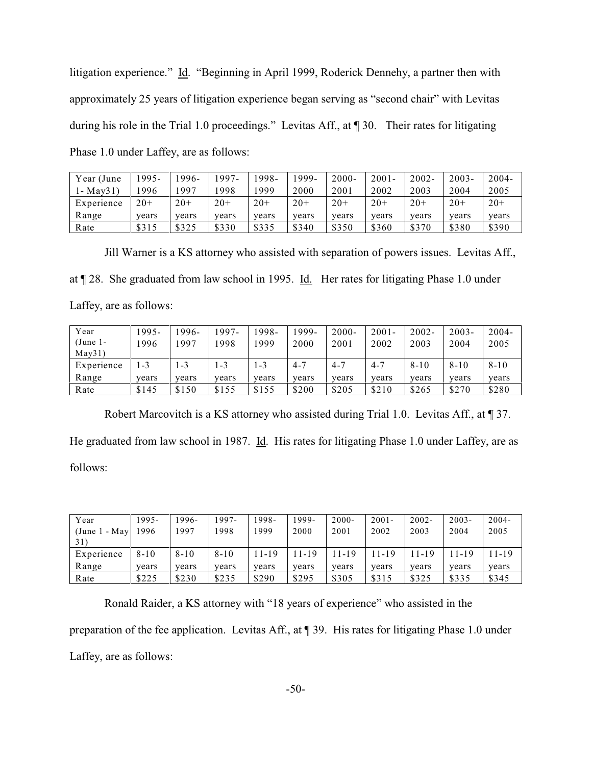litigation experience." Id. "Beginning in April 1999, Roderick Dennehy, a partner then with approximately 25 years of litigation experience began serving as "second chair" with Levitas during his role in the Trial 1.0 proceedings." Levitas Aff., at ¶ 30. Their rates for litigating Phase 1.0 under Laffey, are as follows:

| Year (June 1- May31) | 1995-1996 | 1996-1997 | 1997-1998 | 1998-1999 | 1999-2000 | 2000-2001 | 2001-2002 | 2002-2003 | 2003-2004 | 2004-2005 |
|---|---|---|---|---|---|---|---|---|---|---|
| Experience Range | 20+ years | 20+ years | 20+ years | 20+ years | 20+ years | 20+ years | 20+ years | 20+ years | 20+ years | 20+ years |
| Rate | $315 | $325 | $330 | $335 | $340 | $350 | $360 | $370 | $380 | $390 |

Jill Warner is a KS attorney who assisted with separation of powers issues. Levitas Aff., at ¶ 28. She graduated from law school in 1995. Id. Her rates for litigating Phase 1.0 under Laffey, are as follows:

| Year (June 1- May31) | 1995-1996 | 1996-1997 | 1997-1998 | 1998-1999 | 1999-2000 | 2000-2001 | 2001-2002 | 2002-2003 | 2003-2004 | 2004-2005 |
|---|---|---|---|---|---|---|---|---|---|---|
| Experience Range | 1-3 years | 1-3 years | 1-3 years | 1-3 years | 4-7 years | 4-7 years | 4-7 years | 8-10 years | 8-10 years | 8-10 years |
| Rate | $145 | $150 | $155 | $155 | $200 | $205 | $210 | $265 | $270 | $280 |

Robert Marcovitch is a KS attorney who assisted during Trial 1.0. Levitas Aff., at ¶ 37. He graduated from law school in 1987. Id. His rates for litigating Phase 1.0 under Laffey, are as follows:

| Year (June 1 - May 31) | 1995-1996 | 1996-1997 | 1997-1998 | 1998-1999 | 1999-2000 | 2000-2001 | 2001-2002 | 2002-2003 | 2003-2004 | 2004-2005 |
|---|---|---|---|---|---|---|---|---|---|---|
| Experience Range | 8-10 years | 8-10 years | 8-10 years | 11-19 years | 11-19 years | 11-19 years | 11-19 years | 11-19 years | 11-19 years | 11-19 years |
| Rate | $225 | $230 | $235 | $290 | $295 | $305 | $315 | $325 | $335 | $345 |

Ronald Raider, a KS attorney with "18 years of experience" who assisted in the preparation of the fee application. Levitas Aff., at ¶ 39. His rates for litigating Phase 1.0 under Laffey, are as follows: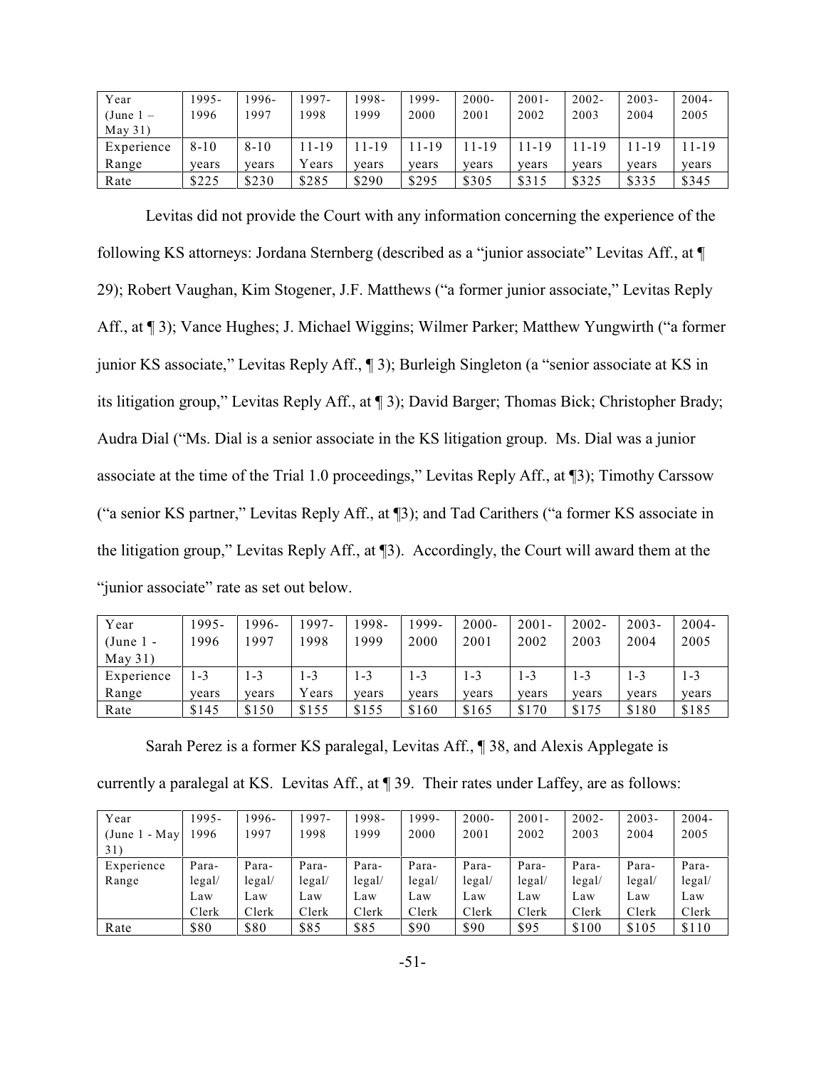| Year (June 1 – May 31) | 1995-1996 | 1996-1997 | 1997-1998 | 1998-1999 | 1999-2000 | 2000-2001 | 2001-2002 | 2002-2003 | 2003-2004 | 2004-2005 |
|---|---|---|---|---|---|---|---|---|---|---|
| Experience Range | 8-10 years | 8-10 years | 11-19 Years | 11-19 years | 11-19 years | 11-19 years | 11-19 years | 11-19 years | 11-19 years | 11-19 years |
| Rate | $225 | $230 | $285 | $290 | $295 | $305 | $315 | $325 | $335 | $345 |

Levitas did not provide the Court with any information concerning the experience of the following KS attorneys: Jordana Sternberg (described as a "junior associate" Levitas Aff., at ¶ 29); Robert Vaughan, Kim Stogener, J.F. Matthews ("a former junior associate," Levitas Reply Aff., at ¶ 3); Vance Hughes; J. Michael Wiggins; Wilmer Parker; Matthew Yungwirth ("a former junior KS associate," Levitas Reply Aff., ¶ 3); Burleigh Singleton (a "senior associate at KS in its litigation group," Levitas Reply Aff., at ¶ 3); David Barger; Thomas Bick; Christopher Brady; Audra Dial ("Ms. Dial is a senior associate in the KS litigation group. Ms. Dial was a junior associate at the time of the Trial 1.0 proceedings," Levitas Reply Aff., at ¶3); Timothy Carssow ("a senior KS partner," Levitas Reply Aff., at ¶3); and Tad Carithers ("a former KS associate in the litigation group," Levitas Reply Aff., at ¶3). Accordingly, the Court will award them at the "junior associate" rate as set out below.

| Year (June 1 - May 31) | 1995-1996 | 1996-1997 | 1997-1998 | 1998-1999 | 1999-2000 | 2000-2001 | 2001-2002 | 2002-2003 | 2003-2004 | 2004-2005 |
|---|---|---|---|---|---|---|---|---|---|---|
| Experience Range | 1-3 years | 1-3 years | 1-3 Years | 1-3 years | 1-3 years | 1-3 years | 1-3 years | 1-3 years | 1-3 years | 1-3 years |
| Rate | $145 | $150 | $155 | $155 | $160 | $165 | $170 | $175 | $180 | $185 |

Sarah Perez is a former KS paralegal, Levitas Aff., ¶ 38, and Alexis Applegate is currently a paralegal at KS. Levitas Aff., at ¶ 39. Their rates under Laffey, are as follows:

| Year (June 1 - May 31) | 1995-1996 | 1996-1997 | 1997-1998 | 1998-1999 | 1999-2000 | 2000-2001 | 2001-2002 | 2002-2003 | 2003-2004 | 2004-2005 |
|---|---|---|---|---|---|---|---|---|---|---|
| Experience Range | Paralegal/ Law Clerk | Paralegal/ Law Clerk | Paralegal/ Law Clerk | Paralegal/ Law Clerk | Paralegal/ Law Clerk | Paralegal/ Law Clerk | Paralegal/ Law Clerk | Paralegal/ Law Clerk | Paralegal/ Law Clerk | Paralegal/ Law Clerk |
| Rate | $80 | $80 | $85 | $85 | $90 | $90 | $95 | $100 | $105 | $110 |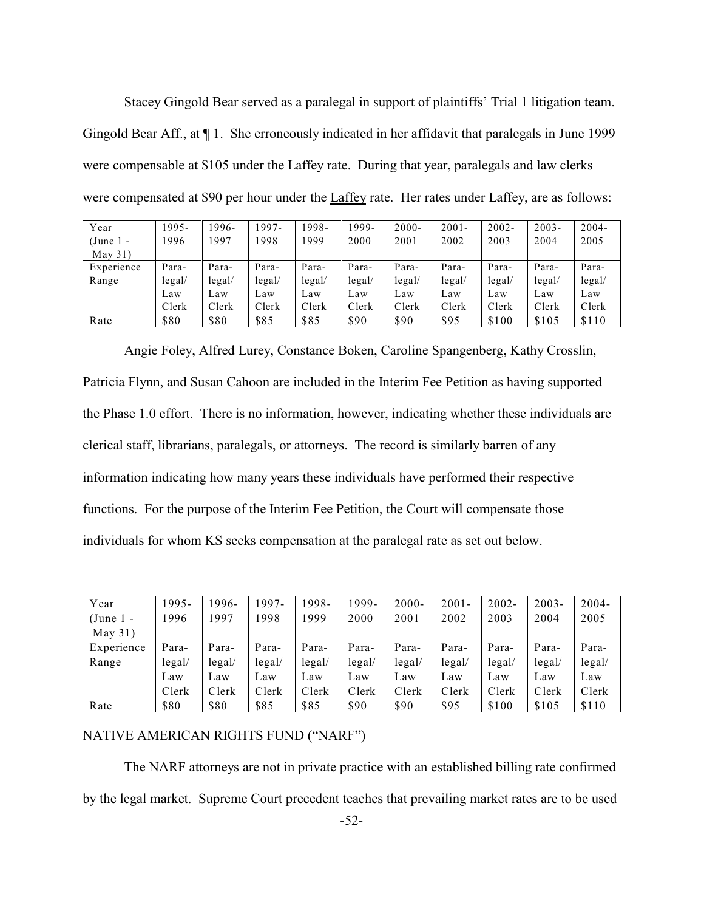Stacey Gingold Bear served as a paralegal in support of plaintiffs' Trial 1 litigation team. Gingold Bear Aff., at ¶ 1. She erroneously indicated in her affidavit that paralegals in June 1999 were compensable at $105 under the Laffey rate. During that year, paralegals and law clerks were compensated at $90 per hour under the Laffey rate. Her rates under Laffey, are as follows:

| Year (June 1 - May 31) | 1995-1996 | 1996-1997 | 1997-1998 | 1998-1999 | 1999-2000 | 2000-2001 | 2001-2002 | 2002-2003 | 2003-2004 | 2004-2005 |
|---|---|---|---|---|---|---|---|---|---|---|
| Experience Range | Para-legal/ Law Clerk | Para-legal/ Law Clerk | Para-legal/ Law Clerk | Para-legal/ Law Clerk | Para-legal/ Law Clerk | Para-legal/ Law Clerk | Para-legal/ Law Clerk | Para-legal/ Law Clerk | Para-legal/ Law Clerk | Para-legal/ Law Clerk |
| Rate | $80 | $80 | $85 | $85 | $90 | $90 | $95 | $100 | $105 | $110 |

Angie Foley, Alfred Lurey, Constance Boken, Caroline Spangenberg, Kathy Crosslin, Patricia Flynn, and Susan Cahoon are included in the Interim Fee Petition as having supported the Phase 1.0 effort. There is no information, however, indicating whether these individuals are clerical staff, librarians, paralegals, or attorneys. The record is similarly barren of any information indicating how many years these individuals have performed their respective functions. For the purpose of the Interim Fee Petition, the Court will compensate those individuals for whom KS seeks compensation at the paralegal rate as set out below.

| Year (June 1 - May 31) | 1995-1996 | 1996-1997 | 1997-1998 | 1998-1999 | 1999-2000 | 2000-2001 | 2001-2002 | 2002-2003 | 2003-2004 | 2004-2005 |
|---|---|---|---|---|---|---|---|---|---|---|
| Experience Range | Para-legal/ Law Clerk | Para-legal/ Law Clerk | Para-legal/ Law Clerk | Para-legal/ Law Clerk | Para-legal/ Law Clerk | Para-legal/ Law Clerk | Para-legal/ Law Clerk | Para-legal/ Law Clerk | Para-legal/ Law Clerk | Para-legal/ Law Clerk |
| Rate | $80 | $80 | $85 | $85 | $90 | $90 | $95 | $100 | $105 | $110 |

NATIVE AMERICAN RIGHTS FUND ("NARF")

The NARF attorneys are not in private practice with an established billing rate confirmed by the legal market. Supreme Court precedent teaches that prevailing market rates are to be used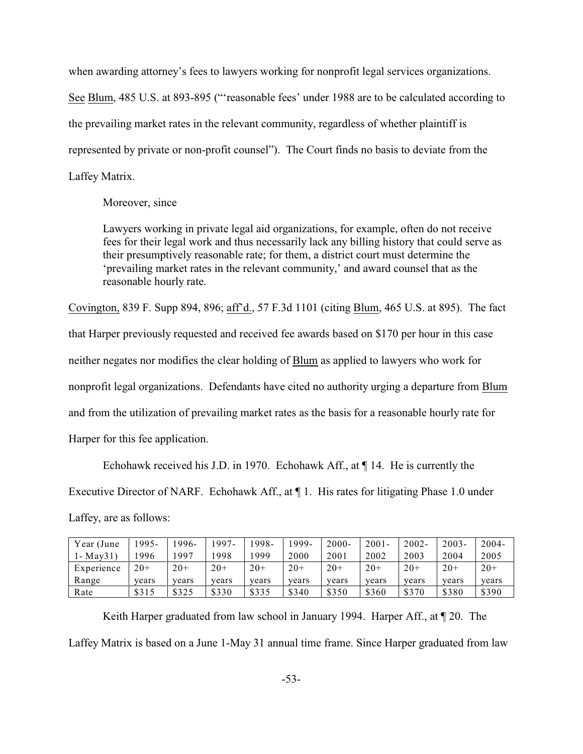when awarding attorney's fees to lawyers working for nonprofit legal services organizations. See Blum, 485 U.S. at 893-895 ("'reasonable fees' under 1988 are to be calculated according to the prevailing market rates in the relevant community, regardless of whether plaintiff is represented by private or non-profit counsel"). The Court finds no basis to deviate from the Laffey Matrix.

Moreover, since

> Lawyers working in private legal aid organizations, for example, often do not receive fees for their legal work and thus necessarily lack any billing history that could serve as their presumptively reasonable rate; for them, a district court must determine the 'prevailing market rates in the relevant community,' and award counsel that as the reasonable hourly rate.

Covington, 839 F. Supp 894, 896; aff'd., 57 F.3d 1101 (citing Blum, 465 U.S. at 895). The fact that Harper previously requested and received fee awards based on $170 per hour in this case neither negates nor modifies the clear holding of Blum as applied to lawyers who work for nonprofit legal organizations. Defendants have cited no authority urging a departure from Blum and from the utilization of prevailing market rates as the basis for a reasonable hourly rate for Harper for this fee application.

Echohawk received his J.D. in 1970. Echohawk Aff., at ¶ 14. He is currently the Executive Director of NARF. Echohawk Aff., at ¶ 1. His rates for litigating Phase 1.0 under Laffey, are as follows:

| Year (June 1- May31) | 1995-1996 | 1996-1997 | 1997-1998 | 1998-1999 | 1999-2000 | 2000-2001 | 2001-2002 | 2002-2003 | 2003-2004 | 2004-2005 |
|---|---|---|---|---|---|---|---|---|---|---|
| Experience Range | 20+ years | 20+ years | 20+ years | 20+ years | 20+ years | 20+ years | 20+ years | 20+ years | 20+ years | 20+ years |
| Rate | $315 | $325 | $330 | $335 | $340 | $350 | $360 | $370 | $380 | $390 |

Keith Harper graduated from law school in January 1994. Harper Aff., at ¶ 20. The Laffey Matrix is based on a June 1-May 31 annual time frame. Since Harper graduated from law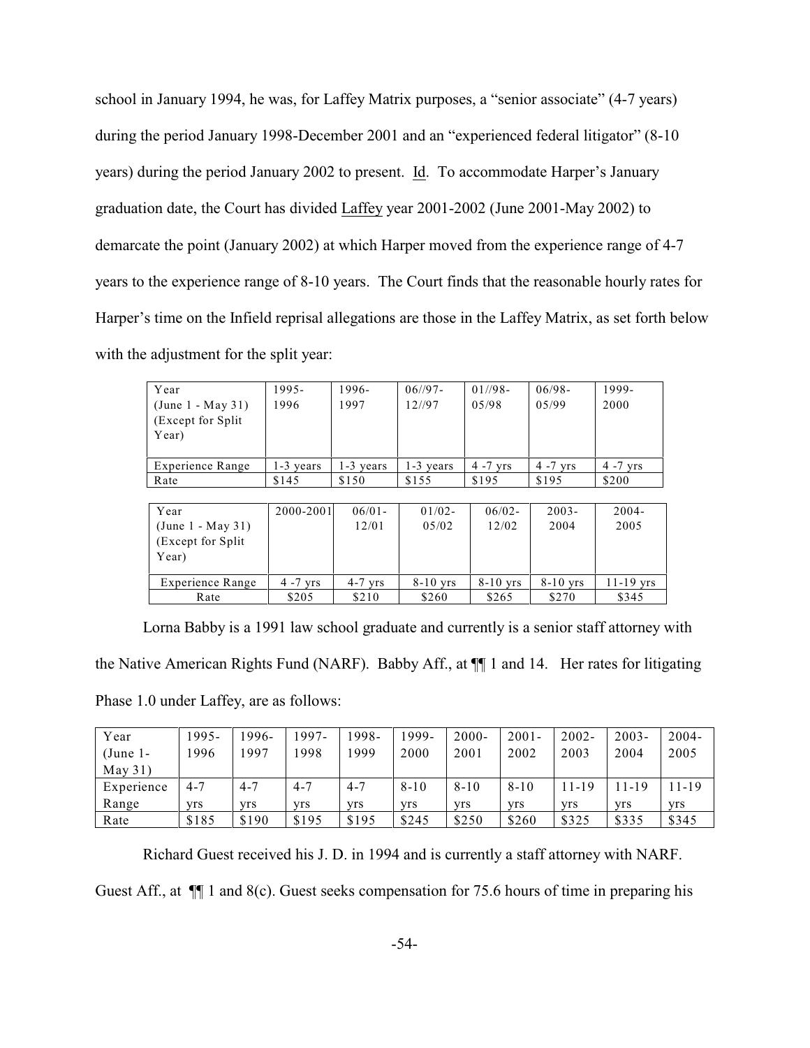school in January 1994, he was, for Laffey Matrix purposes, a "senior associate" (4-7 years) during the period January 1998-December 2001 and an "experienced federal litigator" (8-10 years) during the period January 2002 to present. Id. To accommodate Harper's January graduation date, the Court has divided Laffey year 2001-2002 (June 2001-May 2002) to demarcate the point (January 2002) at which Harper moved from the experience range of 4-7 years to the experience range of 8-10 years. The Court finds that the reasonable hourly rates for Harper's time on the Infield reprisal allegations are those in the Laffey Matrix, as set forth below with the adjustment for the split year:

| Year (June 1 - May 31) (Except for Split Year) | 1995-1996 | 1996-1997 | 06//97-12//97 | 01//98-05/98 | 06/98-05/99 | 1999-2000 |
|---|---|---|---|---|---|---|
| Experience Range | 1-3 years | 1-3 years | 1-3 years | 4 -7 yrs | 4 -7 yrs | 4 -7 yrs |
| Rate | $145 | $150 | $155 | $195 | $195 | $200 |

| Year (June 1 - May 31) (Except for Split Year) | 2000-2001 | 06/01-12/01 | 01/02-05/02 | 06/02-12/02 | 2003-2004 | 2004-2005 |
|---|---|---|---|---|---|---|
| Experience Range | 4 -7 yrs | 4-7 yrs | 8-10 yrs | 8-10 yrs | 8-10 yrs | 11-19 yrs |
| Rate | $205 | $210 | $260 | $265 | $270 | $345 |

Lorna Babby is a 1991 law school graduate and currently is a senior staff attorney with the Native American Rights Fund (NARF). Babby Aff., at ¶¶ 1 and 14. Her rates for litigating Phase 1.0 under Laffey, are as follows:

| Year (June 1-May 31) | 1995-1996 | 1996-1997 | 1997-1998 | 1998-1999 | 1999-2000 | 2000-2001 | 2001-2002 | 2002-2003 | 2003-2004 | 2004-2005 |
|---|---|---|---|---|---|---|---|---|---|---|
| Experience Range | 4-7 yrs | 4-7 yrs | 4-7 yrs | 4-7 yrs | 8-10 yrs | 8-10 yrs | 8-10 yrs | 11-19 yrs | 11-19 yrs | 11-19 yrs |
| Rate | $185 | $190 | $195 | $195 | $245 | $250 | $260 | $325 | $335 | $345 |

Richard Guest received his J. D. in 1994 and is currently a staff attorney with NARF. Guest Aff., at ¶¶ 1 and 8(c). Guest seeks compensation for 75.6 hours of time in preparing his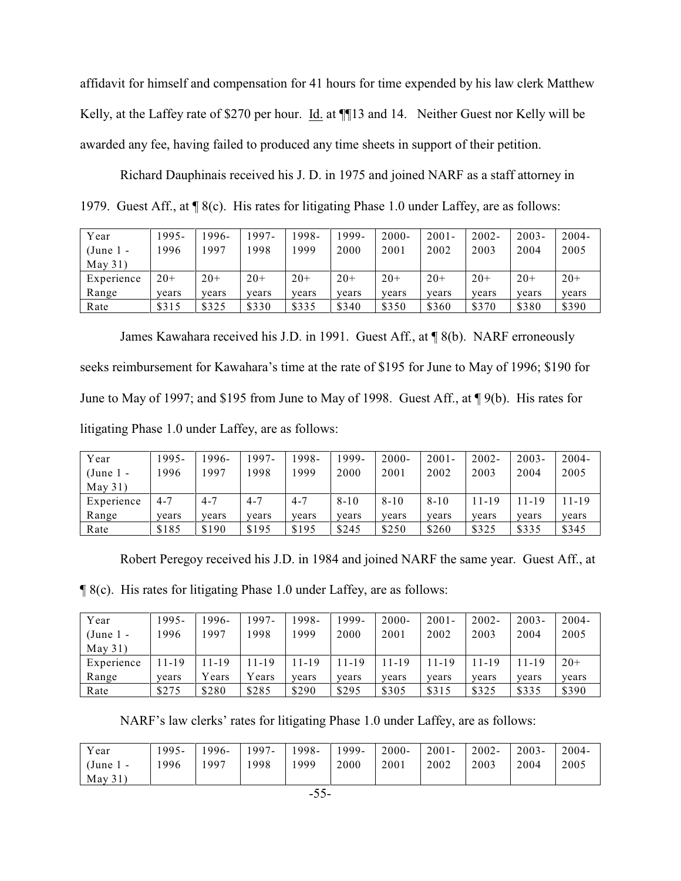affidavit for himself and compensation for 41 hours for time expended by his law clerk Matthew Kelly, at the Laffey rate of $270 per hour. Id. at ¶¶13 and 14. Neither Guest nor Kelly will be awarded any fee, having failed to produced any time sheets in support of their petition.

Richard Dauphinais received his J. D. in 1975 and joined NARF as a staff attorney in 1979. Guest Aff., at ¶ 8(c). His rates for litigating Phase 1.0 under Laffey, are as follows:

| Year (June 1 - May 31) | 1995-1996 | 1996-1997 | 1997-1998 | 1998-1999 | 1999-2000 | 2000-2001 | 2001-2002 | 2002-2003 | 2003-2004 | 2004-2005 |
|---|---|---|---|---|---|---|---|---|---|---|
| Experience Range | 20+ years | 20+ years | 20+ years | 20+ years | 20+ years | 20+ years | 20+ years | 20+ years | 20+ years | 20+ years |
| Rate | $315 | $325 | $330 | $335 | $340 | $350 | $360 | $370 | $380 | $390 |

James Kawahara received his J.D. in 1991. Guest Aff., at ¶ 8(b). NARF erroneously seeks reimbursement for Kawahara's time at the rate of $195 for June to May of 1996; $190 for June to May of 1997; and $195 from June to May of 1998. Guest Aff., at ¶ 9(b). His rates for litigating Phase 1.0 under Laffey, are as follows:

| Year (June 1 - May 31) | 1995-1996 | 1996-1997 | 1997-1998 | 1998-1999 | 1999-2000 | 2000-2001 | 2001-2002 | 2002-2003 | 2003-2004 | 2004-2005 |
|---|---|---|---|---|---|---|---|---|---|---|
| Experience Range | 4-7 years | 4-7 years | 4-7 years | 4-7 years | 8-10 years | 8-10 years | 8-10 years | 11-19 years | 11-19 years | 11-19 years |
| Rate | $185 | $190 | $195 | $195 | $245 | $250 | $260 | $325 | $335 | $345 |

Robert Peregoy received his J.D. in 1984 and joined NARF the same year. Guest Aff., at ¶ 8(c). His rates for litigating Phase 1.0 under Laffey, are as follows:

| Year (June 1 - May 31) | 1995-1996 | 1996-1997 | 1997-1998 | 1998-1999 | 1999-2000 | 2000-2001 | 2001-2002 | 2002-2003 | 2003-2004 | 2004-2005 |
|---|---|---|---|---|---|---|---|---|---|---|
| Experience Range | 11-19 years | 11-19 Years | 11-19 Years | 11-19 years | 11-19 years | 11-19 years | 11-19 years | 11-19 years | 11-19 years | 20+ years |
| Rate | $275 | $280 | $285 | $290 | $295 | $305 | $315 | $325 | $335 | $390 |

NARF's law clerks' rates for litigating Phase 1.0 under Laffey, are as follows:

| Year (June 1 - May 31) | 1995-1996 | 1996-1997 | 1997-1998 | 1998-1999 | 1999-2000 | 2000-2001 | 2001-2002 | 2002-2003 | 2003-2004 | 2004-2005 |
|---|---|---|---|---|---|---|---|---|---|---|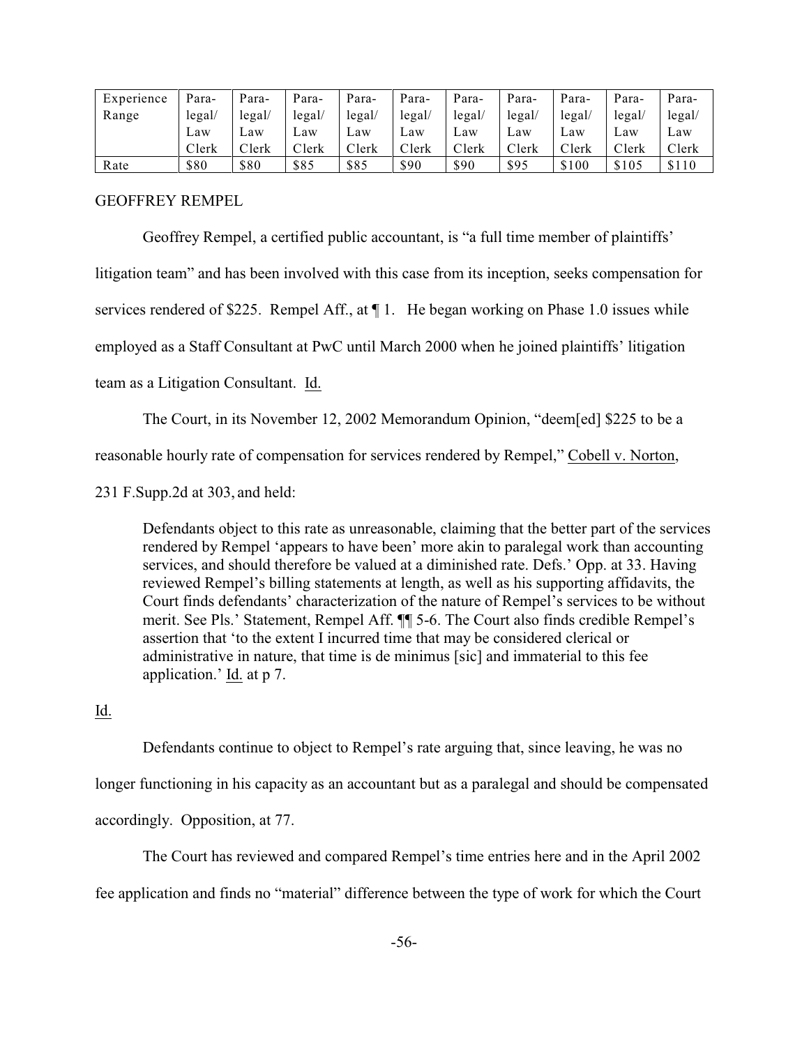| Experience Range | Para-legal/ Law Clerk | Para-legal/ Law Clerk | Para-legal/ Law Clerk | Para-legal/ Law Clerk | Para-legal/ Law Clerk | Para-legal/ Law Clerk | Para-legal/ Law Clerk | Para-legal/ Law Clerk | Para-legal/ Law Clerk | Para-legal/ Law Clerk |
|---|---|---|---|---|---|---|---|---|---|---|
| Rate | $80 | $80 | $85 | $85 | $90 | $90 | $95 | $100 | $105 | $110 |

GEOFFREY REMPEL

Geoffrey Rempel, a certified public accountant, is "a full time member of plaintiffs' litigation team" and has been involved with this case from its inception, seeks compensation for services rendered of $225. Rempel Aff., at ¶ 1. He began working on Phase 1.0 issues while employed as a Staff Consultant at PwC until March 2000 when he joined plaintiffs' litigation team as a Litigation Consultant. Id.

The Court, in its November 12, 2002 Memorandum Opinion, "deem[ed] $225 to be a reasonable hourly rate of compensation for services rendered by Rempel," Cobell v. Norton, 231 F.Supp.2d at 303, and held:

> Defendants object to this rate as unreasonable, claiming that the better part of the services rendered by Rempel 'appears to have been' more akin to paralegal work than accounting services, and should therefore be valued at a diminished rate. Defs.' Opp. at 33. Having reviewed Rempel's billing statements at length, as well as his supporting affidavits, the Court finds defendants' characterization of the nature of Rempel's services to be without merit. See Pls.' Statement, Rempel Aff. ¶¶ 5-6. The Court also finds credible Rempel's assertion that 'to the extent I incurred time that may be considered clerical or administrative in nature, that time is de minimus [sic] and immaterial to this fee application.' Id. at p 7.

Id.

Defendants continue to object to Rempel's rate arguing that, since leaving, he was no longer functioning in his capacity as an accountant but as a paralegal and should be compensated accordingly. Opposition, at 77.

The Court has reviewed and compared Rempel's time entries here and in the April 2002 fee application and finds no "material" difference between the type of work for which the Court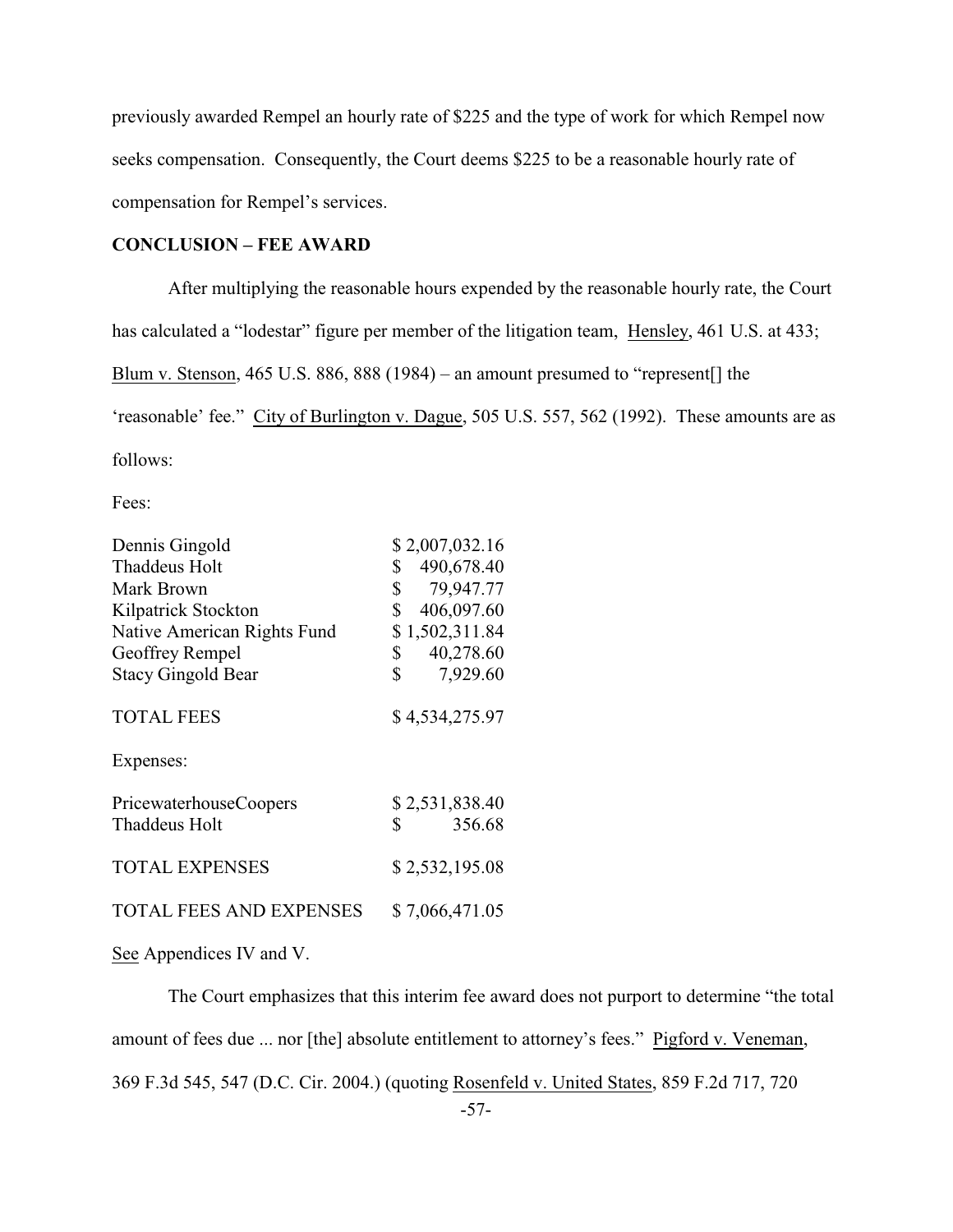previously awarded Rempel an hourly rate of $225 and the type of work for which Rempel now seeks compensation. Consequently, the Court deems $225 to be a reasonable hourly rate of compensation for Rempel's services.

**CONCLUSION – FEE AWARD**

After multiplying the reasonable hours expended by the reasonable hourly rate, the Court has calculated a "lodestar" figure per member of the litigation team, Hensley, 461 U.S. at 433; Blum v. Stenson, 465 U.S. 886, 888 (1984) – an amount presumed to "represent[] the 'reasonable' fee." City of Burlington v. Dague, 505 U.S. 557, 562 (1992). These amounts are as follows:

Fees:

| | |
|---|---|
| Dennis Gingold | $ 2,007,032.16 |
| Thaddeus Holt | $ 490,678.40 |
| Mark Brown | $ 79,947.77 |
| Kilpatrick Stockton | $ 406,097.60 |
| Native American Rights Fund | $ 1,502,311.84 |
| Geoffrey Rempel | $ 40,278.60 |
| Stacy Gingold Bear | $ 7,929.60 |
| TOTAL FEES | $ 4,534,275.97 |

Expenses:

| | |
|---|---|
| PricewaterhouseCoopers | $ 2,531,838.40 |
| Thaddeus Holt | $ 356.68 |
| TOTAL EXPENSES | $ 2,532,195.08 |
| TOTAL FEES AND EXPENSES | $ 7,066,471.05 |

See Appendices IV and V.

The Court emphasizes that this interim fee award does not purport to determine "the total amount of fees due ... nor [the] absolute entitlement to attorney's fees." Pigford v. Veneman, 369 F.3d 545, 547 (D.C. Cir. 2004.) (quoting Rosenfeld v. United States, 859 F.2d 717, 720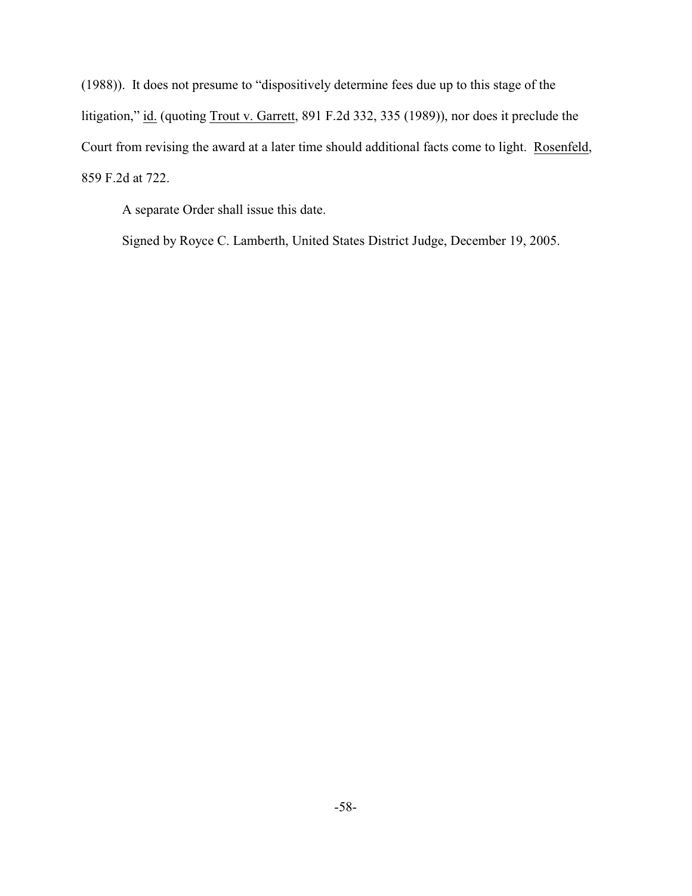(1988)). It does not presume to "dispositively determine fees due up to this stage of the litigation," id. (quoting Trout v. Garrett, 891 F.2d 332, 335 (1989)), nor does it preclude the Court from revising the award at a later time should additional facts come to light. Rosenfeld, 859 F.2d at 722.

A separate Order shall issue this date.

Signed by Royce C. Lamberth, United States District Judge, December 19, 2005.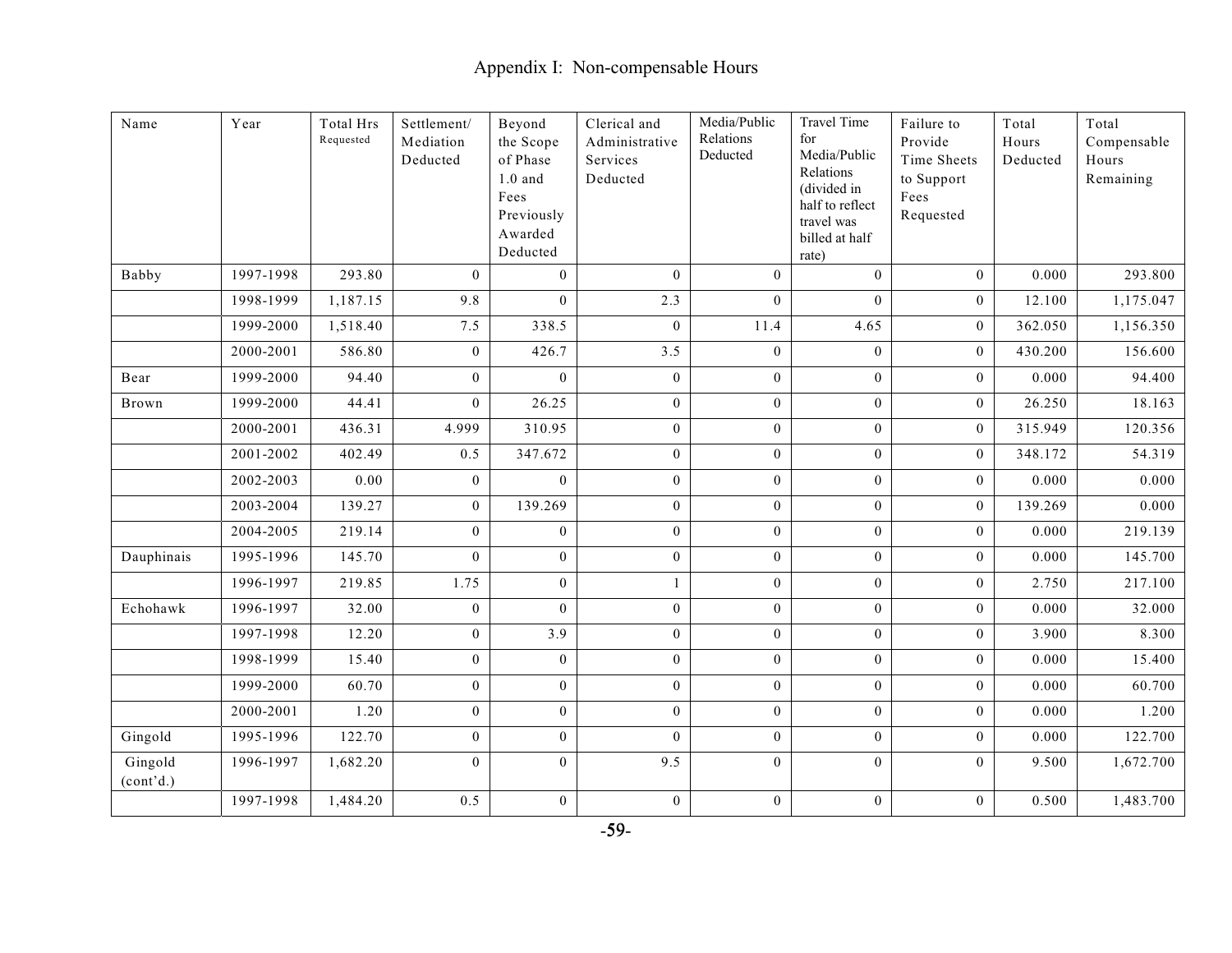# Appendix I: Non-compensable Hours

| Name | Year | Total Hrs Requested | Settlement/ Mediation Deducted | Beyond the Scope of Phase 1.0 and Fees Previously Awarded Deducted | Clerical and Administrative Services Deducted | Media/Public Relations Deducted | Travel Time for Media/Public Relations (divided in half to reflect travel was billed at half rate) | Failure to Provide Time Sheets to Support Fees Requested | Total Hours Deducted | Total Compensable Hours Remaining |
|---|---|---|---|---|---|---|---|---|---|---|
| Babby | 1997-1998 | 293.80 | 0 | 0 | 0 | 0 | 0 | 0 | 0.000 | 293.800 |
| | 1998-1999 | 1,187.15 | 9.8 | 0 | 2.3 | 0 | 0 | 0 | 12.100 | 1,175.047 |
| | 1999-2000 | 1,518.40 | 7.5 | 338.5 | 0 | 11.4 | 4.65 | 0 | 362.050 | 1,156.350 |
| | 2000-2001 | 586.80 | 0 | 426.7 | 3.5 | 0 | 0 | 0 | 430.200 | 156.600 |
| Bear | 1999-2000 | 94.40 | 0 | 0 | 0 | 0 | 0 | 0 | 0.000 | 94.400 |
| Brown | 1999-2000 | 44.41 | 0 | 26.25 | 0 | 0 | 0 | 0 | 26.250 | 18.163 |
| | 2000-2001 | 436.31 | 4.999 | 310.95 | 0 | 0 | 0 | 0 | 315.949 | 120.356 |
| | 2001-2002 | 402.49 | 0.5 | 347.672 | 0 | 0 | 0 | 0 | 348.172 | 54.319 |
| | 2002-2003 | 0.00 | 0 | 0 | 0 | 0 | 0 | 0 | 0.000 | 0.000 |
| | 2003-2004 | 139.27 | 0 | 139.269 | 0 | 0 | 0 | 0 | 139.269 | 0.000 |
| | 2004-2005 | 219.14 | 0 | 0 | 0 | 0 | 0 | 0 | 0.000 | 219.139 |
| Dauphinais | 1995-1996 | 145.70 | 0 | 0 | 0 | 0 | 0 | 0 | 0.000 | 145.700 |
| | 1996-1997 | 219.85 | 1.75 | 0 | 1 | 0 | 0 | 0 | 2.750 | 217.100 |
| Echohawk | 1996-1997 | 32.00 | 0 | 0 | 0 | 0 | 0 | 0 | 0.000 | 32.000 |
| | 1997-1998 | 12.20 | 0 | 3.9 | 0 | 0 | 0 | 0 | 3.900 | 8.300 |
| | 1998-1999 | 15.40 | 0 | 0 | 0 | 0 | 0 | 0 | 0.000 | 15.400 |
| | 1999-2000 | 60.70 | 0 | 0 | 0 | 0 | 0 | 0 | 0.000 | 60.700 |
| | 2000-2001 | 1.20 | 0 | 0 | 0 | 0 | 0 | 0 | 0.000 | 1.200 |
| Gingold | 1995-1996 | 122.70 | 0 | 0 | 0 | 0 | 0 | 0 | 0.000 | 122.700 |
| Gingold (cont'd.) | 1996-1997 | 1,682.20 | 0 | 0 | 9.5 | 0 | 0 | 0 | 9.500 | 1,672.700 |
| | 1997-1998 | 1,484.20 | 0.5 | 0 | 0 | 0 | 0 | 0 | 0.500 | 1,483.700 |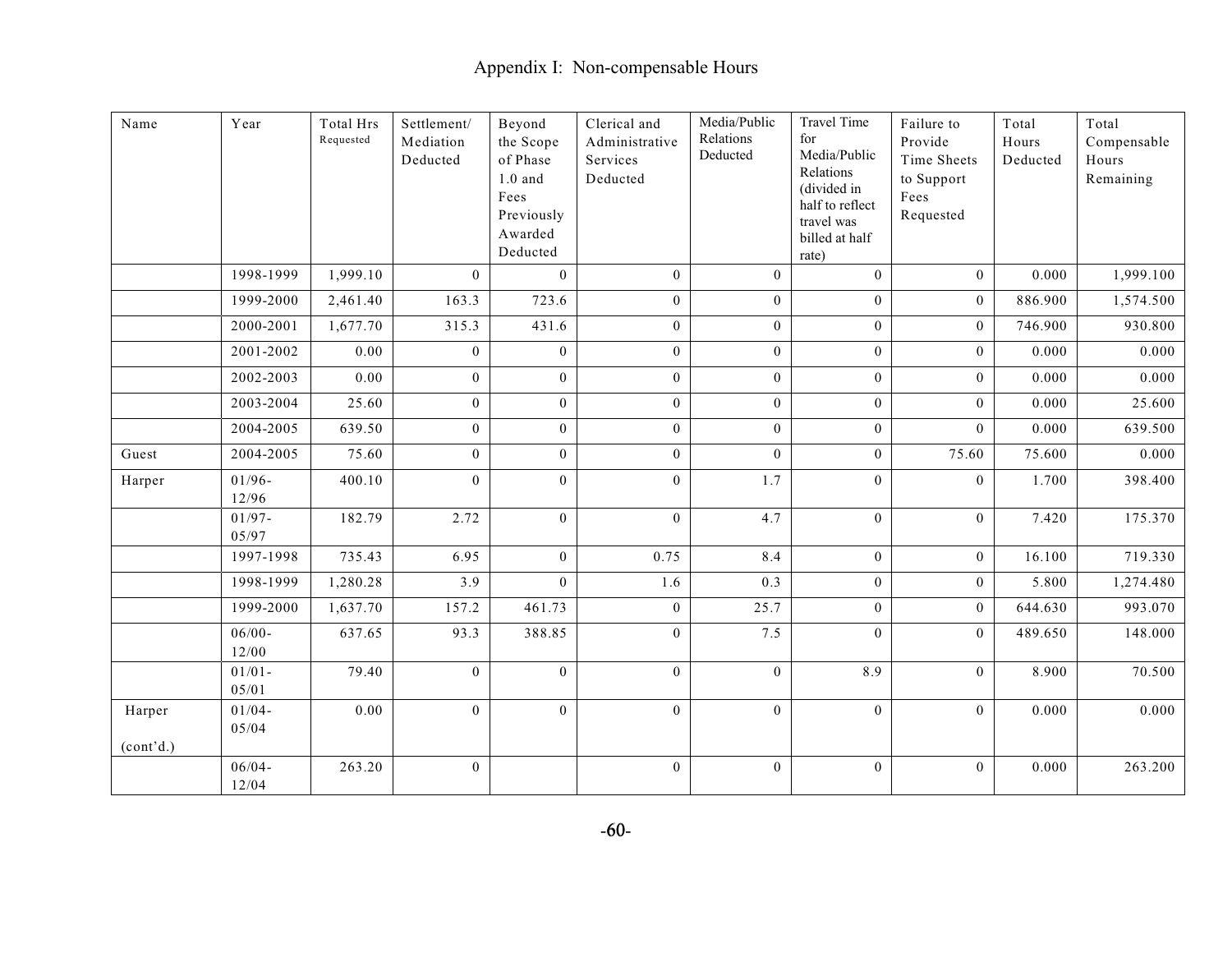# Appendix I: Non-compensable Hours

| Name | Year | Total Hrs Requested | Settlement/ Mediation Deducted | Beyond the Scope of Phase 1.0 and Fees Previously Awarded Deducted | Clerical and Administrative Services Deducted | Media/Public Relations Deducted | Travel Time for Media/Public Relations (divided in half to reflect travel was billed at half rate) | Failure to Provide Time Sheets to Support Fees Requested | Total Hours Deducted | Total Compensable Hours Remaining |
|---|---|---|---|---|---|---|---|---|---|---|
| | 1998-1999 | 1,999.10 | 0 | 0 | 0 | 0 | 0 | 0 | 0.000 | 1,999.100 |
| | 1999-2000 | 2,461.40 | 163.3 | 723.6 | 0 | 0 | 0 | 0 | 886.900 | 1,574.500 |
| | 2000-2001 | 1,677.70 | 315.3 | 431.6 | 0 | 0 | 0 | 0 | 746.900 | 930.800 |
| | 2001-2002 | 0.00 | 0 | 0 | 0 | 0 | 0 | 0 | 0.000 | 0.000 |
| | 2002-2003 | 0.00 | 0 | 0 | 0 | 0 | 0 | 0 | 0.000 | 0.000 |
| | 2003-2004 | 25.60 | 0 | 0 | 0 | 0 | 0 | 0 | 0.000 | 25.600 |
| | 2004-2005 | 639.50 | 0 | 0 | 0 | 0 | 0 | 0 | 0.000 | 639.500 |
| Guest | 2004-2005 | 75.60 | 0 | 0 | 0 | 0 | 0 | 75.60 | 75.600 | 0.000 |
| Harper | 01/96-12/96 | 400.10 | 0 | 0 | 0 | 1.7 | 0 | 0 | 1.700 | 398.400 |
| | 01/97-05/97 | 182.79 | 2.72 | 0 | 0 | 4.7 | 0 | 0 | 7.420 | 175.370 |
| | 1997-1998 | 735.43 | 6.95 | 0 | 0.75 | 8.4 | 0 | 0 | 16.100 | 719.330 |
| | 1998-1999 | 1,280.28 | 3.9 | 0 | 1.6 | 0.3 | 0 | 0 | 5.800 | 1,274.480 |
| | 1999-2000 | 1,637.70 | 157.2 | 461.73 | 0 | 25.7 | 0 | 0 | 644.630 | 993.070 |
| | 06/00-12/00 | 637.65 | 93.3 | 388.85 | 0 | 7.5 | 0 | 0 | 489.650 | 148.000 |
| | 01/01-05/01 | 79.40 | 0 | 0 | 0 | 0 | 8.9 | 0 | 8.900 | 70.500 |
| Harper (cont'd.) | 01/04-05/04 | 0.00 | 0 | 0 | 0 | 0 | 0 | 0 | 0.000 | 0.000 |
| | 06/04-12/04 | 263.20 | 0 | | 0 | 0 | 0 | 0 | 0.000 | 263.200 |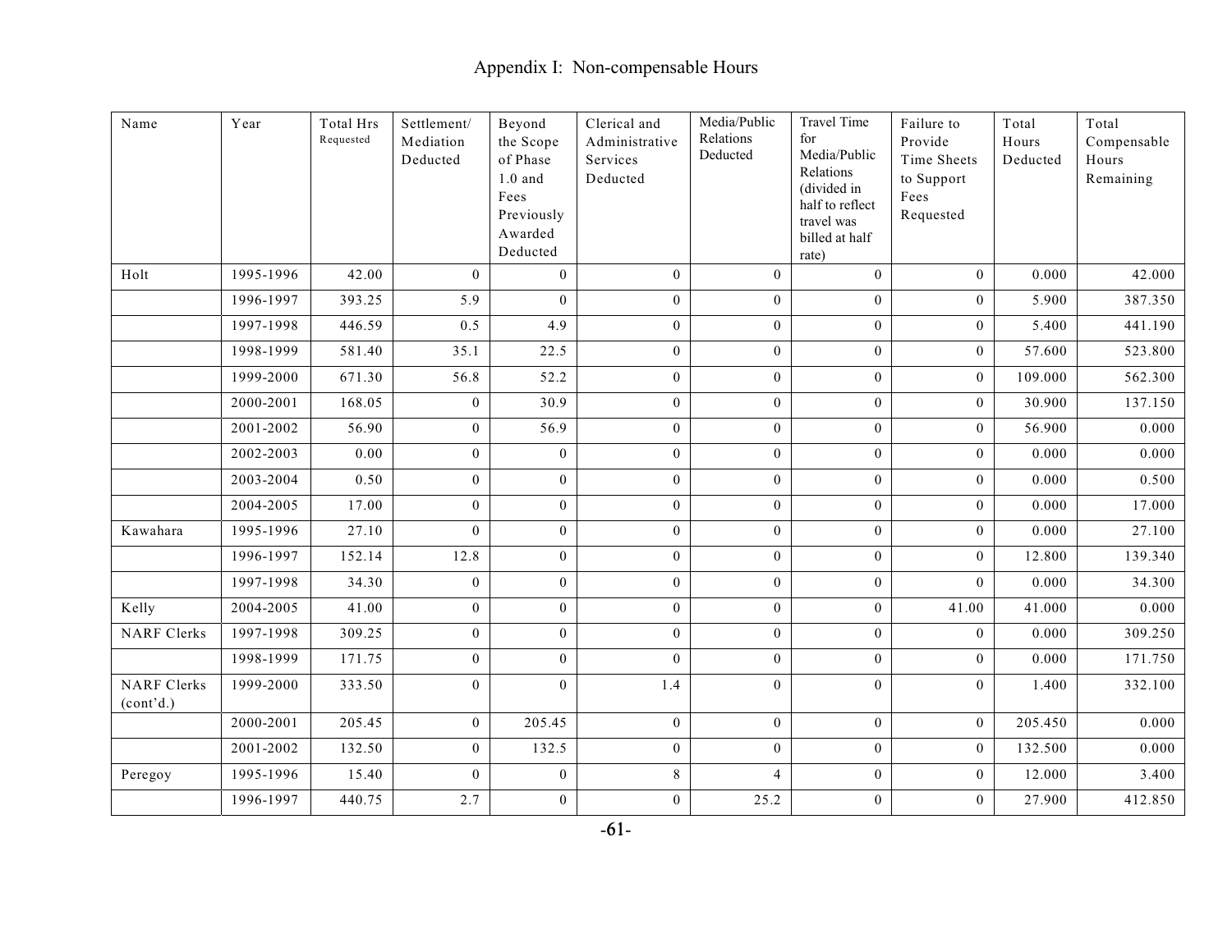# Appendix I: Non-compensable Hours

| Name | Year | Total Hrs Requested | Settlement/ Mediation Deducted | Beyond the Scope of Phase 1.0 and Fees Previously Awarded Deducted | Clerical and Administrative Services Deducted | Media/Public Relations Deducted | Travel Time for Media/Public Relations (divided in half to reflect travel was billed at half rate) | Failure to Provide Time Sheets to Support Fees Requested | Total Hours Deducted | Total Compensable Hours Remaining |
|---|---|---|---|---|---|---|---|---|---|---|
| Holt | 1995-1996 | 42.00 | 0 | 0 | 0 | 0 | 0 | 0 | 0.000 | 42.000 |
| | 1996-1997 | 393.25 | 5.9 | 0 | 0 | 0 | 0 | 0 | 5.900 | 387.350 |
| | 1997-1998 | 446.59 | 0.5 | 4.9 | 0 | 0 | 0 | 0 | 5.400 | 441.190 |
| | 1998-1999 | 581.40 | 35.1 | 22.5 | 0 | 0 | 0 | 0 | 57.600 | 523.800 |
| | 1999-2000 | 671.30 | 56.8 | 52.2 | 0 | 0 | 0 | 0 | 109.000 | 562.300 |
| | 2000-2001 | 168.05 | 0 | 30.9 | 0 | 0 | 0 | 0 | 30.900 | 137.150 |
| | 2001-2002 | 56.90 | 0 | 56.9 | 0 | 0 | 0 | 0 | 56.900 | 0.000 |
| | 2002-2003 | 0.00 | 0 | 0 | 0 | 0 | 0 | 0 | 0.000 | 0.000 |
| | 2003-2004 | 0.50 | 0 | 0 | 0 | 0 | 0 | 0 | 0.000 | 0.500 |
| | 2004-2005 | 17.00 | 0 | 0 | 0 | 0 | 0 | 0 | 0.000 | 17.000 |
| Kawahara | 1995-1996 | 27.10 | 0 | 0 | 0 | 0 | 0 | 0 | 0.000 | 27.100 |
| | 1996-1997 | 152.14 | 12.8 | 0 | 0 | 0 | 0 | 0 | 12.800 | 139.340 |
| | 1997-1998 | 34.30 | 0 | 0 | 0 | 0 | 0 | 0 | 0.000 | 34.300 |
| Kelly | 2004-2005 | 41.00 | 0 | 0 | 0 | 0 | 0 | 41.00 | 41.000 | 0.000 |
| NARF Clerks | 1997-1998 | 309.25 | 0 | 0 | 0 | 0 | 0 | 0 | 0.000 | 309.250 |
| | 1998-1999 | 171.75 | 0 | 0 | 0 | 0 | 0 | 0 | 0.000 | 171.750 |
| NARF Clerks (cont'd.) | 1999-2000 | 333.50 | 0 | 0 | 1.4 | 0 | 0 | 0 | 1.400 | 332.100 |
| | 2000-2001 | 205.45 | 0 | 205.45 | 0 | 0 | 0 | 0 | 205.450 | 0.000 |
| | 2001-2002 | 132.50 | 0 | 132.5 | 0 | 0 | 0 | 0 | 132.500 | 0.000 |
| Peregoy | 1995-1996 | 15.40 | 0 | 0 | 8 | 4 | 0 | 0 | 12.000 | 3.400 |
| | 1996-1997 | 440.75 | 2.7 | 0 | 0 | 25.2 | 0 | 0 | 27.900 | 412.850 |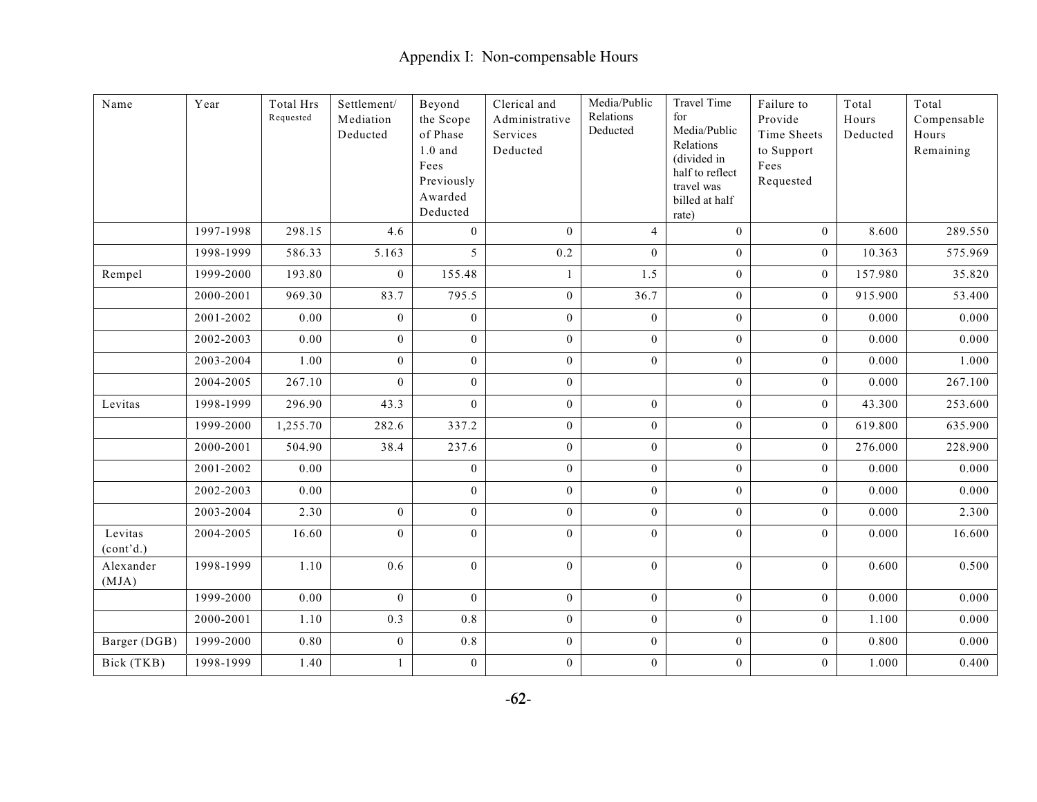# Appendix I: Non-compensable Hours

| Name | Year | Total Hrs Requested | Settlement/ Mediation Deducted | Beyond the Scope of Phase 1.0 and Fees Previously Awarded Deducted | Clerical and Administrative Services Deducted | Media/Public Relations Deducted | Travel Time for Media/Public Relations (divided in half to reflect travel was billed at half rate) | Failure to Provide Time Sheets to Support Fees Requested | Total Hours Deducted | Total Compensable Hours Remaining |
|---|---|---|---|---|---|---|---|---|---|---|
| | 1997-1998 | 298.15 | 4.6 | 0 | 0 | 4 | 0 | 0 | 8.600 | 289.550 |
| | 1998-1999 | 586.33 | 5.163 | 5 | 0.2 | 0 | 0 | 0 | 10.363 | 575.969 |
| Rempel | 1999-2000 | 193.80 | 0 | 155.48 | 1 | 1.5 | 0 | 0 | 157.980 | 35.820 |
| | 2000-2001 | 969.30 | 83.7 | 795.5 | 0 | 36.7 | 0 | 0 | 915.900 | 53.400 |
| | 2001-2002 | 0.00 | 0 | 0 | 0 | 0 | 0 | 0 | 0.000 | 0.000 |
| | 2002-2003 | 0.00 | 0 | 0 | 0 | 0 | 0 | 0 | 0.000 | 0.000 |
| | 2003-2004 | 1.00 | 0 | 0 | 0 | 0 | 0 | 0 | 0.000 | 1.000 |
| | 2004-2005 | 267.10 | 0 | 0 | 0 | | 0 | 0 | 0.000 | 267.100 |
| Levitas | 1998-1999 | 296.90 | 43.3 | 0 | 0 | 0 | 0 | 0 | 43.300 | 253.600 |
| | 1999-2000 | 1,255.70 | 282.6 | 337.2 | 0 | 0 | 0 | 0 | 619.800 | 635.900 |
| | 2000-2001 | 504.90 | 38.4 | 237.6 | 0 | 0 | 0 | 0 | 276.000 | 228.900 |
| | 2001-2002 | 0.00 | | 0 | 0 | 0 | 0 | 0 | 0.000 | 0.000 |
| | 2002-2003 | 0.00 | | 0 | 0 | 0 | 0 | 0 | 0.000 | 0.000 |
| | 2003-2004 | 2.30 | 0 | 0 | 0 | 0 | 0 | 0 | 0.000 | 2.300 |
| Levitas (cont'd.) | 2004-2005 | 16.60 | 0 | 0 | 0 | 0 | 0 | 0 | 0.000 | 16.600 |
| Alexander (MJA) | 1998-1999 | 1.10 | 0.6 | 0 | 0 | 0 | 0 | 0 | 0.600 | 0.500 |
| | 1999-2000 | 0.00 | 0 | 0 | 0 | 0 | 0 | 0 | 0.000 | 0.000 |
| | 2000-2001 | 1.10 | 0.3 | 0.8 | 0 | 0 | 0 | 0 | 1.100 | 0.000 |
| Barger (DGB) | 1999-2000 | 0.80 | 0 | 0.8 | 0 | 0 | 0 | 0 | 0.800 | 0.000 |
| Bick (TKB) | 1998-1999 | 1.40 | 1 | 0 | 0 | 0 | 0 | 0 | 1.000 | 0.400 |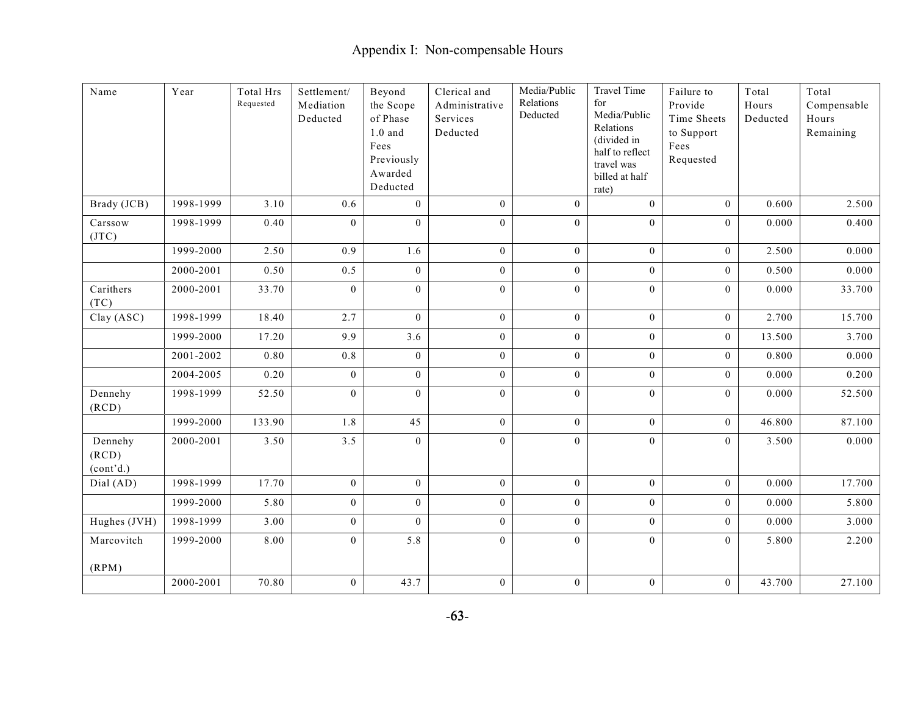# Appendix I: Non-compensable Hours

| Name | Year | Total Hrs Requested | Settlement/ Mediation Deducted | Beyond the Scope of Phase 1.0 and Fees Previously Awarded Deducted | Clerical and Administrative Services Deducted | Media/Public Relations Deducted | Travel Time for Media/Public Relations (divided in half to reflect travel was billed at half rate) | Failure to Provide Time Sheets to Support Fees Requested | Total Hours Deducted | Total Compensable Hours Remaining |
|---|---|---|---|---|---|---|---|---|---|---|
| Brady (JCB) | 1998-1999 | 3.10 | 0.6 | 0 | 0 | 0 | 0 | 0 | 0.600 | 2.500 |
| Carssow (JTC) | 1998-1999 | 0.40 | 0 | 0 | 0 | 0 | 0 | 0 | 0.000 | 0.400 |
| | 1999-2000 | 2.50 | 0.9 | 1.6 | 0 | 0 | 0 | 0 | 2.500 | 0.000 |
| | 2000-2001 | 0.50 | 0.5 | 0 | 0 | 0 | 0 | 0 | 0.500 | 0.000 |
| Carithers (TC) | 2000-2001 | 33.70 | 0 | 0 | 0 | 0 | 0 | 0 | 0.000 | 33.700 |
| Clay (ASC) | 1998-1999 | 18.40 | 2.7 | 0 | 0 | 0 | 0 | 0 | 2.700 | 15.700 |
| | 1999-2000 | 17.20 | 9.9 | 3.6 | 0 | 0 | 0 | 0 | 13.500 | 3.700 |
| | 2001-2002 | 0.80 | 0.8 | 0 | 0 | 0 | 0 | 0 | 0.800 | 0.000 |
| | 2004-2005 | 0.20 | 0 | 0 | 0 | 0 | 0 | 0 | 0.000 | 0.200 |
| Dennehy (RCD) | 1998-1999 | 52.50 | 0 | 0 | 0 | 0 | 0 | 0 | 0.000 | 52.500 |
| | 1999-2000 | 133.90 | 1.8 | 45 | 0 | 0 | 0 | 0 | 46.800 | 87.100 |
| Dennehy (RCD) (cont'd.) | 2000-2001 | 3.50 | 3.5 | 0 | 0 | 0 | 0 | 0 | 3.500 | 0.000 |
| Dial (AD) | 1998-1999 | 17.70 | 0 | 0 | 0 | 0 | 0 | 0 | 0.000 | 17.700 |
| | 1999-2000 | 5.80 | 0 | 0 | 0 | 0 | 0 | 0 | 0.000 | 5.800 |
| Hughes (JVH) | 1998-1999 | 3.00 | 0 | 0 | 0 | 0 | 0 | 0 | 0.000 | 3.000 |
| Marcovitch (RPM) | 1999-2000 | 8.00 | 0 | 5.8 | 0 | 0 | 0 | 0 | 5.800 | 2.200 |
| | 2000-2001 | 70.80 | 0 | 43.7 | 0 | 0 | 0 | 0 | 43.700 | 27.100 |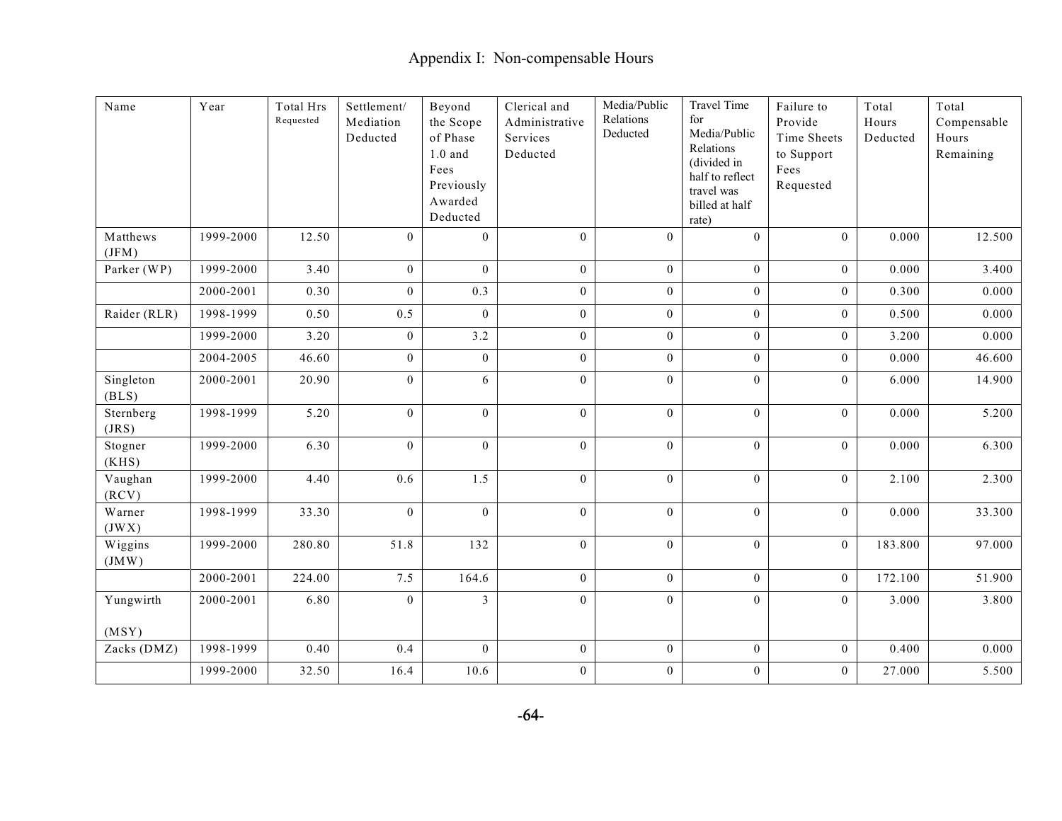# Appendix I: Non-compensable Hours

| Name | Year | Total Hrs Requested | Settlement/ Mediation Deducted | Beyond the Scope of Phase 1.0 and Fees Previously Awarded Deducted | Clerical and Administrative Services Deducted | Media/Public Relations Deducted | Travel Time for Media/Public Relations (divided in half to reflect travel was billed at half rate) | Failure to Provide Time Sheets to Support Fees Requested | Total Hours Deducted | Total Compensable Hours Remaining |
|---|---|---|---|---|---|---|---|---|---|---|
| Matthews (JFM) | 1999-2000 | 12.50 | 0 | 0 | 0 | 0 | 0 | 0 | 0.000 | 12.500 |
| Parker (WP) | 1999-2000 | 3.40 | 0 | 0 | 0 | 0 | 0 | 0 | 0.000 | 3.400 |
| | 2000-2001 | 0.30 | 0 | 0.3 | 0 | 0 | 0 | 0 | 0.300 | 0.000 |
| Raider (RLR) | 1998-1999 | 0.50 | 0.5 | 0 | 0 | 0 | 0 | 0 | 0.500 | 0.000 |
| | 1999-2000 | 3.20 | 0 | 3.2 | 0 | 0 | 0 | 0 | 3.200 | 0.000 |
| | 2004-2005 | 46.60 | 0 | 0 | 0 | 0 | 0 | 0 | 0.000 | 46.600 |
| Singleton (BLS) | 2000-2001 | 20.90 | 0 | 6 | 0 | 0 | 0 | 0 | 6.000 | 14.900 |
| Sternberg (JRS) | 1998-1999 | 5.20 | 0 | 0 | 0 | 0 | 0 | 0 | 0.000 | 5.200 |
| Stogner (KHS) | 1999-2000 | 6.30 | 0 | 0 | 0 | 0 | 0 | 0 | 0.000 | 6.300 |
| Vaughan (RCV) | 1999-2000 | 4.40 | 0.6 | 1.5 | 0 | 0 | 0 | 0 | 2.100 | 2.300 |
| Warner (JWX) | 1998-1999 | 33.30 | 0 | 0 | 0 | 0 | 0 | 0 | 0.000 | 33.300 |
| Wiggins (JMW) | 1999-2000 | 280.80 | 51.8 | 132 | 0 | 0 | 0 | 0 | 183.800 | 97.000 |
| | 2000-2001 | 224.00 | 7.5 | 164.6 | 0 | 0 | 0 | 0 | 172.100 | 51.900 |
| Yungwirth (MSY) | 2000-2001 | 6.80 | 0 | 3 | 0 | 0 | 0 | 0 | 3.000 | 3.800 |
| Zacks (DMZ) | 1998-1999 | 0.40 | 0.4 | 0 | 0 | 0 | 0 | 0 | 0.400 | 0.000 |
| | 1999-2000 | 32.50 | 16.4 | 10.6 | 0 | 0 | 0 | 0 | 27.000 | 5.500 |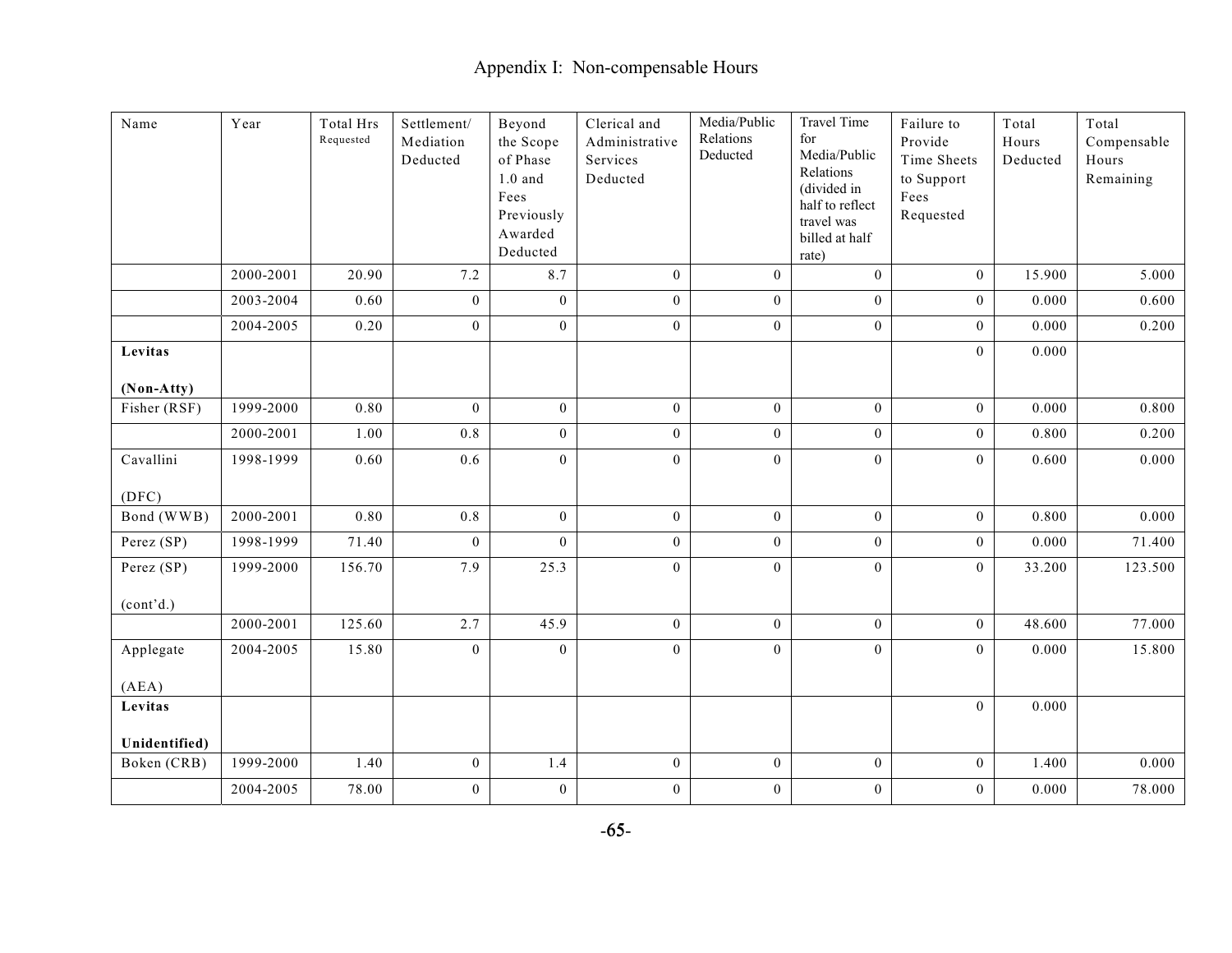## Appendix I: Non-compensable Hours

| Name | Year | Total Hrs Requested | Settlement/ Mediation Deducted | Beyond the Scope of Phase 1.0 and Fees Previously Awarded Deducted | Clerical and Administrative Services Deducted | Media/Public Relations Deducted | Travel Time for Media/Public Relations (divided in half to reflect travel was billed at half rate) | Failure to Provide Time Sheets to Support Fees Requested | Total Hours Deducted | Total Compensable Hours Remaining |
|---|---|---|---|---|---|---|---|---|---|---|
| | 2000-2001 | 20.90 | 7.2 | 8.7 | 0 | 0 | 0 | 0 | 15.900 | 5.000 |
| | 2003-2004 | 0.60 | 0 | 0 | 0 | 0 | 0 | 0 | 0.000 | 0.600 |
| | 2004-2005 | 0.20 | 0 | 0 | 0 | 0 | 0 | 0 | 0.000 | 0.200 |
| **Levitas (Non-Atty)** | | | | | | | | 0 | 0.000 | |
| Fisher (RSF) | 1999-2000 | 0.80 | 0 | 0 | 0 | 0 | 0 | 0 | 0.000 | 0.800 |
| | 2000-2001 | 1.00 | 0.8 | 0 | 0 | 0 | 0 | 0 | 0.800 | 0.200 |
| Cavallini (DFC) | 1998-1999 | 0.60 | 0.6 | 0 | 0 | 0 | 0 | 0 | 0.600 | 0.000 |
| Bond (WWB) | 2000-2001 | 0.80 | 0.8 | 0 | 0 | 0 | 0 | 0 | 0.800 | 0.000 |
| Perez (SP) | 1998-1999 | 71.40 | 0 | 0 | 0 | 0 | 0 | 0 | 0.000 | 71.400 |
| Perez (SP) (cont'd.) | 1999-2000 | 156.70 | 7.9 | 25.3 | 0 | 0 | 0 | 0 | 33.200 | 123.500 |
| | 2000-2001 | 125.60 | 2.7 | 45.9 | 0 | 0 | 0 | 0 | 48.600 | 77.000 |
| Applegate (AEA) | 2004-2005 | 15.80 | 0 | 0 | 0 | 0 | 0 | 0 | 0.000 | 15.800 |
| **Levitas Unidentified)** | | | | | | | | 0 | 0.000 | |
| Boken (CRB) | 1999-2000 | 1.40 | 0 | 1.4 | 0 | 0 | 0 | 0 | 1.400 | 0.000 |
| | 2004-2005 | 78.00 | 0 | 0 | 0 | 0 | 0 | 0 | 0.000 | 78.000 |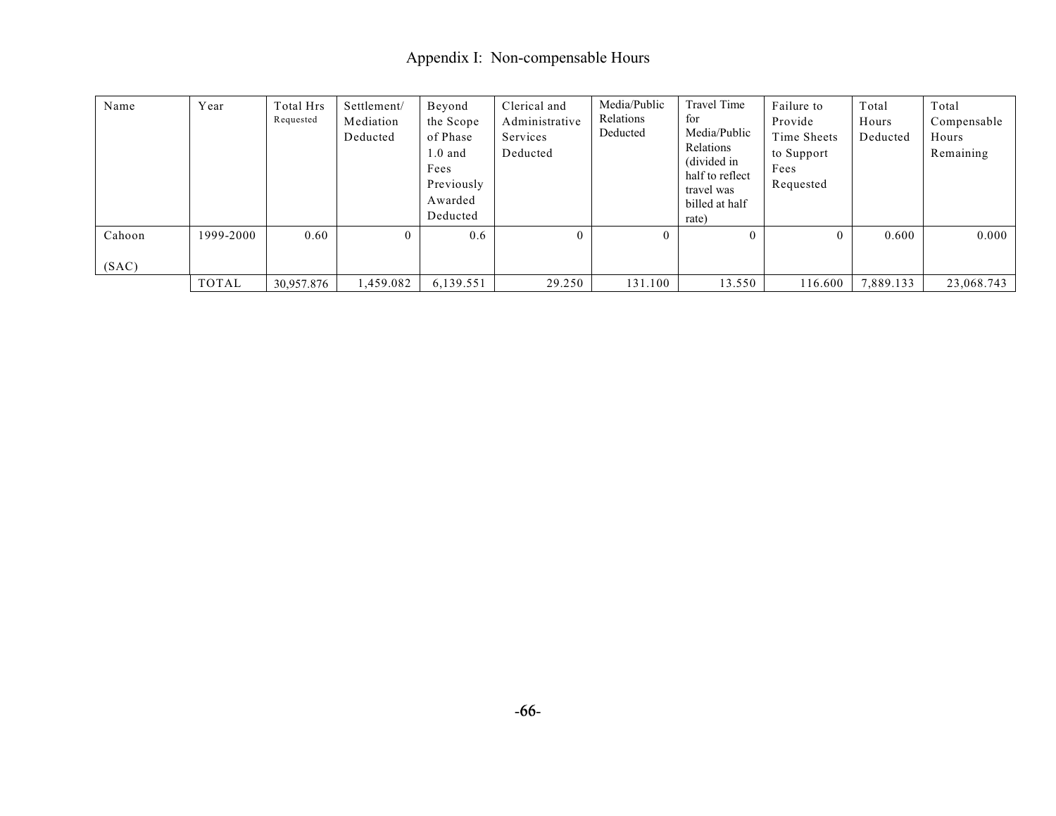# Appendix I: Non-compensable Hours

| Name | Year | Total Hrs Requested | Settlement/ Mediation Deducted | Beyond the Scope of Phase 1.0 and Fees Previously Awarded Deducted | Clerical and Administrative Services Deducted | Media/Public Relations Deducted | Travel Time for Media/Public Relations (divided in half to reflect travel was billed at half rate) | Failure to Provide Time Sheets to Support Fees Requested | Total Hours Deducted | Total Compensable Hours Remaining |
|---|---|---|---|---|---|---|---|---|---|---|
| Cahoon (SAC) | 1999-2000 | 0.60 | 0 | 0.6 | 0 | 0 | 0 | 0 | 0.600 | 0.000 |
| | TOTAL | 30,957.876 | 1,459.082 | 6,139.551 | 29.250 | 131.100 | 13.550 | 116.600 | 7,889.133 | 23,068.743 |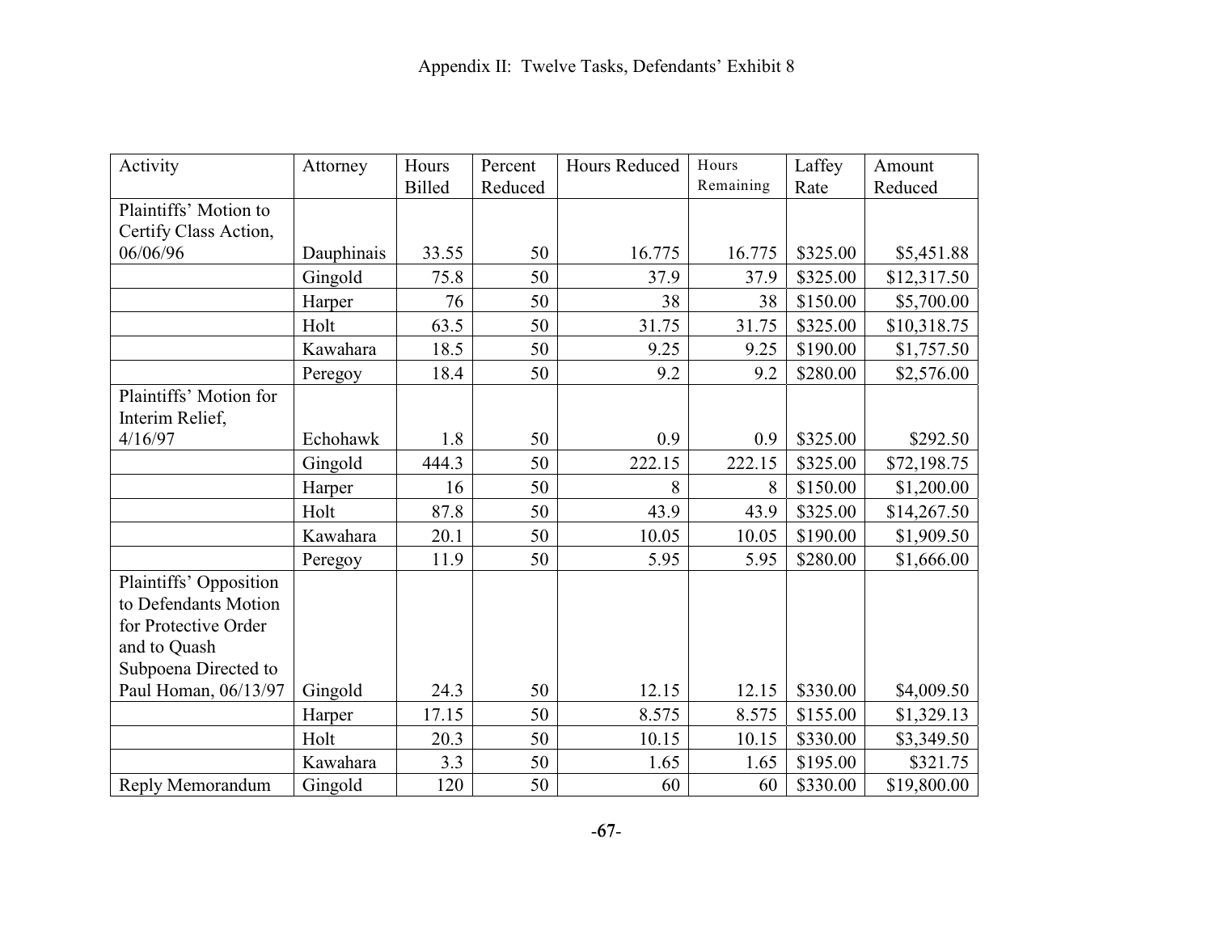Appendix II: Twelve Tasks, Defendants' Exhibit 8

| Activity | Attorney | Hours Billed | Percent Reduced | Hours Reduced | Hours Remaining | Laffey Rate | Amount Reduced |
|---|---|---|---|---|---|---|---|
| Plaintiffs' Motion to Certify Class Action, 06/06/96 | Dauphinais | 33.55 | 50 | 16.775 | 16.775 | $325.00 | $5,451.88 |
| | Gingold | 75.8 | 50 | 37.9 | 37.9 | $325.00 | $12,317.50 |
| | Harper | 76 | 50 | 38 | 38 | $150.00 | $5,700.00 |
| | Holt | 63.5 | 50 | 31.75 | 31.75 | $325.00 | $10,318.75 |
| | Kawahara | 18.5 | 50 | 9.25 | 9.25 | $190.00 | $1,757.50 |
| | Peregoy | 18.4 | 50 | 9.2 | 9.2 | $280.00 | $2,576.00 |
| Plaintiffs' Motion for Interim Relief, 4/16/97 | Echohawk | 1.8 | 50 | 0.9 | 0.9 | $325.00 | $292.50 |
| | Gingold | 444.3 | 50 | 222.15 | 222.15 | $325.00 | $72,198.75 |
| | Harper | 16 | 50 | 8 | 8 | $150.00 | $1,200.00 |
| | Holt | 87.8 | 50 | 43.9 | 43.9 | $325.00 | $14,267.50 |
| | Kawahara | 20.1 | 50 | 10.05 | 10.05 | $190.00 | $1,909.50 |
| | Peregoy | 11.9 | 50 | 5.95 | 5.95 | $280.00 | $1,666.00 |
| Plaintiffs' Opposition to Defendants Motion for Protective Order and to Quash Subpoena Directed to Paul Homan, 06/13/97 | Gingold | 24.3 | 50 | 12.15 | 12.15 | $330.00 | $4,009.50 |
| | Harper | 17.15 | 50 | 8.575 | 8.575 | $155.00 | $1,329.13 |
| | Holt | 20.3 | 50 | 10.15 | 10.15 | $330.00 | $3,349.50 |
| | Kawahara | 3.3 | 50 | 1.65 | 1.65 | $195.00 | $321.75 |
| Reply Memorandum | Gingold | 120 | 50 | 60 | 60 | $330.00 | $19,800.00 |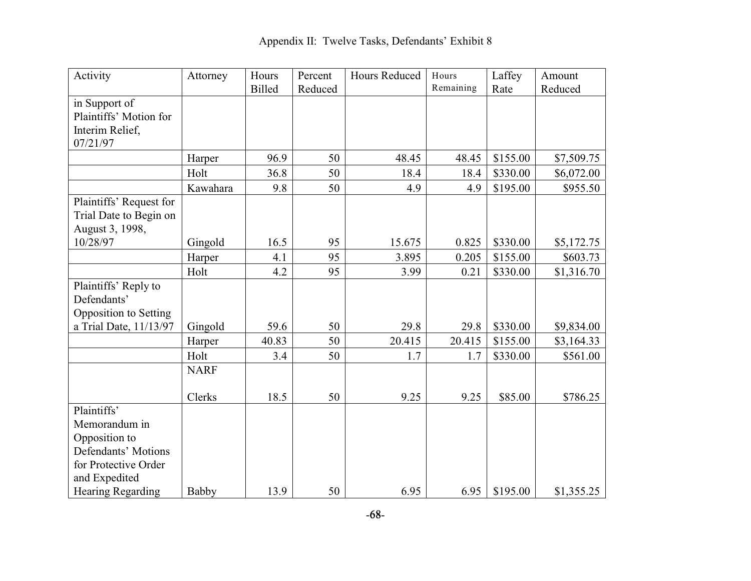Appendix II: Twelve Tasks, Defendants' Exhibit 8

| Activity | Attorney | Hours Billed | Percent Reduced | Hours Reduced | Hours Remaining | Laffey Rate | Amount Reduced |
|---|---|---|---|---|---|---|---|
| in Support of Plaintiffs' Motion for Interim Relief, 07/21/97 | | | | | | | |
| | Harper | 96.9 | 50 | 48.45 | 48.45 | $155.00 | $7,509.75 |
| | Holt | 36.8 | 50 | 18.4 | 18.4 | $330.00 | $6,072.00 |
| | Kawahara | 9.8 | 50 | 4.9 | 4.9 | $195.00 | $955.50 |
| Plaintiffs' Request for Trial Date to Begin on August 3, 1998, 10/28/97 | Gingold | 16.5 | 95 | 15.675 | 0.825 | $330.00 | $5,172.75 |
| | Harper | 4.1 | 95 | 3.895 | 0.205 | $155.00 | $603.73 |
| | Holt | 4.2 | 95 | 3.99 | 0.21 | $330.00 | $1,316.70 |
| Plaintiffs' Reply to Defendants' Opposition to Setting a Trial Date, 11/13/97 | Gingold | 59.6 | 50 | 29.8 | 29.8 | $330.00 | $9,834.00 |
| | Harper | 40.83 | 50 | 20.415 | 20.415 | $155.00 | $3,164.33 |
| | Holt | 3.4 | 50 | 1.7 | 1.7 | $330.00 | $561.00 |
| | NARF Clerks | 18.5 | 50 | 9.25 | 9.25 | $85.00 | $786.25 |
| Plaintiffs' Memorandum in Opposition to Defendants' Motions for Protective Order and Expedited Hearing Regarding | Babby | 13.9 | 50 | 6.95 | 6.95 | $195.00 | $1,355.25 |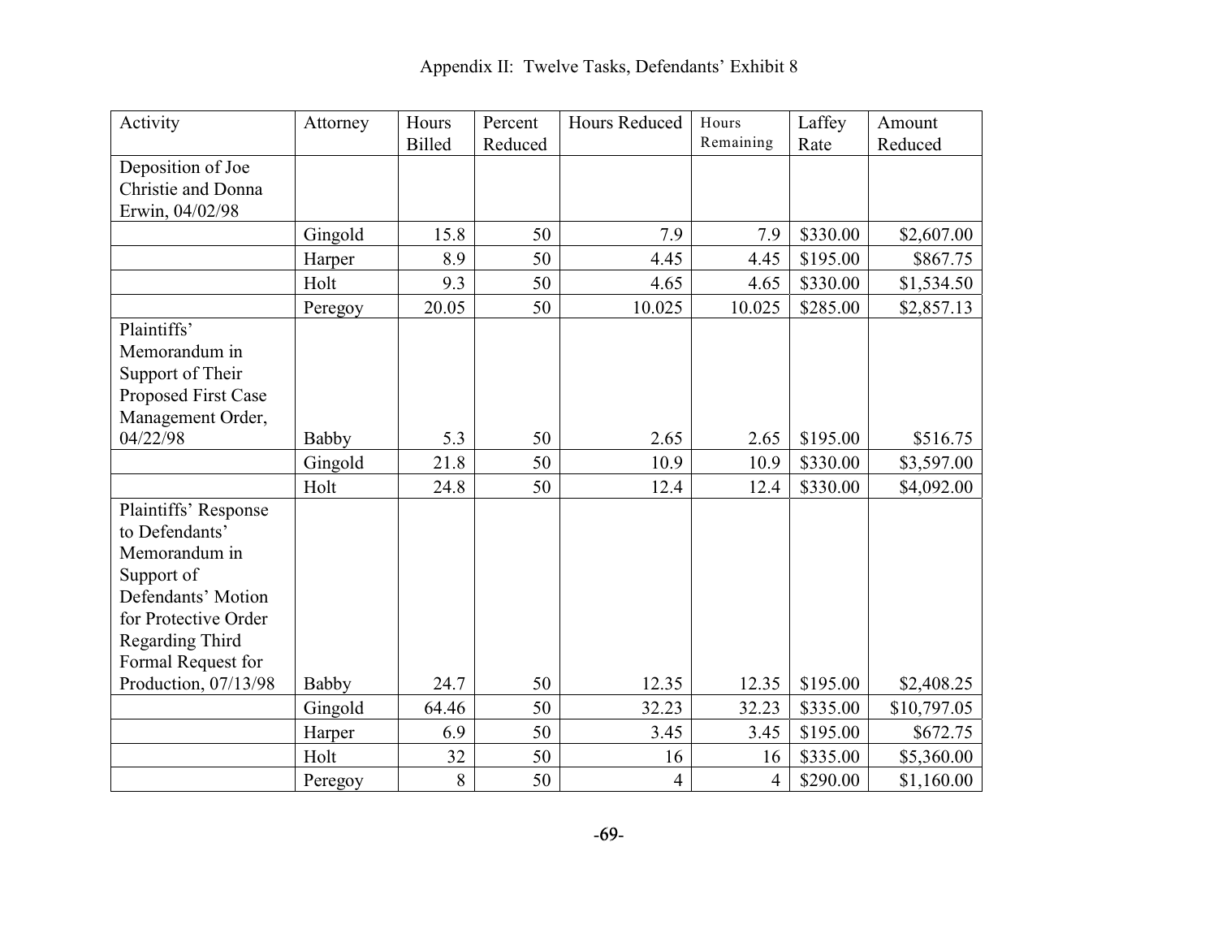Appendix II: Twelve Tasks, Defendants' Exhibit 8

| Activity | Attorney | Hours Billed | Percent Reduced | Hours Reduced | Hours Remaining | Laffey Rate | Amount Reduced |
|---|---|---|---|---|---|---|---|
| Deposition of Joe Christie and Donna Erwin, 04/02/98 | | | | | | | |
| | Gingold | 15.8 | 50 | 7.9 | 7.9 | $330.00 | $2,607.00 |
| | Harper | 8.9 | 50 | 4.45 | 4.45 | $195.00 | $867.75 |
| | Holt | 9.3 | 50 | 4.65 | 4.65 | $330.00 | $1,534.50 |
| | Peregoy | 20.05 | 50 | 10.025 | 10.025 | $285.00 | $2,857.13 |
| Plaintiffs' Memorandum in Support of Their Proposed First Case Management Order, 04/22/98 | Babby | 5.3 | 50 | 2.65 | 2.65 | $195.00 | $516.75 |
| | Gingold | 21.8 | 50 | 10.9 | 10.9 | $330.00 | $3,597.00 |
| | Holt | 24.8 | 50 | 12.4 | 12.4 | $330.00 | $4,092.00 |
| Plaintiffs' Response to Defendants' Memorandum in Support of Defendants' Motion for Protective Order Regarding Third Formal Request for Production, 07/13/98 | Babby | 24.7 | 50 | 12.35 | 12.35 | $195.00 | $2,408.25 |
| | Gingold | 64.46 | 50 | 32.23 | 32.23 | $335.00 | $10,797.05 |
| | Harper | 6.9 | 50 | 3.45 | 3.45 | $195.00 | $672.75 |
| | Holt | 32 | 50 | 16 | 16 | $335.00 | $5,360.00 |
| | Peregoy | 8 | 50 | 4 | 4 | $290.00 | $1,160.00 |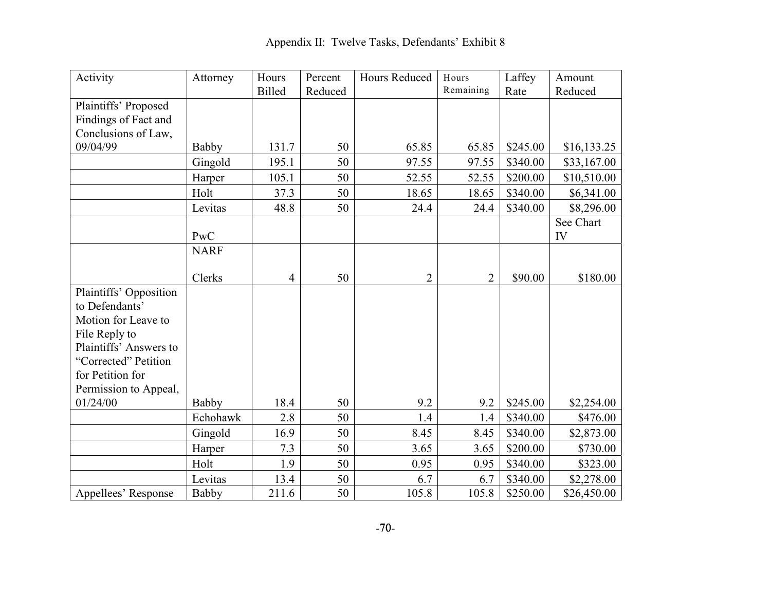Appendix II: Twelve Tasks, Defendants' Exhibit 8

| Activity | Attorney | Hours Billed | Percent Reduced | Hours Reduced | Hours Remaining | Laffey Rate | Amount Reduced |
|---|---|---|---|---|---|---|---|
| Plaintiffs' Proposed Findings of Fact and Conclusions of Law, 09/04/99 | Babby | 131.7 | 50 | 65.85 | 65.85 | $245.00 | $16,133.25 |
| | Gingold | 195.1 | 50 | 97.55 | 97.55 | $340.00 | $33,167.00 |
| | Harper | 105.1 | 50 | 52.55 | 52.55 | $200.00 | $10,510.00 |
| | Holt | 37.3 | 50 | 18.65 | 18.65 | $340.00 | $6,341.00 |
| | Levitas | 48.8 | 50 | 24.4 | 24.4 | $340.00 | $8,296.00 |
| | PwC | | | | | | See Chart IV |
| | NARF Clerks | 4 | 50 | 2 | 2 | $90.00 | $180.00 |
| Plaintiffs' Opposition to Defendants' Motion for Leave to File Reply to Plaintiffs' Answers to "Corrected" Petition for Petition for Permission to Appeal, 01/24/00 | Babby | 18.4 | 50 | 9.2 | 9.2 | $245.00 | $2,254.00 |
| | Echohawk | 2.8 | 50 | 1.4 | 1.4 | $340.00 | $476.00 |
| | Gingold | 16.9 | 50 | 8.45 | 8.45 | $340.00 | $2,873.00 |
| | Harper | 7.3 | 50 | 3.65 | 3.65 | $200.00 | $730.00 |
| | Holt | 1.9 | 50 | 0.95 | 0.95 | $340.00 | $323.00 |
| | Levitas | 13.4 | 50 | 6.7 | 6.7 | $340.00 | $2,278.00 |
| Appellees' Response | Babby | 211.6 | 50 | 105.8 | 105.8 | $250.00 | $26,450.00 |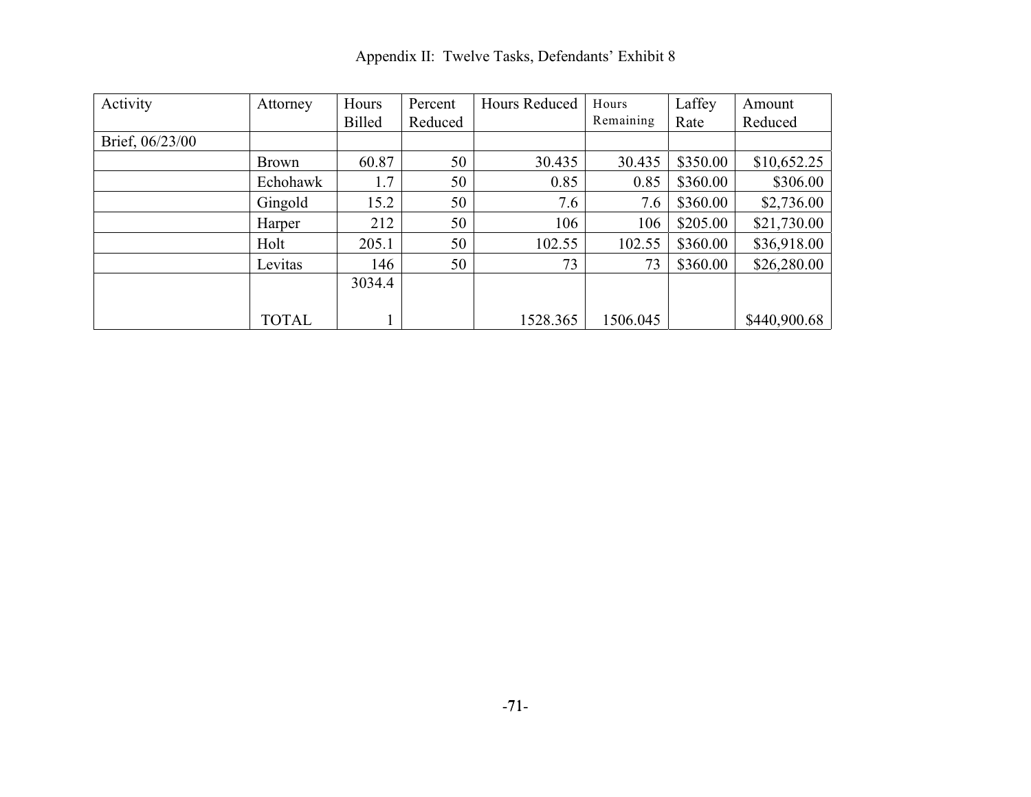Appendix II: Twelve Tasks, Defendants' Exhibit 8

| Activity | Attorney | Hours Billed | Percent Reduced | Hours Reduced | Hours Remaining | Laffey Rate | Amount Reduced |
|---|---|---|---|---|---|---|---|
| Brief, 06/23/00 | | | | | | | |
| | Brown | 60.87 | 50 | 30.435 | 30.435 | $350.00 | $10,652.25 |
| | Echohawk | 1.7 | 50 | 0.85 | 0.85 | $360.00 | $306.00 |
| | Gingold | 15.2 | 50 | 7.6 | 7.6 | $360.00 | $2,736.00 |
| | Harper | 212 | 50 | 106 | 106 | $205.00 | $21,730.00 |
| | Holt | 205.1 | 50 | 102.55 | 102.55 | $360.00 | $36,918.00 |
| | Levitas | 146 | 50 | 73 | 73 | $360.00 | $26,280.00 |
| | TOTAL | 3034.41 | | 1528.365 | 1506.045 | | $440,900.68 |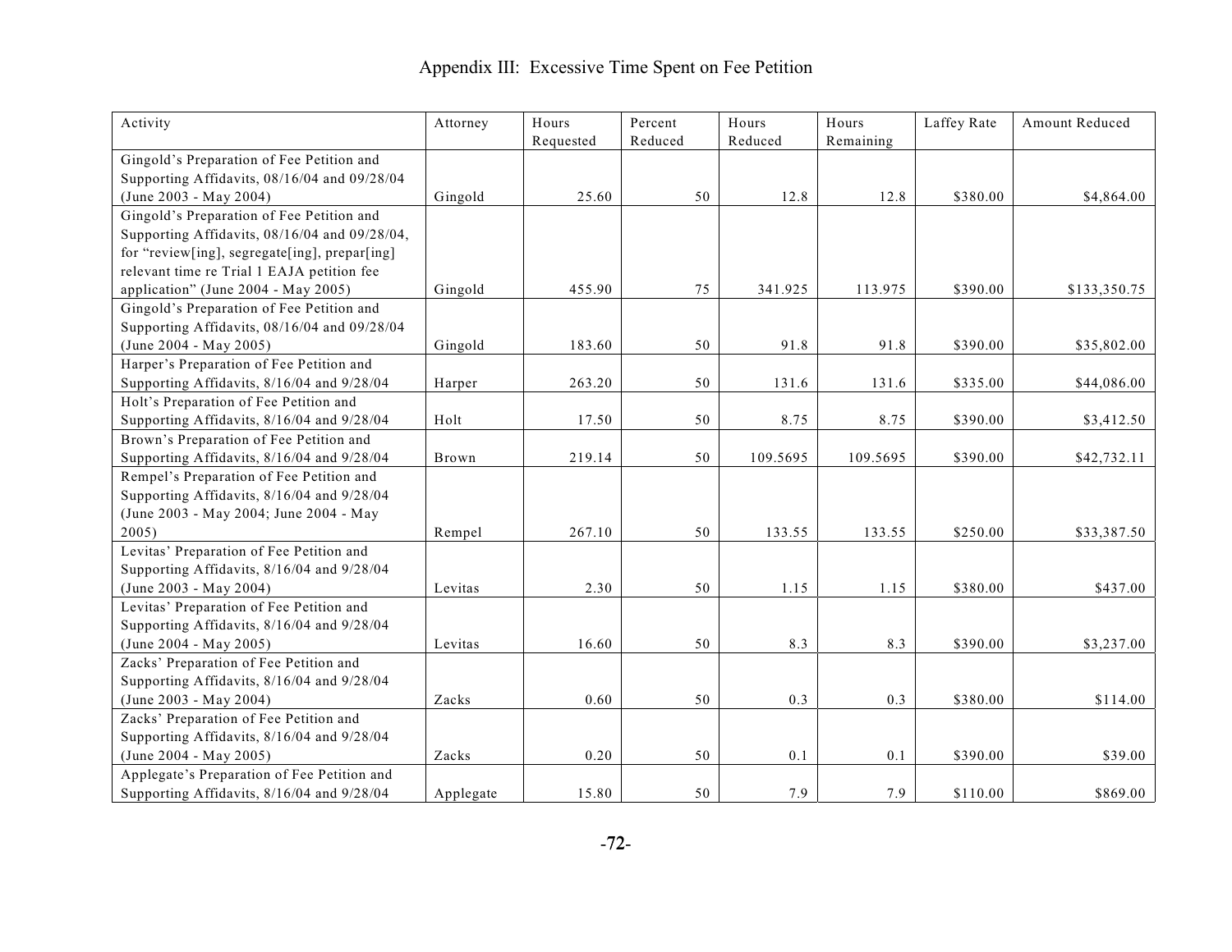# Appendix III: Excessive Time Spent on Fee Petition

| Activity | Attorney | Hours Requested | Percent Reduced | Hours Reduced | Hours Remaining | Laffey Rate | Amount Reduced |
|---|---|---|---|---|---|---|---|
| Gingold's Preparation of Fee Petition and Supporting Affidavits, 08/16/04 and 09/28/04 (June 2003 - May 2004) | Gingold | 25.60 | 50 | 12.8 | 12.8 | $380.00 | $4,864.00 |
| Gingold's Preparation of Fee Petition and Supporting Affidavits, 08/16/04 and 09/28/04, for "review[ing], segregate[ing], prepar[ing] relevant time re Trial 1 EAJA petition fee application" (June 2004 - May 2005) | Gingold | 455.90 | 75 | 341.925 | 113.975 | $390.00 | $133,350.75 |
| Gingold's Preparation of Fee Petition and Supporting Affidavits, 08/16/04 and 09/28/04 (June 2004 - May 2005) | Gingold | 183.60 | 50 | 91.8 | 91.8 | $390.00 | $35,802.00 |
| Harper's Preparation of Fee Petition and Supporting Affidavits, 8/16/04 and 9/28/04 | Harper | 263.20 | 50 | 131.6 | 131.6 | $335.00 | $44,086.00 |
| Holt's Preparation of Fee Petition and Supporting Affidavits, 8/16/04 and 9/28/04 | Holt | 17.50 | 50 | 8.75 | 8.75 | $390.00 | $3,412.50 |
| Brown's Preparation of Fee Petition and Supporting Affidavits, 8/16/04 and 9/28/04 | Brown | 219.14 | 50 | 109.5695 | 109.5695 | $390.00 | $42,732.11 |
| Rempel's Preparation of Fee Petition and Supporting Affidavits, 8/16/04 and 9/28/04 (June 2003 - May 2004; June 2004 - May 2005) | Rempel | 267.10 | 50 | 133.55 | 133.55 | $250.00 | $33,387.50 |
| Levitas' Preparation of Fee Petition and Supporting Affidavits, 8/16/04 and 9/28/04 (June 2003 - May 2004) | Levitas | 2.30 | 50 | 1.15 | 1.15 | $380.00 | $437.00 |
| Levitas' Preparation of Fee Petition and Supporting Affidavits, 8/16/04 and 9/28/04 (June 2004 - May 2005) | Levitas | 16.60 | 50 | 8.3 | 8.3 | $390.00 | $3,237.00 |
| Zacks' Preparation of Fee Petition and Supporting Affidavits, 8/16/04 and 9/28/04 (June 2003 - May 2004) | Zacks | 0.60 | 50 | 0.3 | 0.3 | $380.00 | $114.00 |
| Zacks' Preparation of Fee Petition and Supporting Affidavits, 8/16/04 and 9/28/04 (June 2004 - May 2005) | Zacks | 0.20 | 50 | 0.1 | 0.1 | $390.00 | $39.00 |
| Applegate's Preparation of Fee Petition and Supporting Affidavits, 8/16/04 and 9/28/04 | Applegate | 15.80 | 50 | 7.9 | 7.9 | $110.00 | $869.00 |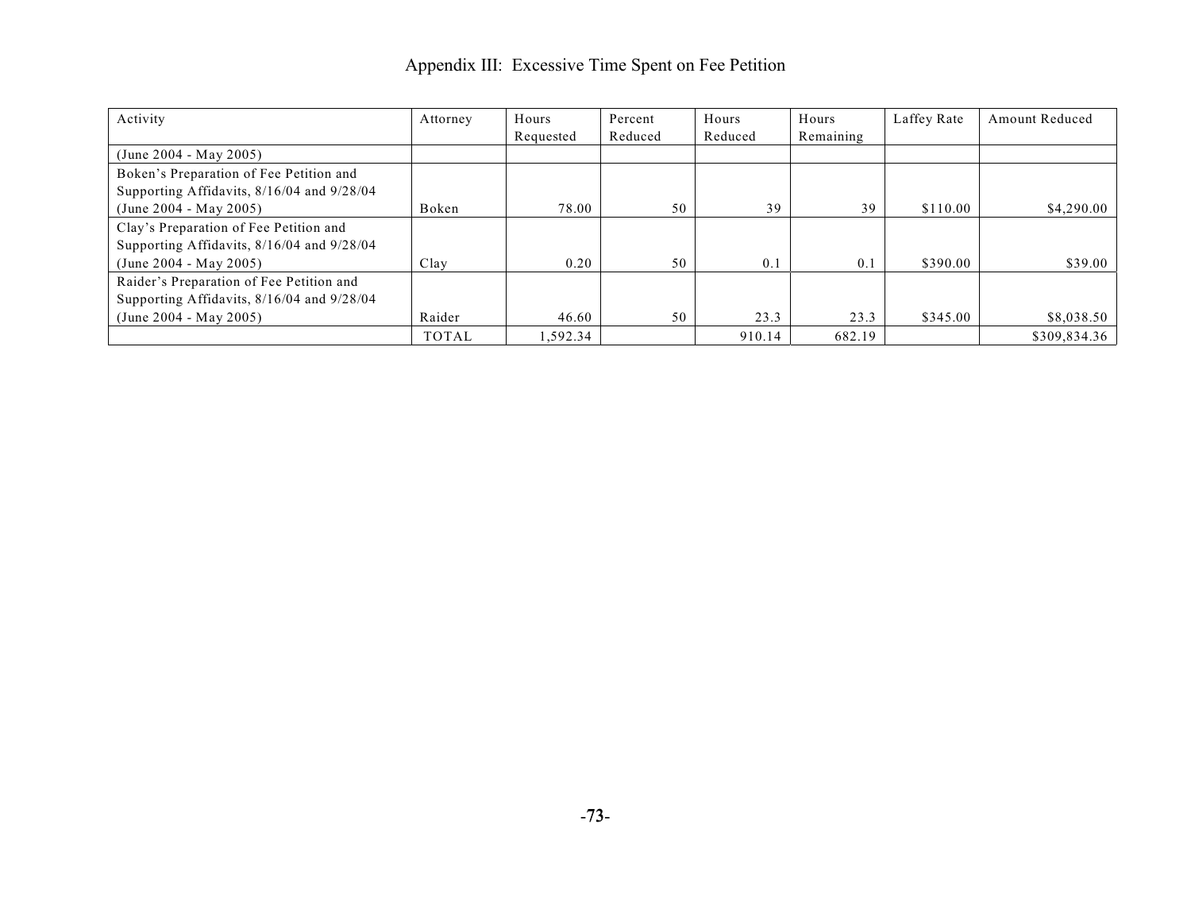Appendix III: Excessive Time Spent on Fee Petition

| Activity | Attorney | Hours Requested | Percent Reduced | Hours Reduced | Hours Remaining | Laffey Rate | Amount Reduced |
|---|---|---|---|---|---|---|---|
| (June 2004 - May 2005) | | | | | | | |
| Boken's Preparation of Fee Petition and Supporting Affidavits, 8/16/04 and 9/28/04 (June 2004 - May 2005) | Boken | 78.00 | 50 | 39 | 39 | $110.00 | $4,290.00 |
| Clay's Preparation of Fee Petition and Supporting Affidavits, 8/16/04 and 9/28/04 (June 2004 - May 2005) | Clay | 0.20 | 50 | 0.1 | 0.1 | $390.00 | $39.00 |
| Raider's Preparation of Fee Petition and Supporting Affidavits, 8/16/04 and 9/28/04 (June 2004 - May 2005) | Raider | 46.60 | 50 | 23.3 | 23.3 | $345.00 | $8,038.50 |
| | TOTAL | 1,592.34 | | 910.14 | 682.19 | | $309,834.36 |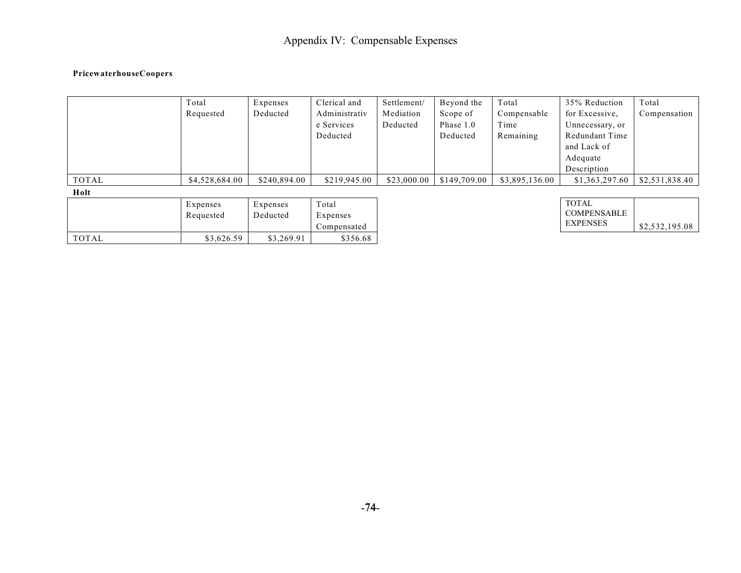# Appendix IV: Compensable Expenses

**PricewaterhouseCoopers**

| | Total Requested | Expenses Deducted | Clerical and Administrative Services Deducted | Settlement/ Mediation Deducted | Beyond the Scope of Phase 1.0 Deducted | Total Compensable Time Remaining | 35% Reduction for Excessive, Unnecessary, or Redundant Time and Lack of Adequate Description | Total Compensation |
|---|---|---|---|---|---|---|---|---|
| TOTAL | $4,528,684.00 | $240,894.00 | $219,945.00 | $23,000.00 | $149,709.00 | $3,895,136.00 | $1,363,297.60 | $2,531,838.40 |

**Holt**

| | Expenses Requested | Expenses Deducted | Total Expenses Compensated |
|---|---|---|---|
| TOTAL | $3,626.59 | $3,269.91 | $356.68 |

| TOTAL COMPENSABLE EXPENSES | $2,532,195.08 |
|---|---|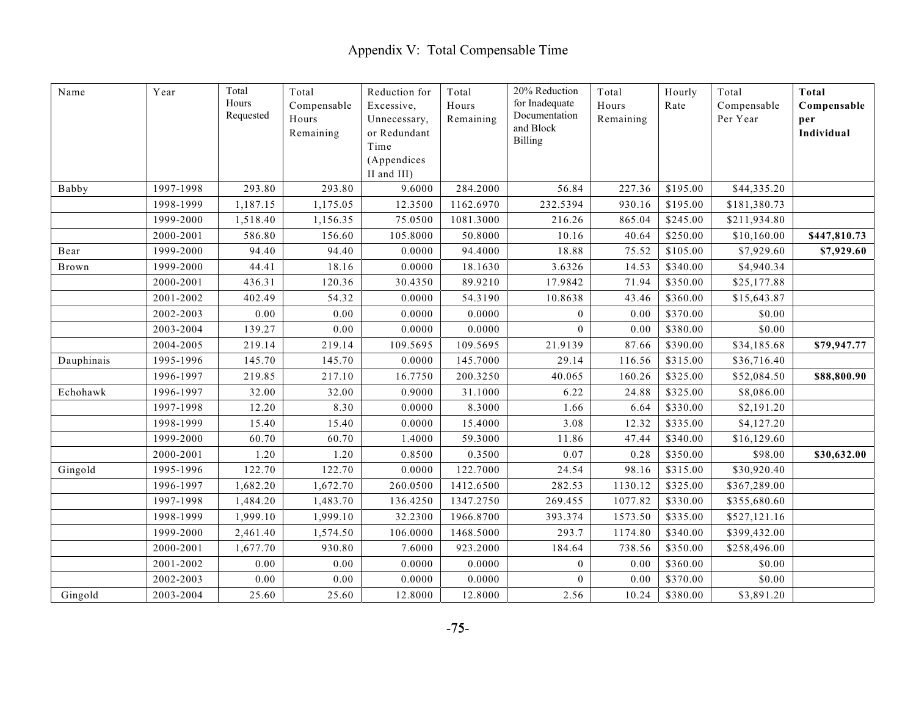# Appendix V: Total Compensable Time

| Name | Year | Total Hours Requested | Total Compensable Hours Remaining | Reduction for Excessive, Unnecessary, or Redundant Time (Appendices II and III) | Total Hours Remaining | 20% Reduction for Inadequate Documentation and Block Billing | Total Hours Remaining | Hourly Rate | Total Compensable Per Year | **Total Compensable per Individual** |
|---|---|---|---|---|---|---|---|---|---|---|
| Babby | 1997-1998 | 293.80 | 293.80 | 9.6000 | 284.2000 | 56.84 | 227.36 | $195.00 | $44,335.20 | |
| | 1998-1999 | 1,187.15 | 1,175.05 | 12.3500 | 1162.6970 | 232.5394 | 930.16 | $195.00 | $181,380.73 | |
| | 1999-2000 | 1,518.40 | 1,156.35 | 75.0500 | 1081.3000 | 216.26 | 865.04 | $245.00 | $211,934.80 | |
| | 2000-2001 | 586.80 | 156.60 | 105.8000 | 50.8000 | 10.16 | 40.64 | $250.00 | $10,160.00 | **$447,810.73** |
| Bear | 1999-2000 | 94.40 | 94.40 | 0.0000 | 94.4000 | 18.88 | 75.52 | $105.00 | $7,929.60 | **$7,929.60** |
| Brown | 1999-2000 | 44.41 | 18.16 | 0.0000 | 18.1630 | 3.6326 | 14.53 | $340.00 | $4,940.34 | |
| | 2000-2001 | 436.31 | 120.36 | 30.4350 | 89.9210 | 17.9842 | 71.94 | $350.00 | $25,177.88 | |
| | 2001-2002 | 402.49 | 54.32 | 0.0000 | 54.3190 | 10.8638 | 43.46 | $360.00 | $15,643.87 | |
| | 2002-2003 | 0.00 | 0.00 | 0.0000 | 0.0000 | 0 | 0.00 | $370.00 | $0.00 | |
| | 2003-2004 | 139.27 | 0.00 | 0.0000 | 0.0000 | 0 | 0.00 | $380.00 | $0.00 | |
| | 2004-2005 | 219.14 | 219.14 | 109.5695 | 109.5695 | 21.9139 | 87.66 | $390.00 | $34,185.68 | **$79,947.77** |
| Dauphinais | 1995-1996 | 145.70 | 145.70 | 0.0000 | 145.7000 | 29.14 | 116.56 | $315.00 | $36,716.40 | |
| | 1996-1997 | 219.85 | 217.10 | 16.7750 | 200.3250 | 40.065 | 160.26 | $325.00 | $52,084.50 | **$88,800.90** |
| Echohawk | 1996-1997 | 32.00 | 32.00 | 0.9000 | 31.1000 | 6.22 | 24.88 | $325.00 | $8,086.00 | |
| | 1997-1998 | 12.20 | 8.30 | 0.0000 | 8.3000 | 1.66 | 6.64 | $330.00 | $2,191.20 | |
| | 1998-1999 | 15.40 | 15.40 | 0.0000 | 15.4000 | 3.08 | 12.32 | $335.00 | $4,127.20 | |
| | 1999-2000 | 60.70 | 60.70 | 1.4000 | 59.3000 | 11.86 | 47.44 | $340.00 | $16,129.60 | |
| | 2000-2001 | 1.20 | 1.20 | 0.8500 | 0.3500 | 0.07 | 0.28 | $350.00 | $98.00 | **$30,632.00** |
| Gingold | 1995-1996 | 122.70 | 122.70 | 0.0000 | 122.7000 | 24.54 | 98.16 | $315.00 | $30,920.40 | |
| | 1996-1997 | 1,682.20 | 1,672.70 | 260.0500 | 1412.6500 | 282.53 | 1130.12 | $325.00 | $367,289.00 | |
| | 1997-1998 | 1,484.20 | 1,483.70 | 136.4250 | 1347.2750 | 269.455 | 1077.82 | $330.00 | $355,680.60 | |
| | 1998-1999 | 1,999.10 | 1,999.10 | 32.2300 | 1966.8700 | 393.374 | 1573.50 | $335.00 | $527,121.16 | |
| | 1999-2000 | 2,461.40 | 1,574.50 | 106.0000 | 1468.5000 | 293.7 | 1174.80 | $340.00 | $399,432.00 | |
| | 2000-2001 | 1,677.70 | 930.80 | 7.6000 | 923.2000 | 184.64 | 738.56 | $350.00 | $258,496.00 | |
| | 2001-2002 | 0.00 | 0.00 | 0.0000 | 0.0000 | 0 | 0.00 | $360.00 | $0.00 | |
| | 2002-2003 | 0.00 | 0.00 | 0.0000 | 0.0000 | 0 | 0.00 | $370.00 | $0.00 | |
| Gingold | 2003-2004 | 25.60 | 25.60 | 12.8000 | 12.8000 | 2.56 | 10.24 | $380.00 | $3,891.20 | |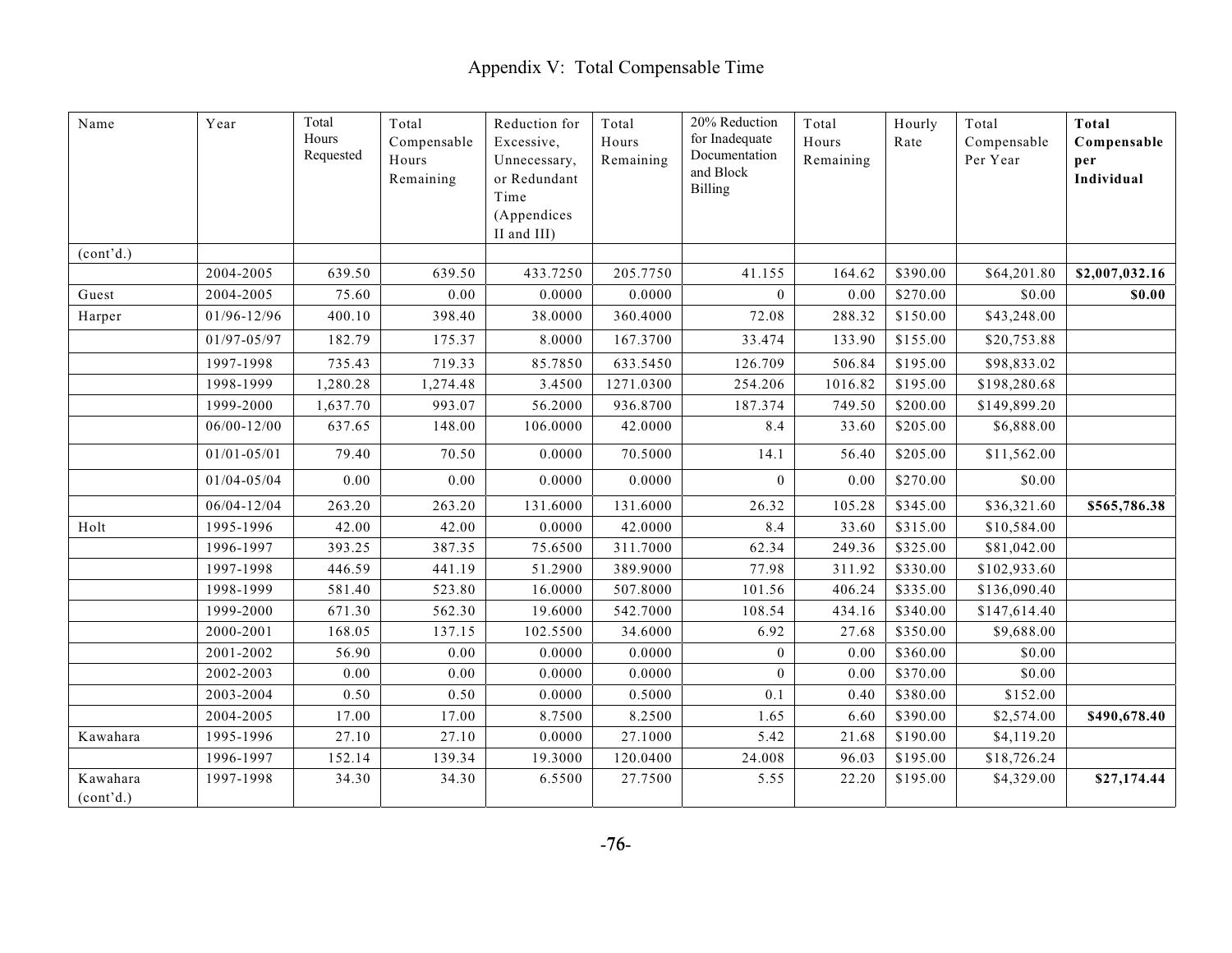# Appendix V: Total Compensable Time

| Name | Year | Total Hours Requested | Total Compensable Hours Remaining | Reduction for Excessive, Unnecessary, or Redundant Time (Appendices II and III) | Total Hours Remaining | 20% Reduction for Inadequate Documentation and Block Billing | Total Hours Remaining | Hourly Rate | Total Compensable Per Year | **Total Compensable per Individual** |
|---|---|---|---|---|---|---|---|---|---|---|
| (cont'd.) | | | | | | | | | | |
| | 2004-2005 | 639.50 | 639.50 | 433.7250 | 205.7750 | 41.155 | 164.62 | $390.00 | $64,201.80 | **$2,007,032.16** |
| Guest | 2004-2005 | 75.60 | 0.00 | 0.0000 | 0.0000 | 0 | 0.00 | $270.00 | $0.00 | **$0.00** |
| Harper | 01/96-12/96 | 400.10 | 398.40 | 38.0000 | 360.4000 | 72.08 | 288.32 | $150.00 | $43,248.00 | |
| | 01/97-05/97 | 182.79 | 175.37 | 8.0000 | 167.3700 | 33.474 | 133.90 | $155.00 | $20,753.88 | |
| | 1997-1998 | 735.43 | 719.33 | 85.7850 | 633.5450 | 126.709 | 506.84 | $195.00 | $98,833.02 | |
| | 1998-1999 | 1,280.28 | 1,274.48 | 3.4500 | 1271.0300 | 254.206 | 1016.82 | $195.00 | $198,280.68 | |
| | 1999-2000 | 1,637.70 | 993.07 | 56.2000 | 936.8700 | 187.374 | 749.50 | $200.00 | $149,899.20 | |
| | 06/00-12/00 | 637.65 | 148.00 | 106.0000 | 42.0000 | 8.4 | 33.60 | $205.00 | $6,888.00 | |
| | 01/01-05/01 | 79.40 | 70.50 | 0.0000 | 70.5000 | 14.1 | 56.40 | $205.00 | $11,562.00 | |
| | 01/04-05/04 | 0.00 | 0.00 | 0.0000 | 0.0000 | 0 | 0.00 | $270.00 | $0.00 | |
| | 06/04-12/04 | 263.20 | 263.20 | 131.6000 | 131.6000 | 26.32 | 105.28 | $345.00 | $36,321.60 | **$565,786.38** |
| Holt | 1995-1996 | 42.00 | 42.00 | 0.0000 | 42.0000 | 8.4 | 33.60 | $315.00 | $10,584.00 | |
| | 1996-1997 | 393.25 | 387.35 | 75.6500 | 311.7000 | 62.34 | 249.36 | $325.00 | $81,042.00 | |
| | 1997-1998 | 446.59 | 441.19 | 51.2900 | 389.9000 | 77.98 | 311.92 | $330.00 | $102,933.60 | |
| | 1998-1999 | 581.40 | 523.80 | 16.0000 | 507.8000 | 101.56 | 406.24 | $335.00 | $136,090.40 | |
| | 1999-2000 | 671.30 | 562.30 | 19.6000 | 542.7000 | 108.54 | 434.16 | $340.00 | $147,614.40 | |
| | 2000-2001 | 168.05 | 137.15 | 102.5500 | 34.6000 | 6.92 | 27.68 | $350.00 | $9,688.00 | |
| | 2001-2002 | 56.90 | 0.00 | 0.0000 | 0.0000 | 0 | 0.00 | $360.00 | $0.00 | |
| | 2002-2003 | 0.00 | 0.00 | 0.0000 | 0.0000 | 0 | 0.00 | $370.00 | $0.00 | |
| | 2003-2004 | 0.50 | 0.50 | 0.0000 | 0.5000 | 0.1 | 0.40 | $380.00 | $152.00 | |
| | 2004-2005 | 17.00 | 17.00 | 8.7500 | 8.2500 | 1.65 | 6.60 | $390.00 | $2,574.00 | **$490,678.40** |
| Kawahara | 1995-1996 | 27.10 | 27.10 | 0.0000 | 27.1000 | 5.42 | 21.68 | $190.00 | $4,119.20 | |
| | 1996-1997 | 152.14 | 139.34 | 19.3000 | 120.0400 | 24.008 | 96.03 | $195.00 | $18,726.24 | |
| Kawahara (cont'd.) | 1997-1998 | 34.30 | 34.30 | 6.5500 | 27.7500 | 5.55 | 22.20 | $195.00 | $4,329.00 | **$27,174.44** |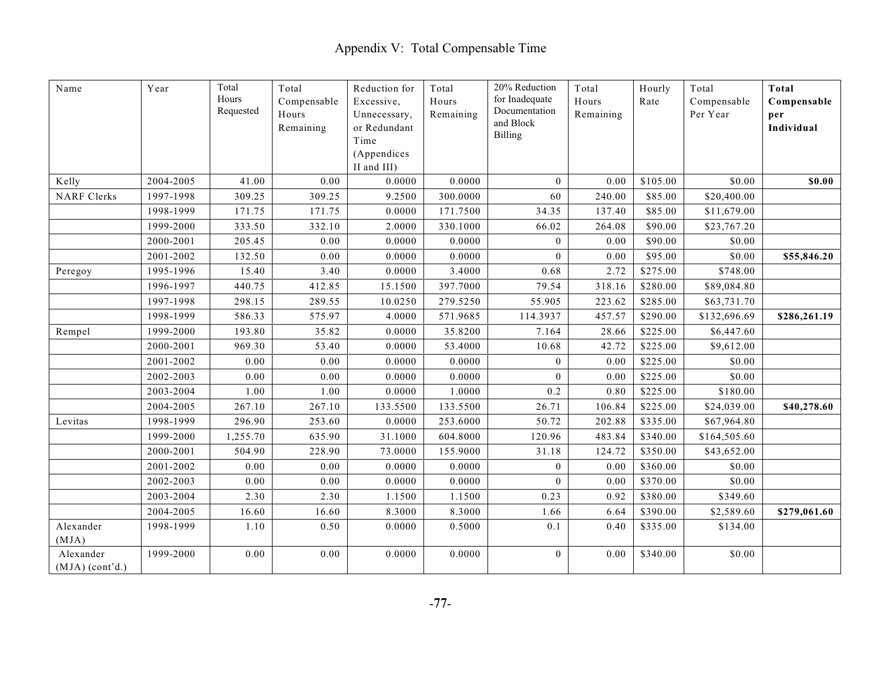# Appendix V: Total Compensable Time

| Name | Year | Total Hours Requested | Total Compensable Hours Remaining | Reduction for Excessive, Unnecessary, or Redundant Time (Appendices II and III) | Total Hours Remaining | 20% Reduction for Inadequate Documentation and Block Billing | Total Hours Remaining | Hourly Rate | Total Compensable Per Year | **Total Compensable per Individual** |
|---|---|---|---|---|---|---|---|---|---|---|
| Kelly | 2004-2005 | 41.00 | 0.00 | 0.0000 | 0.0000 | 0 | 0.00 | $105.00 | $0.00 | **$0.00** |
| NARF Clerks | 1997-1998 | 309.25 | 309.25 | 9.2500 | 300.0000 | 60 | 240.00 | $85.00 | $20,400.00 | |
| | 1998-1999 | 171.75 | 171.75 | 0.0000 | 171.7500 | 34.35 | 137.40 | $85.00 | $11,679.00 | |
| | 1999-2000 | 333.50 | 332.10 | 2.0000 | 330.1000 | 66.02 | 264.08 | $90.00 | $23,767.20 | |
| | 2000-2001 | 205.45 | 0.00 | 0.0000 | 0.0000 | 0 | 0.00 | $90.00 | $0.00 | |
| | 2001-2002 | 132.50 | 0.00 | 0.0000 | 0.0000 | 0 | 0.00 | $95.00 | $0.00 | **$55,846.20** |
| Peregoy | 1995-1996 | 15.40 | 3.40 | 0.0000 | 3.4000 | 0.68 | 2.72 | $275.00 | $748.00 | |
| | 1996-1997 | 440.75 | 412.85 | 15.1500 | 397.7000 | 79.54 | 318.16 | $280.00 | $89,084.80 | |
| | 1997-1998 | 298.15 | 289.55 | 10.0250 | 279.5250 | 55.905 | 223.62 | $285.00 | $63,731.70 | |
| | 1998-1999 | 586.33 | 575.97 | 4.0000 | 571.9685 | 114.3937 | 457.57 | $290.00 | $132,696.69 | **$286,261.19** |
| Rempel | 1999-2000 | 193.80 | 35.82 | 0.0000 | 35.8200 | 7.164 | 28.66 | $225.00 | $6,447.60 | |
| | 2000-2001 | 969.30 | 53.40 | 0.0000 | 53.4000 | 10.68 | 42.72 | $225.00 | $9,612.00 | |
| | 2001-2002 | 0.00 | 0.00 | 0.0000 | 0.0000 | 0 | 0.00 | $225.00 | $0.00 | |
| | 2002-2003 | 0.00 | 0.00 | 0.0000 | 0.0000 | 0 | 0.00 | $225.00 | $0.00 | |
| | 2003-2004 | 1.00 | 1.00 | 0.0000 | 1.0000 | 0.2 | 0.80 | $225.00 | $180.00 | |
| | 2004-2005 | 267.10 | 267.10 | 133.5500 | 133.5500 | 26.71 | 106.84 | $225.00 | $24,039.00 | **$40,278.60** |
| Levitas | 1998-1999 | 296.90 | 253.60 | 0.0000 | 253.6000 | 50.72 | 202.88 | $335.00 | $67,964.80 | |
| | 1999-2000 | 1,255.70 | 635.90 | 31.1000 | 604.8000 | 120.96 | 483.84 | $340.00 | $164,505.60 | |
| | 2000-2001 | 504.90 | 228.90 | 73.0000 | 155.9000 | 31.18 | 124.72 | $350.00 | $43,652.00 | |
| | 2001-2002 | 0.00 | 0.00 | 0.0000 | 0.0000 | 0 | 0.00 | $360.00 | $0.00 | |
| | 2002-2003 | 0.00 | 0.00 | 0.0000 | 0.0000 | 0 | 0.00 | $370.00 | $0.00 | |
| | 2003-2004 | 2.30 | 2.30 | 1.1500 | 1.1500 | 0.23 | 0.92 | $380.00 | $349.60 | |
| | 2004-2005 | 16.60 | 16.60 | 8.3000 | 8.3000 | 1.66 | 6.64 | $390.00 | $2,589.60 | **$279,061.60** |
| Alexander (MJA) | 1998-1999 | 1.10 | 0.50 | 0.0000 | 0.5000 | 0.1 | 0.40 | $335.00 | $134.00 | |
| Alexander (MJA) (cont'd.) | 1999-2000 | 0.00 | 0.00 | 0.0000 | 0.0000 | 0 | 0.00 | $340.00 | $0.00 | |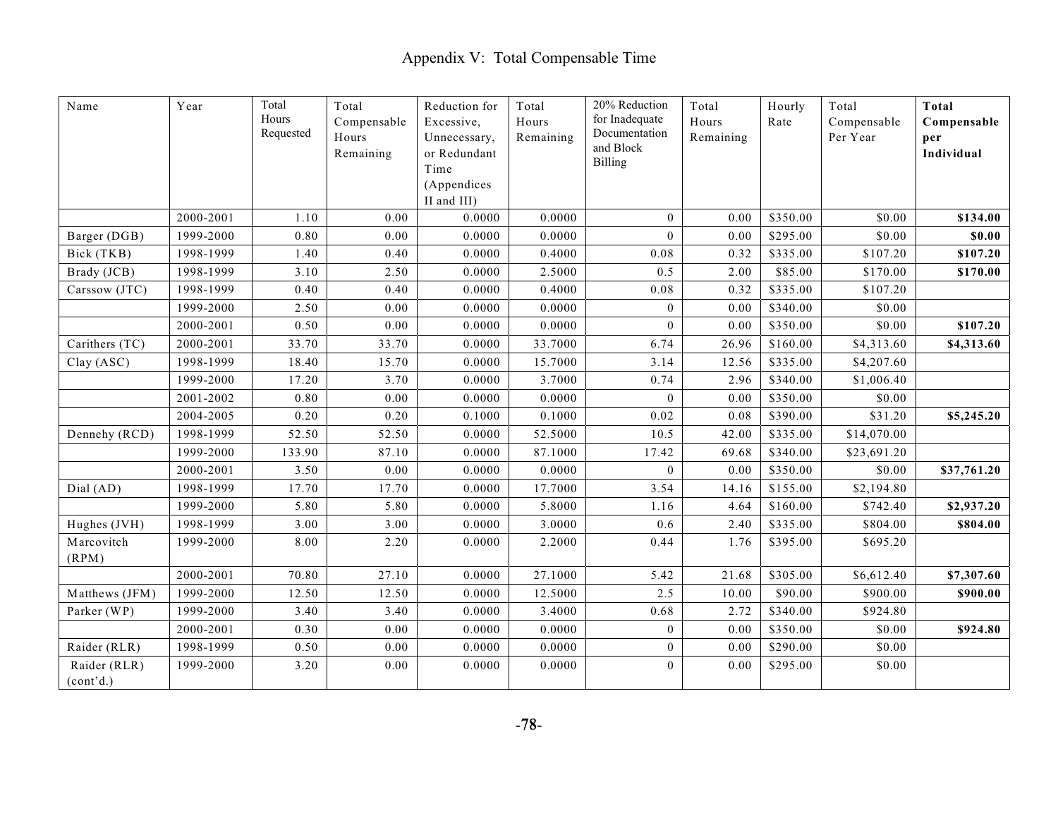# Appendix V: Total Compensable Time

| Name | Year | Total Hours Requested | Total Compensable Hours Remaining | Reduction for Excessive, Unnecessary, or Redundant Time (Appendices II and III) | Total Hours Remaining | 20% Reduction for Inadequate Documentation and Block Billing | Total Hours Remaining | Hourly Rate | Total Compensable Per Year | **Total Compensable per Individual** |
|---|---|---|---|---|---|---|---|---|---|---|
| | 2000-2001 | 1.10 | 0.00 | 0.0000 | 0.0000 | 0 | 0.00 | $350.00 | $0.00 | **$134.00** |
| Barger (DGB) | 1999-2000 | 0.80 | 0.00 | 0.0000 | 0.0000 | 0 | 0.00 | $295.00 | $0.00 | **$0.00** |
| Bick (TKB) | 1998-1999 | 1.40 | 0.40 | 0.0000 | 0.4000 | 0.08 | 0.32 | $335.00 | $107.20 | **$107.20** |
| Brady (JCB) | 1998-1999 | 3.10 | 2.50 | 0.0000 | 2.5000 | 0.5 | 2.00 | $85.00 | $170.00 | **$170.00** |
| Carssow (JTC) | 1998-1999 | 0.40 | 0.40 | 0.0000 | 0.4000 | 0.08 | 0.32 | $335.00 | $107.20 | |
| | 1999-2000 | 2.50 | 0.00 | 0.0000 | 0.0000 | 0 | 0.00 | $340.00 | $0.00 | |
| | 2000-2001 | 0.50 | 0.00 | 0.0000 | 0.0000 | 0 | 0.00 | $350.00 | $0.00 | **$107.20** |
| Carithers (TC) | 2000-2001 | 33.70 | 33.70 | 0.0000 | 33.7000 | 6.74 | 26.96 | $160.00 | $4,313.60 | **$4,313.60** |
| Clay (ASC) | 1998-1999 | 18.40 | 15.70 | 0.0000 | 15.7000 | 3.14 | 12.56 | $335.00 | $4,207.60 | |
| | 1999-2000 | 17.20 | 3.70 | 0.0000 | 3.7000 | 0.74 | 2.96 | $340.00 | $1,006.40 | |
| | 2001-2002 | 0.80 | 0.00 | 0.0000 | 0.0000 | 0 | 0.00 | $350.00 | $0.00 | |
| | 2004-2005 | 0.20 | 0.20 | 0.1000 | 0.1000 | 0.02 | 0.08 | $390.00 | $31.20 | **$5,245.20** |
| Dennehy (RCD) | 1998-1999 | 52.50 | 52.50 | 0.0000 | 52.5000 | 10.5 | 42.00 | $335.00 | $14,070.00 | |
| | 1999-2000 | 133.90 | 87.10 | 0.0000 | 87.1000 | 17.42 | 69.68 | $340.00 | $23,691.20 | |
| | 2000-2001 | 3.50 | 0.00 | 0.0000 | 0.0000 | 0 | 0.00 | $350.00 | $0.00 | **$37,761.20** |
| Dial (AD) | 1998-1999 | 17.70 | 17.70 | 0.0000 | 17.7000 | 3.54 | 14.16 | $155.00 | $2,194.80 | |
| | 1999-2000 | 5.80 | 5.80 | 0.0000 | 5.8000 | 1.16 | 4.64 | $160.00 | $742.40 | **$2,937.20** |
| Hughes (JVH) | 1998-1999 | 3.00 | 3.00 | 0.0000 | 3.0000 | 0.6 | 2.40 | $335.00 | $804.00 | **$804.00** |
| Marcovitch (RPM) | 1999-2000 | 8.00 | 2.20 | 0.0000 | 2.2000 | 0.44 | 1.76 | $395.00 | $695.20 | |
| | 2000-2001 | 70.80 | 27.10 | 0.0000 | 27.1000 | 5.42 | 21.68 | $305.00 | $6,612.40 | **$7,307.60** |
| Matthews (JFM) | 1999-2000 | 12.50 | 12.50 | 0.0000 | 12.5000 | 2.5 | 10.00 | $90.00 | $900.00 | **$900.00** |
| Parker (WP) | 1999-2000 | 3.40 | 3.40 | 0.0000 | 3.4000 | 0.68 | 2.72 | $340.00 | $924.80 | |
| | 2000-2001 | 0.30 | 0.00 | 0.0000 | 0.0000 | 0 | 0.00 | $350.00 | $0.00 | **$924.80** |
| Raider (RLR) | 1998-1999 | 0.50 | 0.00 | 0.0000 | 0.0000 | 0 | 0.00 | $290.00 | $0.00 | |
| Raider (RLR) (cont'd.) | 1999-2000 | 3.20 | 0.00 | 0.0000 | 0.0000 | 0 | 0.00 | $295.00 | $0.00 | |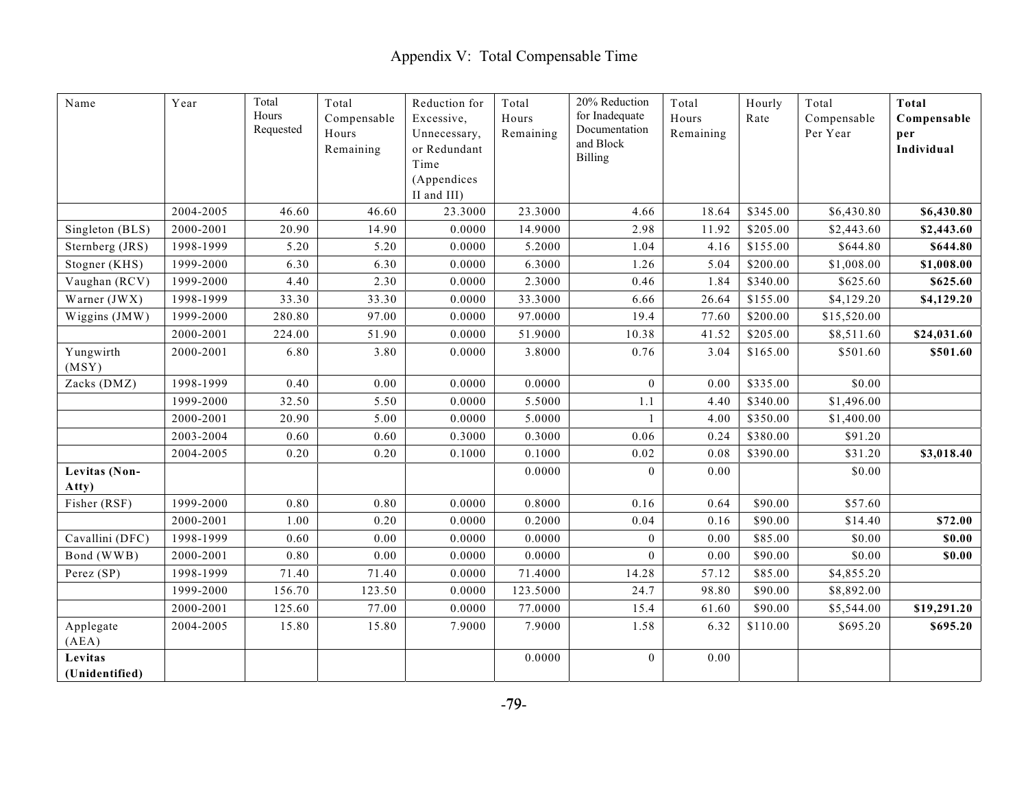# Appendix V: Total Compensable Time

| Name | Year | Total Hours Requested | Total Compensable Hours Remaining | Reduction for Excessive, Unnecessary, or Redundant Time (Appendices II and III) | Total Hours Remaining | 20% Reduction for Inadequate Documentation and Block Billing | Total Hours Remaining | Hourly Rate | Total Compensable Per Year | **Total Compensable per Individual** |
|---|---|---|---|---|---|---|---|---|---|---|
| | 2004-2005 | 46.60 | 46.60 | 23.3000 | 23.3000 | 4.66 | 18.64 | $345.00 | $6,430.80 | **$6,430.80** |
| Singleton (BLS) | 2000-2001 | 20.90 | 14.90 | 0.0000 | 14.9000 | 2.98 | 11.92 | $205.00 | $2,443.60 | **$2,443.60** |
| Sternberg (JRS) | 1998-1999 | 5.20 | 5.20 | 0.0000 | 5.2000 | 1.04 | 4.16 | $155.00 | $644.80 | **$644.80** |
| Stogner (KHS) | 1999-2000 | 6.30 | 6.30 | 0.0000 | 6.3000 | 1.26 | 5.04 | $200.00 | $1,008.00 | **$1,008.00** |
| Vaughan (RCV) | 1999-2000 | 4.40 | 2.30 | 0.0000 | 2.3000 | 0.46 | 1.84 | $340.00 | $625.60 | **$625.60** |
| Warner (JWX) | 1998-1999 | 33.30 | 33.30 | 0.0000 | 33.3000 | 6.66 | 26.64 | $155.00 | $4,129.20 | **$4,129.20** |
| Wiggins (JMW) | 1999-2000 | 280.80 | 97.00 | 0.0000 | 97.0000 | 19.4 | 77.60 | $200.00 | $15,520.00 | |
| | 2000-2001 | 224.00 | 51.90 | 0.0000 | 51.9000 | 10.38 | 41.52 | $205.00 | $8,511.60 | **$24,031.60** |
| Yungwirth (MSY) | 2000-2001 | 6.80 | 3.80 | 0.0000 | 3.8000 | 0.76 | 3.04 | $165.00 | $501.60 | **$501.60** |
| Zacks (DMZ) | 1998-1999 | 0.40 | 0.00 | 0.0000 | 0.0000 | 0 | 0.00 | $335.00 | $0.00 | |
| | 1999-2000 | 32.50 | 5.50 | 0.0000 | 5.5000 | 1.1 | 4.40 | $340.00 | $1,496.00 | |
| | 2000-2001 | 20.90 | 5.00 | 0.0000 | 5.0000 | 1 | 4.00 | $350.00 | $1,400.00 | |
| | 2003-2004 | 0.60 | 0.60 | 0.3000 | 0.3000 | 0.06 | 0.24 | $380.00 | $91.20 | |
| | 2004-2005 | 0.20 | 0.20 | 0.1000 | 0.1000 | 0.02 | 0.08 | $390.00 | $31.20 | **$3,018.40** |
| **Levitas (Non-Atty)** | | | | | 0.0000 | 0 | 0.00 | | $0.00 | |
| Fisher (RSF) | 1999-2000 | 0.80 | 0.80 | 0.0000 | 0.8000 | 0.16 | 0.64 | $90.00 | $57.60 | |
| | 2000-2001 | 1.00 | 0.20 | 0.0000 | 0.2000 | 0.04 | 0.16 | $90.00 | $14.40 | **$72.00** |
| Cavallini (DFC) | 1998-1999 | 0.60 | 0.00 | 0.0000 | 0.0000 | 0 | 0.00 | $85.00 | $0.00 | **$0.00** |
| Bond (WWB) | 2000-2001 | 0.80 | 0.00 | 0.0000 | 0.0000 | 0 | 0.00 | $90.00 | $0.00 | **$0.00** |
| Perez (SP) | 1998-1999 | 71.40 | 71.40 | 0.0000 | 71.4000 | 14.28 | 57.12 | $85.00 | $4,855.20 | |
| | 1999-2000 | 156.70 | 123.50 | 0.0000 | 123.5000 | 24.7 | 98.80 | $90.00 | $8,892.00 | |
| | 2000-2001 | 125.60 | 77.00 | 0.0000 | 77.0000 | 15.4 | 61.60 | $90.00 | $5,544.00 | **$19,291.20** |
| Applegate (AEA) | 2004-2005 | 15.80 | 15.80 | 7.9000 | 7.9000 | 1.58 | 6.32 | $110.00 | $695.20 | **$695.20** |
| **Levitas (Unidentified)** | | | | | 0.0000 | 0 | 0.00 | | | |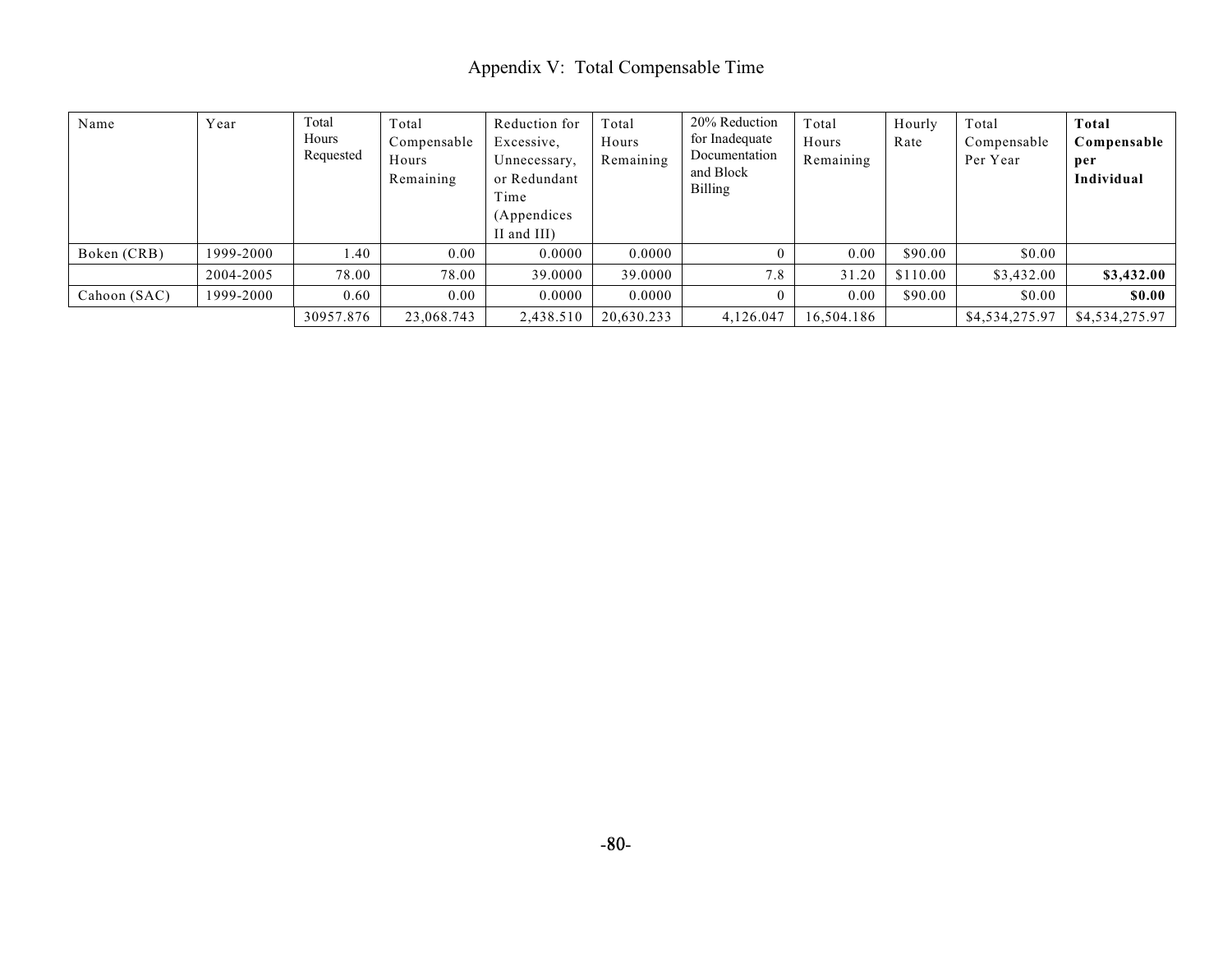# Appendix V: Total Compensable Time

| Name | Year | Total Hours Requested | Total Compensable Hours Remaining | Reduction for Excessive, Unnecessary, or Redundant Time (Appendices II and III) | Total Hours Remaining | 20% Reduction for Inadequate Documentation and Block Billing | Total Hours Remaining | Hourly Rate | Total Compensable Per Year | **Total Compensable per Individual** |
|---|---|---|---|---|---|---|---|---|---|---|
| Boken (CRB) | 1999-2000 | 1.40 | 0.00 | 0.0000 | 0.0000 | 0 | 0.00 | $90.00 | $0.00 | |
| | 2004-2005 | 78.00 | 78.00 | 39.0000 | 39.0000 | 7.8 | 31.20 | $110.00 | $3,432.00 | **$3,432.00** |
| Cahoon (SAC) | 1999-2000 | 0.60 | 0.00 | 0.0000 | 0.0000 | 0 | 0.00 | $90.00 | $0.00 | **$0.00** |
| | | 30957.876 | 23,068.743 | 2,438.510 | 20,630.233 | 4,126.047 | 16,504.186 | | $4,534,275.97 | $4,534,275.97 |